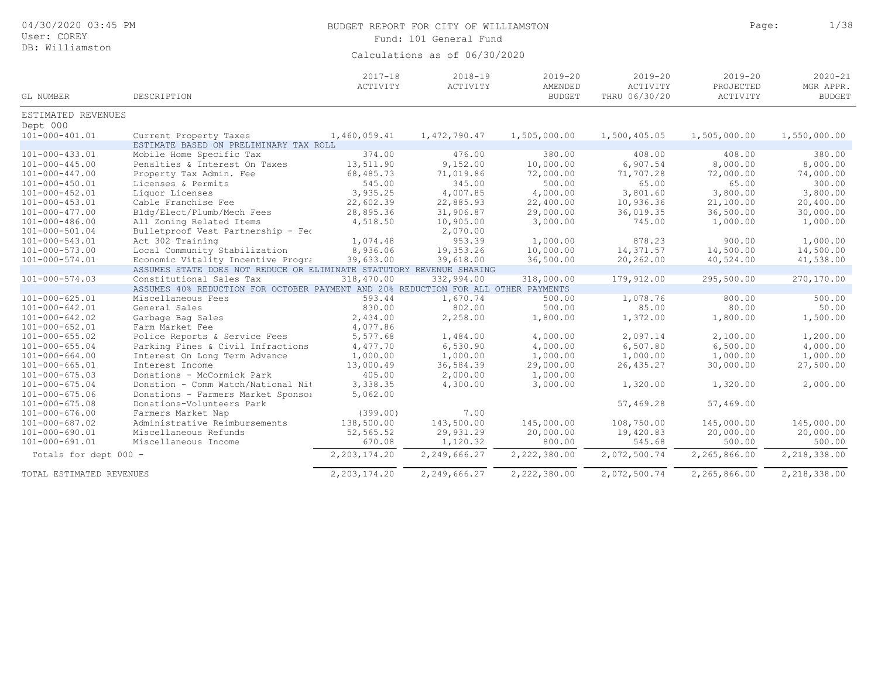# BUDGET REPORT FOR CITY OF WILLIAMSTON

Fund: 101 General Fund

Calculations as of 06/30/2020

04/30/2020 03:45 PM
User: COREY
DB: Williamston

| GL NUMBER | DESCRIPTION | 2017-18 ACTIVITY | 2018-19 ACTIVITY | 2019-20 AMENDED BUDGET | 2019-20 ACTIVITY THRU 06/30/20 | 2019-20 PROJECTED ACTIVITY | 2020-21 MGR APPR. BUDGET |
|---|---|---|---|---|---|---|---|
| ESTIMATED REVENUES | | | | | | | |
| Dept 000 | | | | | | | |
| 101-000-401.01 | Current Property Taxes | 1,460,059.41 | 1,472,790.47 | 1,505,000.00 | 1,500,405.05 | 1,505,000.00 | 1,550,000.00 |
| | ESTIMATE BASED ON PRELIMINARY TAX ROLL | | | | | | |
| 101-000-433.01 | Mobile Home Specific Tax | 374.00 | 476.00 | 380.00 | 408.00 | 408.00 | 380.00 |
| 101-000-445.00 | Penalties & Interest On Taxes | 13,511.90 | 9,152.00 | 10,000.00 | 6,907.54 | 8,000.00 | 8,000.00 |
| 101-000-447.00 | Property Tax Admin. Fee | 68,485.73 | 71,019.86 | 72,000.00 | 71,707.28 | 72,000.00 | 74,000.00 |
| 101-000-450.01 | Licenses & Permits | 545.00 | 345.00 | 500.00 | 65.00 | 65.00 | 300.00 |
| 101-000-452.01 | Liquor Licenses | 3,935.25 | 4,007.85 | 4,000.00 | 3,801.60 | 3,800.00 | 3,800.00 |
| 101-000-453.01 | Cable Franchise Fee | 22,602.39 | 22,885.93 | 22,400.00 | 10,936.36 | 21,100.00 | 20,400.00 |
| 101-000-477.00 | Bldg/Elect/Plumb/Mech Fees | 28,895.36 | 31,906.87 | 29,000.00 | 36,019.35 | 36,500.00 | 30,000.00 |
| 101-000-486.00 | All Zoning Related Items | 4,518.50 | 10,905.00 | 3,000.00 | 745.00 | 1,000.00 | 1,000.00 |
| 101-000-501.04 | Bulletproof Vest Partnership - Fec | | 2,070.00 | | | | |
| 101-000-543.01 | Act 302 Training | 1,074.48 | 953.39 | 1,000.00 | 878.23 | 900.00 | 1,000.00 |
| 101-000-573.00 | Local Community Stabilization | 8,936.06 | 19,353.26 | 10,000.00 | 14,371.57 | 14,500.00 | 14,500.00 |
| 101-000-574.01 | Economic Vitality Incentive Progra | 39,633.00 | 39,618.00 | 36,500.00 | 20,262.00 | 40,524.00 | 41,538.00 |
| | ASSUMES STATE DOES NOT REDUCE OR ELIMINATE STATUTORY REVENUE SHARING | | | | | | |
| 101-000-574.03 | Constitutional Sales Tax | 318,470.00 | 332,994.00 | 318,000.00 | 179,912.00 | 295,500.00 | 270,170.00 |
| | ASSUMES 40% REDUCTION FOR OCTOBER PAYMENT AND 20% REDUCTION FOR ALL OTHER PAYMENTS | | | | | | |
| 101-000-625.01 | Miscellaneous Fees | 593.44 | 1,670.74 | 500.00 | 1,078.76 | 800.00 | 500.00 |
| 101-000-642.01 | General Sales | 830.00 | 802.00 | 500.00 | 85.00 | 80.00 | 50.00 |
| 101-000-642.02 | Garbage Bag Sales | 2,434.00 | 2,258.00 | 1,800.00 | 1,372.00 | 1,800.00 | 1,500.00 |
| 101-000-652.01 | Farm Market Fee | 4,077.86 | | | | | |
| 101-000-655.02 | Police Reports & Service Fees | 5,577.68 | 1,484.00 | 4,000.00 | 2,097.14 | 2,100.00 | 1,200.00 |
| 101-000-655.04 | Parking Fines & Civil Infractions | 4,477.70 | 6,530.90 | 4,000.00 | 6,507.80 | 6,500.00 | 4,000.00 |
| 101-000-664.00 | Interest On Long Term Advance | 1,000.00 | 1,000.00 | 1,000.00 | 1,000.00 | 1,000.00 | 1,000.00 |
| 101-000-665.01 | Interest Income | 13,000.49 | 36,584.39 | 29,000.00 | 26,435.27 | 30,000.00 | 27,500.00 |
| 101-000-675.03 | Donations - McCormick Park | 405.00 | 2,000.00 | 1,000.00 | | | |
| 101-000-675.04 | Donation - Comm Watch/National Nit | 3,338.35 | 4,300.00 | 3,000.00 | 1,320.00 | 1,320.00 | 2,000.00 |
| 101-000-675.06 | Donations - Farmers Market Sponsoı | 5,062.00 | | | | | |
| 101-000-675.08 | Donations-Volunteers Park | | | | 57,469.28 | 57,469.00 | |
| 101-000-676.00 | Farmers Market Nap | (399.00) | 7.00 | | | | |
| 101-000-687.02 | Administrative Reimbursements | 138,500.00 | 143,500.00 | 145,000.00 | 108,750.00 | 145,000.00 | 145,000.00 |
| 101-000-690.01 | Miscellaneous Refunds | 52,565.52 | 29,931.29 | 20,000.00 | 19,420.83 | 20,000.00 | 20,000.00 |
| 101-000-691.01 | Miscellaneous Income | 670.08 | 1,120.32 | 800.00 | 545.68 | 500.00 | 500.00 |
| Totals for dept 000 - | | 2,203,174.20 | 2,249,666.27 | 2,222,380.00 | 2,072,500.74 | 2,265,866.00 | 2,218,338.00 |
| TOTAL ESTIMATED REVENUES | | 2,203,174.20 | 2,249,666.27 | 2,222,380.00 | 2,072,500.74 | 2,265,866.00 | 2,218,338.00 |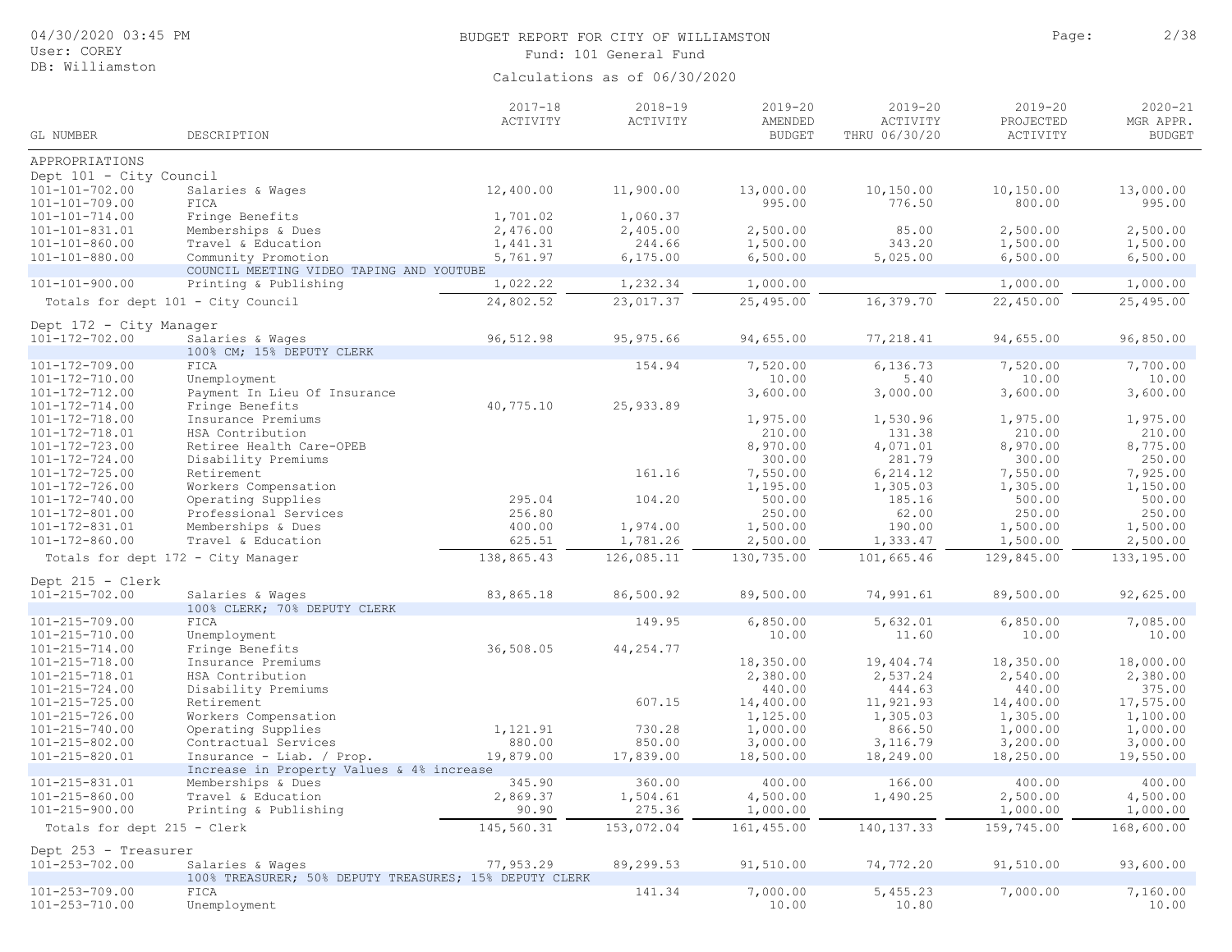BUDGET REPORT FOR CITY OF WILLIAMSTON

Fund: 101 General Fund

Calculations as of 06/30/2020

| GL NUMBER | DESCRIPTION | 2017-18 ACTIVITY | 2018-19 ACTIVITY | 2019-20 AMENDED BUDGET | 2019-20 ACTIVITY THRU 06/30/20 | 2019-20 PROJECTED ACTIVITY | 2020-21 MGR APPR. BUDGET |
|---|---|---|---|---|---|---|---|
| APPROPRIATIONS | | | | | | | |
| Dept 101 - City Council | | | | | | | |
| 101-101-702.00 | Salaries & Wages | 12,400.00 | 11,900.00 | 13,000.00 | 10,150.00 | 10,150.00 | 13,000.00 |
| 101-101-709.00 | FICA | | | 995.00 | 776.50 | 800.00 | 995.00 |
| 101-101-714.00 | Fringe Benefits | 1,701.02 | 1,060.37 | | | | |
| 101-101-831.01 | Memberships & Dues | 2,476.00 | 2,405.00 | 2,500.00 | 85.00 | 2,500.00 | 2,500.00 |
| 101-101-860.00 | Travel & Education | 1,441.31 | 244.66 | 1,500.00 | 343.20 | 1,500.00 | 1,500.00 |
| 101-101-880.00 | Community Promotion | 5,761.97 | 6,175.00 | 6,500.00 | 5,025.00 | 6,500.00 | 6,500.00 |
| | COUNCIL MEETING VIDEO TAPING AND YOUTUBE | | | | | | |
| 101-101-900.00 | Printing & Publishing | 1,022.22 | 1,232.34 | 1,000.00 | | 1,000.00 | 1,000.00 |
| Totals for dept 101 - City Council | | 24,802.52 | 23,017.37 | 25,495.00 | 16,379.70 | 22,450.00 | 25,495.00 |
| Dept 172 - City Manager | | | | | | | |
| 101-172-702.00 | Salaries & Wages | 96,512.98 | 95,975.66 | 94,655.00 | 77,218.41 | 94,655.00 | 96,850.00 |
| | 100% CM; 15% DEPUTY CLERK | | | | | | |
| 101-172-709.00 | FICA | | 154.94 | 7,520.00 | 6,136.73 | 7,520.00 | 7,700.00 |
| 101-172-710.00 | Unemployment | | | 10.00 | 5.40 | 10.00 | 10.00 |
| 101-172-712.00 | Payment In Lieu Of Insurance | | | 3,600.00 | 3,000.00 | 3,600.00 | 3,600.00 |
| 101-172-714.00 | Fringe Benefits | 40,775.10 | 25,933.89 | | | | |
| 101-172-718.00 | Insurance Premiums | | | 1,975.00 | 1,530.96 | 1,975.00 | 1,975.00 |
| 101-172-718.01 | HSA Contribution | | | 210.00 | 131.38 | 210.00 | 210.00 |
| 101-172-723.00 | Retiree Health Care-OPEB | | | 8,970.00 | 4,071.01 | 8,970.00 | 8,775.00 |
| 101-172-724.00 | Disability Premiums | | | 300.00 | 281.79 | 300.00 | 250.00 |
| 101-172-725.00 | Retirement | | 161.16 | 7,550.00 | 6,214.12 | 7,550.00 | 7,925.00 |
| 101-172-726.00 | Workers Compensation | | | 1,195.00 | 1,305.03 | 1,305.00 | 1,150.00 |
| 101-172-740.00 | Operating Supplies | 295.04 | 104.20 | 500.00 | 185.16 | 500.00 | 500.00 |
| 101-172-801.00 | Professional Services | 256.80 | | 250.00 | 62.00 | 250.00 | 250.00 |
| 101-172-831.01 | Memberships & Dues | 400.00 | 1,974.00 | 1,500.00 | 190.00 | 1,500.00 | 1,500.00 |
| 101-172-860.00 | Travel & Education | 625.51 | 1,781.26 | 2,500.00 | 1,333.47 | 1,500.00 | 2,500.00 |
| Totals for dept 172 - City Manager | | 138,865.43 | 126,085.11 | 130,735.00 | 101,665.46 | 129,845.00 | 133,195.00 |
| Dept 215 - Clerk | | | | | | | |
| 101-215-702.00 | Salaries & Wages | 83,865.18 | 86,500.92 | 89,500.00 | 74,991.61 | 89,500.00 | 92,625.00 |
| | 100% CLERK; 70% DEPUTY CLERK | | | | | | |
| 101-215-709.00 | FICA | | 149.95 | 6,850.00 | 5,632.01 | 6,850.00 | 7,085.00 |
| 101-215-710.00 | Unemployment | | | 10.00 | 11.60 | 10.00 | 10.00 |
| 101-215-714.00 | Fringe Benefits | 36,508.05 | 44,254.77 | | | | |
| 101-215-718.00 | Insurance Premiums | | | 18,350.00 | 19,404.74 | 18,350.00 | 18,000.00 |
| 101-215-718.01 | HSA Contribution | | | 2,380.00 | 2,537.24 | 2,540.00 | 2,380.00 |
| 101-215-724.00 | Disability Premiums | | | 440.00 | 444.63 | 440.00 | 375.00 |
| 101-215-725.00 | Retirement | | 607.15 | 14,400.00 | 11,921.93 | 14,400.00 | 17,575.00 |
| 101-215-726.00 | Workers Compensation | | | 1,125.00 | 1,305.03 | 1,305.00 | 1,100.00 |
| 101-215-740.00 | Operating Supplies | 1,121.91 | 730.28 | 1,000.00 | 866.50 | 1,000.00 | 1,000.00 |
| 101-215-802.00 | Contractual Services | 880.00 | 850.00 | 3,000.00 | 3,116.79 | 3,200.00 | 3,000.00 |
| 101-215-820.01 | Insurance - Liab. / Prop. | 19,879.00 | 17,839.00 | 18,500.00 | 18,249.00 | 18,250.00 | 19,550.00 |
| | Increase in Property Values & 4% increase | | | | | | |
| 101-215-831.01 | Memberships & Dues | 345.90 | 360.00 | 400.00 | 166.00 | 400.00 | 400.00 |
| 101-215-860.00 | Travel & Education | 2,869.37 | 1,504.61 | 4,500.00 | 1,490.25 | 2,500.00 | 4,500.00 |
| 101-215-900.00 | Printing & Publishing | 90.90 | 275.36 | 1,000.00 | | 1,000.00 | 1,000.00 |
| Totals for dept 215 - Clerk | | 145,560.31 | 153,072.04 | 161,455.00 | 140,137.33 | 159,745.00 | 168,600.00 |
| Dept 253 - Treasurer | | | | | | | |
| 101-253-702.00 | Salaries & Wages | 77,953.29 | 89,299.53 | 91,510.00 | 74,772.20 | 91,510.00 | 93,600.00 |
| | 100% TREASURER; 50% DEPUTY TREASURES; 15% DEPUTY CLERK | | | | | | |
| 101-253-709.00 | FICA | | 141.34 | 7,000.00 | 5,455.23 | 7,000.00 | 7,160.00 |
| 101-253-710.00 | Unemployment | | | 10.00 | 10.80 | | 10.00 |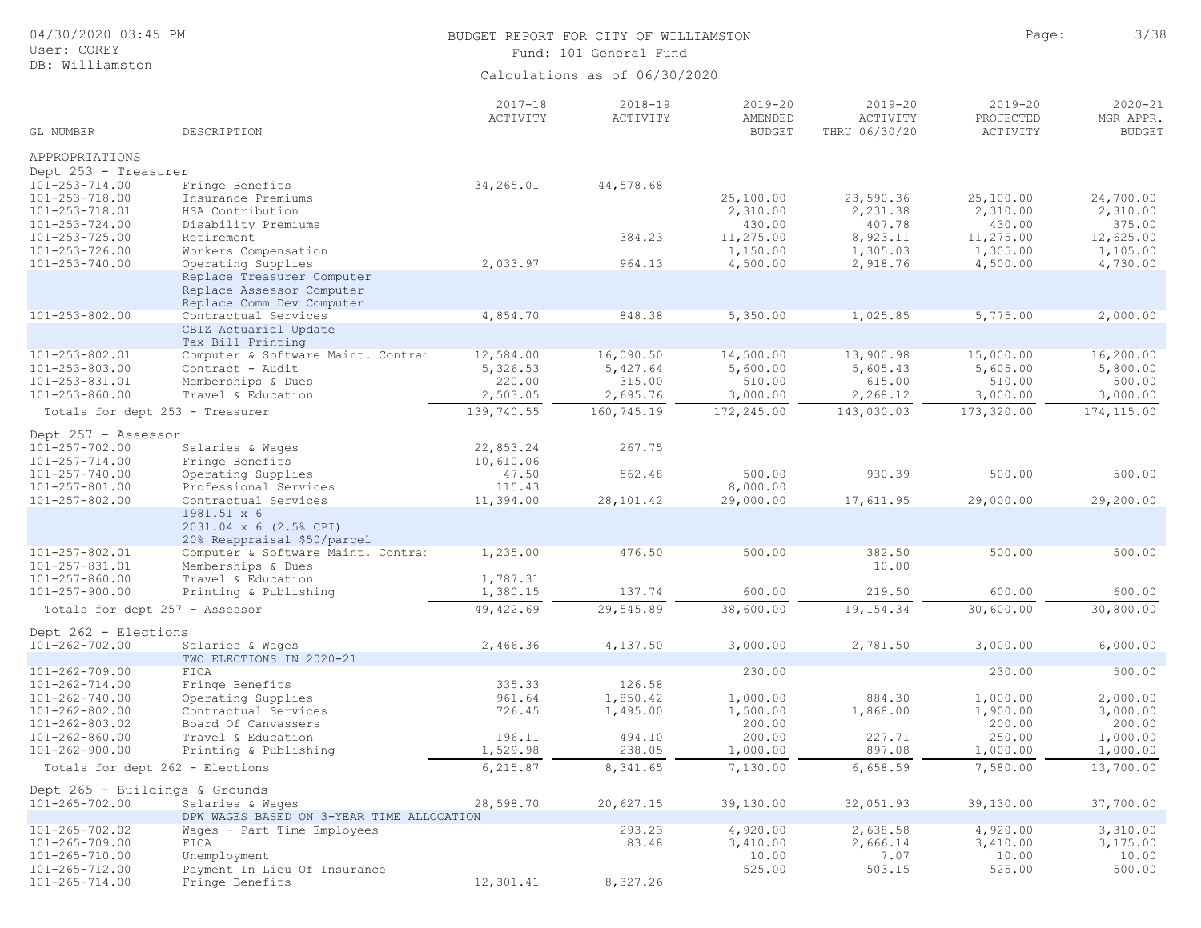BUDGET REPORT FOR CITY OF WILLIAMSTON

Fund: 101 General Fund

Calculations as of 06/30/2020

| GL NUMBER | DESCRIPTION | 2017-18 ACTIVITY | 2018-19 ACTIVITY | 2019-20 AMENDED BUDGET | 2019-20 ACTIVITY THRU 06/30/20 | 2019-20 PROJECTED ACTIVITY | 2020-21 MGR APPR. BUDGET |
|---|---|---|---|---|---|---|---|
| APPROPRIATIONS | | | | | | | |
| Dept 253 - Treasurer | | | | | | | |
| 101-253-714.00 | Fringe Benefits | 34,265.01 | 44,578.68 | | | | |
| 101-253-718.00 | Insurance Premiums | | | 25,100.00 | 23,590.36 | 25,100.00 | 24,700.00 |
| 101-253-718.01 | HSA Contribution | | | 2,310.00 | 2,231.38 | 2,310.00 | 2,310.00 |
| 101-253-724.00 | Disability Premiums | | | 430.00 | 407.78 | 430.00 | 375.00 |
| 101-253-725.00 | Retirement | | 384.23 | 11,275.00 | 8,923.11 | 11,275.00 | 12,625.00 |
| 101-253-726.00 | Workers Compensation | | | 1,150.00 | 1,305.03 | 1,305.00 | 1,105.00 |
| 101-253-740.00 | Operating Supplies | 2,033.97 | 964.13 | 4,500.00 | 2,918.76 | 4,500.00 | 4,730.00 |
| | Replace Treasurer Computer<br>Replace Assessor Computer<br>Replace Comm Dev Computer | | | | | | |
| 101-253-802.00 | Contractual Services | 4,854.70 | 848.38 | 5,350.00 | 1,025.85 | 5,775.00 | 2,000.00 |
| | CBIZ Actuarial Update<br>Tax Bill Printing | | | | | | |
| 101-253-802.01 | Computer & Software Maint. Contrac | 12,584.00 | 16,090.50 | 14,500.00 | 13,900.98 | 15,000.00 | 16,200.00 |
| 101-253-803.00 | Contract - Audit | 5,326.53 | 5,427.64 | 5,600.00 | 5,605.43 | 5,605.00 | 5,800.00 |
| 101-253-831.01 | Memberships & Dues | 220.00 | 315.00 | 510.00 | 615.00 | 510.00 | 500.00 |
| 101-253-860.00 | Travel & Education | 2,503.05 | 2,695.76 | 3,000.00 | 2,268.12 | 3,000.00 | 3,000.00 |
| Totals for dept 253 - Treasurer | | 139,740.55 | 160,745.19 | 172,245.00 | 143,030.03 | 173,320.00 | 174,115.00 |
| Dept 257 - Assessor | | | | | | | |
| 101-257-702.00 | Salaries & Wages | 22,853.24 | 267.75 | | | | |
| 101-257-714.00 | Fringe Benefits | 10,610.06 | | | | | |
| 101-257-740.00 | Operating Supplies | 47.50 | 562.48 | 500.00 | 930.39 | 500.00 | 500.00 |
| 101-257-801.00 | Professional Services | 115.43 | | 8,000.00 | | | |
| 101-257-802.00 | Contractual Services | 11,394.00 | 28,101.42 | 29,000.00 | 17,611.95 | 29,000.00 | 29,200.00 |
| | 1981.51 x 6<br>2031.04 x 6 (2.5% CPI)<br>20% Reappraisal $50/parcel | | | | | | |
| 101-257-802.01 | Computer & Software Maint. Contrac | 1,235.00 | 476.50 | 500.00 | 382.50 | 500.00 | 500.00 |
| 101-257-831.01 | Memberships & Dues | | | | 10.00 | | |
| 101-257-860.00 | Travel & Education | 1,787.31 | | | | | |
| 101-257-900.00 | Printing & Publishing | 1,380.15 | 137.74 | 600.00 | 219.50 | 600.00 | 600.00 |
| Totals for dept 257 - Assessor | | 49,422.69 | 29,545.89 | 38,600.00 | 19,154.34 | 30,600.00 | 30,800.00 |
| Dept 262 - Elections | | | | | | | |
| 101-262-702.00 | Salaries & Wages | 2,466.36 | 4,137.50 | 3,000.00 | 2,781.50 | 3,000.00 | 6,000.00 |
| | TWO ELECTIONS IN 2020-21 | | | | | | |
| 101-262-709.00 | FICA | | | 230.00 | | 230.00 | 500.00 |
| 101-262-714.00 | Fringe Benefits | 335.33 | 126.58 | | | | |
| 101-262-740.00 | Operating Supplies | 961.64 | 1,850.42 | 1,000.00 | 884.30 | 1,000.00 | 2,000.00 |
| 101-262-802.00 | Contractual Services | 726.45 | 1,495.00 | 1,500.00 | 1,868.00 | 1,900.00 | 3,000.00 |
| 101-262-803.02 | Board Of Canvassers | | | 200.00 | | 200.00 | 200.00 |
| 101-262-860.00 | Travel & Education | 196.11 | 494.10 | 200.00 | 227.71 | 250.00 | 1,000.00 |
| 101-262-900.00 | Printing & Publishing | 1,529.98 | 238.05 | 1,000.00 | 897.08 | 1,000.00 | 1,000.00 |
| Totals for dept 262 - Elections | | 6,215.87 | 8,341.65 | 7,130.00 | 6,658.59 | 7,580.00 | 13,700.00 |
| Dept 265 - Buildings & Grounds | | | | | | | |
| 101-265-702.00 | Salaries & Wages | 28,598.70 | 20,627.15 | 39,130.00 | 32,051.93 | 39,130.00 | 37,700.00 |
| | DPW WAGES BASED ON 3-YEAR TIME ALLOCATION | | | | | | |
| 101-265-702.02 | Wages - Part Time Employees | | 293.23 | 4,920.00 | 2,638.58 | 4,920.00 | 3,310.00 |
| 101-265-709.00 | FICA | | 83.48 | 3,410.00 | 2,666.14 | 3,410.00 | 3,175.00 |
| 101-265-710.00 | Unemployment | | | 10.00 | 7.07 | 10.00 | 10.00 |
| 101-265-712.00 | Payment In Lieu Of Insurance | | | 525.00 | 503.15 | 525.00 | 500.00 |
| 101-265-714.00 | Fringe Benefits | 12,301.41 | 8,327.26 | | | | |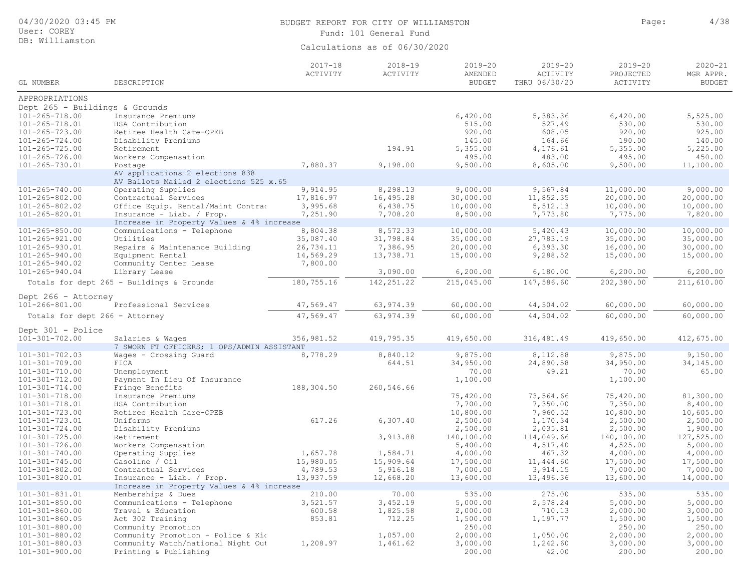BUDGET REPORT FOR CITY OF WILLIAMSTON

Fund: 101 General Fund

Calculations as of 06/30/2020

| GL NUMBER | DESCRIPTION | 2017-18 ACTIVITY | 2018-19 ACTIVITY | 2019-20 AMENDED BUDGET | 2019-20 ACTIVITY THRU 06/30/20 | 2019-20 PROJECTED ACTIVITY | 2020-21 MGR APPR. BUDGET |
|---|---|---|---|---|---|---|---|
| APPROPRIATIONS | | | | | | | |
| Dept 265 - Buildings & Grounds | | | | | | | |
| 101-265-718.00 | Insurance Premiums | | | 6,420.00 | 5,383.36 | 6,420.00 | 5,525.00 |
| 101-265-718.01 | HSA Contribution | | | 515.00 | 527.49 | 530.00 | 530.00 |
| 101-265-723.00 | Retiree Health Care-OPEB | | | 920.00 | 608.05 | 920.00 | 925.00 |
| 101-265-724.00 | Disability Premiums | | | 145.00 | 164.66 | 190.00 | 140.00 |
| 101-265-725.00 | Retirement | | 194.91 | 5,355.00 | 4,176.61 | 5,355.00 | 5,225.00 |
| 101-265-726.00 | Workers Compensation | | | 495.00 | 483.00 | 495.00 | 450.00 |
| 101-265-730.01 | Postage | 7,880.37 | 9,198.00 | 9,500.00 | 8,605.00 | 9,500.00 | 11,100.00 |
| | AV applications 2 elections 838 | | | | | | |
| | AV Ballots Mailed 2 elections 525 x.65 | | | | | | |
| 101-265-740.00 | Operating Supplies | 9,914.95 | 8,298.13 | 9,000.00 | 9,567.84 | 11,000.00 | 9,000.00 |
| 101-265-802.00 | Contractual Services | 17,816.97 | 16,495.28 | 30,000.00 | 11,852.35 | 20,000.00 | 20,000.00 |
| 101-265-802.02 | Office Equip. Rental/Maint Contrac | 3,995.68 | 6,438.75 | 10,000.00 | 5,512.13 | 10,000.00 | 10,000.00 |
| 101-265-820.01 | Insurance - Liab. / Prop. | 7,251.90 | 7,708.20 | 8,500.00 | 7,773.80 | 7,775.00 | 7,820.00 |
| | Increase in Property Values & 4% increase | | | | | | |
| 101-265-850.00 | Communications - Telephone | 8,804.38 | 8,572.33 | 10,000.00 | 5,420.43 | 10,000.00 | 10,000.00 |
| 101-265-921.00 | Utilities | 35,087.40 | 31,798.84 | 35,000.00 | 27,783.19 | 35,000.00 | 35,000.00 |
| 101-265-930.01 | Repairs & Maintenance Building | 26,734.11 | 7,386.95 | 20,000.00 | 6,393.30 | 16,000.00 | 30,000.00 |
| 101-265-940.00 | Equipment Rental | 14,569.29 | 13,738.71 | 15,000.00 | 9,288.52 | 15,000.00 | 15,000.00 |
| 101-265-940.02 | Community Center Lease | 7,800.00 | | | | | |
| 101-265-940.04 | Library Lease | | 3,090.00 | 6,200.00 | 6,180.00 | 6,200.00 | 6,200.00 |
| Totals for dept 265 - Buildings & Grounds | | 180,755.16 | 142,251.22 | 215,045.00 | 147,586.60 | 202,380.00 | 211,610.00 |
| Dept 266 - Attorney | | | | | | | |
| 101-266-801.00 | Professional Services | 47,569.47 | 63,974.39 | 60,000.00 | 44,504.02 | 60,000.00 | 60,000.00 |
| Totals for dept 266 - Attorney | | 47,569.47 | 63,974.39 | 60,000.00 | 44,504.02 | 60,000.00 | 60,000.00 |
| Dept 301 - Police | | | | | | | |
| 101-301-702.00 | Salaries & Wages | 356,981.52 | 419,795.35 | 419,650.00 | 316,481.49 | 419,650.00 | 412,675.00 |
| | 7 SWORN FT OFFICERS; 1 OPS/ADMIN ASSISTANT | | | | | | |
| 101-301-702.03 | Wages - Crossing Guard | 8,778.29 | 8,840.12 | 9,875.00 | 8,112.88 | 9,875.00 | 9,150.00 |
| 101-301-709.00 | FICA | | 644.51 | 34,950.00 | 24,890.58 | 34,950.00 | 34,145.00 |
| 101-301-710.00 | Unemployment | | | 70.00 | 49.21 | 70.00 | 65.00 |
| 101-301-712.00 | Payment In Lieu Of Insurance | | | 1,100.00 | | 1,100.00 | |
| 101-301-714.00 | Fringe Benefits | 188,304.50 | 260,546.66 | | | | |
| 101-301-718.00 | Insurance Premiums | | | 75,420.00 | 73,564.66 | 75,420.00 | 81,300.00 |
| 101-301-718.01 | HSA Contribution | | | 7,700.00 | 7,350.00 | 7,350.00 | 8,400.00 |
| 101-301-723.00 | Retiree Health Care-OPEB | | | 10,800.00 | 7,960.52 | 10,800.00 | 10,605.00 |
| 101-301-723.01 | Uniforms | 617.26 | 6,307.40 | 2,500.00 | 1,170.34 | 2,500.00 | 2,500.00 |
| 101-301-724.00 | Disability Premiums | | | 2,500.00 | 2,035.81 | 2,500.00 | 1,900.00 |
| 101-301-725.00 | Retirement | | 3,913.88 | 140,100.00 | 114,049.66 | 140,100.00 | 127,525.00 |
| 101-301-726.00 | Workers Compensation | | | 5,400.00 | 4,517.40 | 4,525.00 | 5,000.00 |
| 101-301-740.00 | Operating Supplies | 1,657.78 | 1,584.71 | 4,000.00 | 467.32 | 4,000.00 | 4,000.00 |
| 101-301-745.00 | Gasoline / Oil | 15,980.05 | 15,909.64 | 17,500.00 | 11,444.60 | 17,500.00 | 17,500.00 |
| 101-301-802.00 | Contractual Services | 4,789.53 | 5,916.18 | 7,000.00 | 3,914.15 | 7,000.00 | 7,000.00 |
| 101-301-820.01 | Insurance - Liab. / Prop. | 13,937.59 | 12,668.20 | 13,600.00 | 13,496.36 | 13,600.00 | 14,000.00 |
| | Increase in Property Values & 4% increase | | | | | | |
| 101-301-831.01 | Memberships & Dues | 210.00 | 70.00 | 535.00 | 275.00 | 535.00 | 535.00 |
| 101-301-850.00 | Communications - Telephone | 3,521.57 | 3,452.19 | 5,000.00 | 2,578.24 | 5,000.00 | 5,000.00 |
| 101-301-860.00 | Travel & Education | 600.58 | 1,825.58 | 2,000.00 | 710.13 | 2,000.00 | 3,000.00 |
| 101-301-860.05 | Act 302 Training | 853.81 | 712.25 | 1,500.00 | 1,197.77 | 1,500.00 | 1,500.00 |
| 101-301-880.00 | Community Promotion | | | 250.00 | | 250.00 | 250.00 |
| 101-301-880.02 | Community Promotion - Police & Kid | | 1,057.00 | 2,000.00 | 1,050.00 | 2,000.00 | 2,000.00 |
| 101-301-880.03 | Community Watch/national Night Out | 1,208.97 | 1,461.62 | 3,000.00 | 1,242.60 | 3,000.00 | 3,000.00 |
| 101-301-900.00 | Printing & Publishing | | | 200.00 | 42.00 | 200.00 | 200.00 |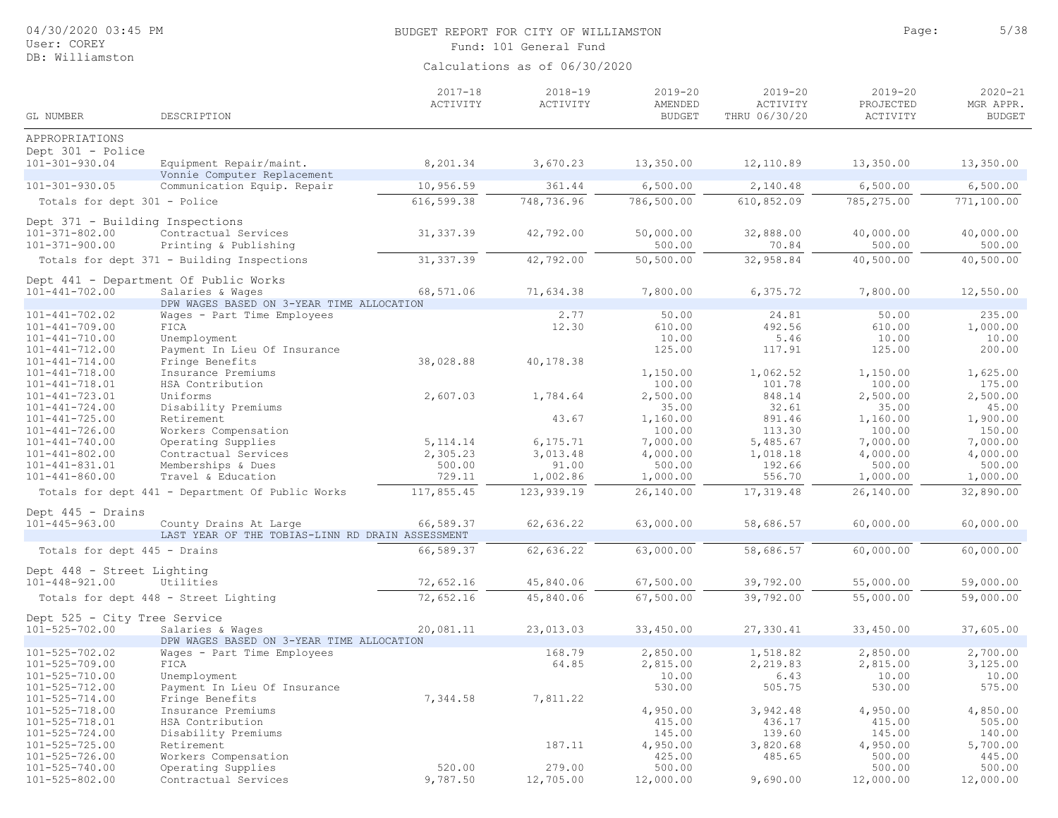BUDGET REPORT FOR CITY OF WILLIAMSTON

Fund: 101 General Fund

Calculations as of 06/30/2020

04/30/2020 03:45 PM
User: COREY
DB: Williamston

| GL NUMBER | DESCRIPTION | 2017-18 ACTIVITY | 2018-19 ACTIVITY | 2019-20 AMENDED BUDGET | 2019-20 ACTIVITY THRU 06/30/20 | 2019-20 PROJECTED ACTIVITY | 2020-21 MGR APPR. BUDGET |
|---|---|---|---|---|---|---|---|
| APPROPRIATIONS | | | | | | | |
| Dept 301 - Police | | | | | | | |
| 101-301-930.04 | Equipment Repair/maint. | 8,201.34 | 3,670.23 | 13,350.00 | 12,110.89 | 13,350.00 | 13,350.00 |
| | Vonnie Computer Replacement | | | | | | |
| 101-301-930.05 | Communication Equip. Repair | 10,956.59 | 361.44 | 6,500.00 | 2,140.48 | 6,500.00 | 6,500.00 |
| Totals for dept 301 - Police | | 616,599.38 | 748,736.96 | 786,500.00 | 610,852.09 | 785,275.00 | 771,100.00 |
| Dept 371 - Building Inspections | | | | | | | |
| 101-371-802.00 | Contractual Services | 31,337.39 | 42,792.00 | 50,000.00 | 32,888.00 | 40,000.00 | 40,000.00 |
| 101-371-900.00 | Printing & Publishing | | | 500.00 | 70.84 | 500.00 | 500.00 |
| Totals for dept 371 - Building Inspections | | 31,337.39 | 42,792.00 | 50,500.00 | 32,958.84 | 40,500.00 | 40,500.00 |
| Dept 441 - Department Of Public Works | | | | | | | |
| 101-441-702.00 | Salaries & Wages | 68,571.06 | 71,634.38 | 7,800.00 | 6,375.72 | 7,800.00 | 12,550.00 |
| | DPW WAGES BASED ON 3-YEAR TIME ALLOCATION | | | | | | |
| 101-441-702.02 | Wages - Part Time Employees | | 2.77 | 50.00 | 24.81 | 50.00 | 235.00 |
| 101-441-709.00 | FICA | | 12.30 | 610.00 | 492.56 | 610.00 | 1,000.00 |
| 101-441-710.00 | Unemployment | | | 10.00 | 5.46 | 10.00 | 10.00 |
| 101-441-712.00 | Payment In Lieu Of Insurance | | | 125.00 | 117.91 | 125.00 | 200.00 |
| 101-441-714.00 | Fringe Benefits | 38,028.88 | 40,178.38 | | | | |
| 101-441-718.00 | Insurance Premiums | | | 1,150.00 | 1,062.52 | 1,150.00 | 1,625.00 |
| 101-441-718.01 | HSA Contribution | | | 100.00 | 101.78 | 100.00 | 175.00 |
| 101-441-723.01 | Uniforms | 2,607.03 | 1,784.64 | 2,500.00 | 848.14 | 2,500.00 | 2,500.00 |
| 101-441-724.00 | Disability Premiums | | | 35.00 | 32.61 | 35.00 | 45.00 |
| 101-441-725.00 | Retirement | | 43.67 | 1,160.00 | 891.46 | 1,160.00 | 1,900.00 |
| 101-441-726.00 | Workers Compensation | | | 100.00 | 113.30 | 100.00 | 150.00 |
| 101-441-740.00 | Operating Supplies | 5,114.14 | 6,175.71 | 7,000.00 | 5,485.67 | 7,000.00 | 7,000.00 |
| 101-441-802.00 | Contractual Services | 2,305.23 | 3,013.48 | 4,000.00 | 1,018.18 | 4,000.00 | 4,000.00 |
| 101-441-831.01 | Memberships & Dues | 500.00 | 91.00 | 500.00 | 192.66 | 500.00 | 500.00 |
| 101-441-860.00 | Travel & Education | 729.11 | 1,002.86 | 1,000.00 | 556.70 | 1,000.00 | 1,000.00 |
| Totals for dept 441 - Department Of Public Works | | 117,855.45 | 123,939.19 | 26,140.00 | 17,319.48 | 26,140.00 | 32,890.00 |
| Dept 445 - Drains | | | | | | | |
| 101-445-963.00 | County Drains At Large | 66,589.37 | 62,636.22 | 63,000.00 | 58,686.57 | 60,000.00 | 60,000.00 |
| | LAST YEAR OF THE TOBIAS-LINN RD DRAIN ASSESSMENT | | | | | | |
| Totals for dept 445 - Drains | | 66,589.37 | 62,636.22 | 63,000.00 | 58,686.57 | 60,000.00 | 60,000.00 |
| Dept 448 - Street Lighting | | | | | | | |
| 101-448-921.00 | Utilities | 72,652.16 | 45,840.06 | 67,500.00 | 39,792.00 | 55,000.00 | 59,000.00 |
| Totals for dept 448 - Street Lighting | | 72,652.16 | 45,840.06 | 67,500.00 | 39,792.00 | 55,000.00 | 59,000.00 |
| Dept 525 - City Tree Service | | | | | | | |
| 101-525-702.00 | Salaries & Wages | 20,081.11 | 23,013.03 | 33,450.00 | 27,330.41 | 33,450.00 | 37,605.00 |
| | DPW WAGES BASED ON 3-YEAR TIME ALLOCATION | | | | | | |
| 101-525-702.02 | Wages - Part Time Employees | | 168.79 | 2,850.00 | 1,518.82 | 2,850.00 | 2,700.00 |
| 101-525-709.00 | FICA | | 64.85 | 2,815.00 | 2,219.83 | 2,815.00 | 3,125.00 |
| 101-525-710.00 | Unemployment | | | 10.00 | 6.43 | 10.00 | 10.00 |
| 101-525-712.00 | Payment In Lieu Of Insurance | | | 530.00 | 505.75 | 530.00 | 575.00 |
| 101-525-714.00 | Fringe Benefits | 7,344.58 | 7,811.22 | | | | |
| 101-525-718.00 | Insurance Premiums | | | 4,950.00 | 3,942.48 | 4,950.00 | 4,850.00 |
| 101-525-718.01 | HSA Contribution | | | 415.00 | 436.17 | 415.00 | 505.00 |
| 101-525-724.00 | Disability Premiums | | | 145.00 | 139.60 | 145.00 | 140.00 |
| 101-525-725.00 | Retirement | | 187.11 | 4,950.00 | 3,820.68 | 4,950.00 | 5,700.00 |
| 101-525-726.00 | Workers Compensation | | | 425.00 | 485.65 | 500.00 | 445.00 |
| 101-525-740.00 | Operating Supplies | 520.00 | 279.00 | 500.00 | | 500.00 | 500.00 |
| 101-525-802.00 | Contractual Services | 9,787.50 | 12,705.00 | 12,000.00 | 9,690.00 | 12,000.00 | 12,000.00 |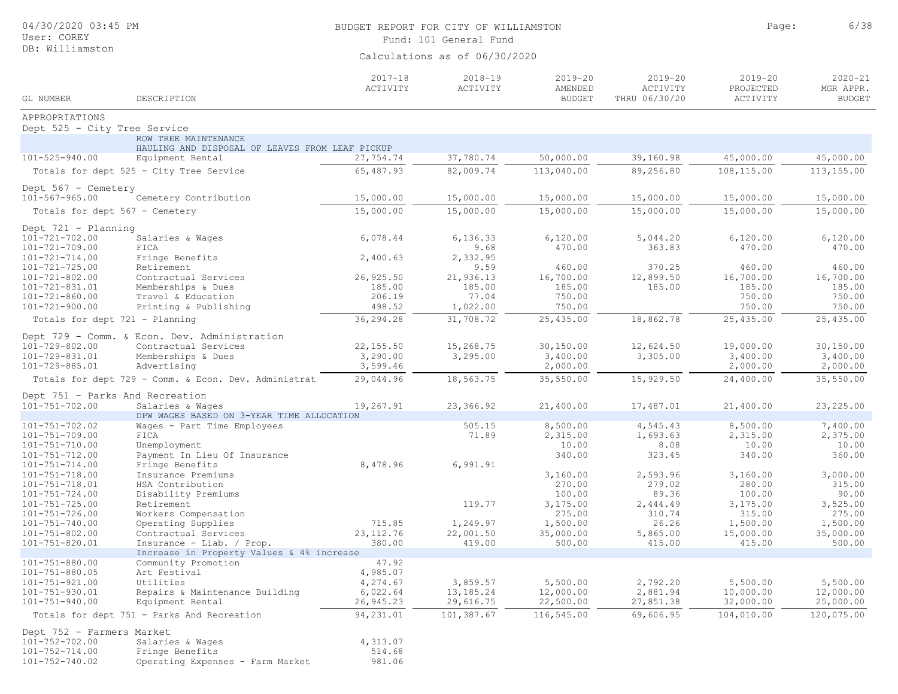BUDGET REPORT FOR CITY OF WILLIAMSTON

Fund: 101 General Fund

Calculations as of 06/30/2020

| GL NUMBER | DESCRIPTION | 2017-18 ACTIVITY | 2018-19 ACTIVITY | 2019-20 AMENDED BUDGET | 2019-20 ACTIVITY THRU 06/30/20 | 2019-20 PROJECTED ACTIVITY | 2020-21 MGR APPR. BUDGET |
|---|---|---|---|---|---|---|---|
| APPROPRIATIONS | | | | | | | |
| Dept 525 - City Tree Service | | | | | | | |
| | ROW TREE MAINTENANCE<br>HAULING AND DISPOSAL OF LEAVES FROM LEAF PICKUP | | | | | | |
| 101-525-940.00 | Equipment Rental | 27,754.74 | 37,780.74 | 50,000.00 | 39,160.98 | 45,000.00 | 45,000.00 |
| | Totals for dept 525 - City Tree Service | 65,487.93 | 82,009.74 | 113,040.00 | 89,256.80 | 108,115.00 | 113,155.00 |
| Dept 567 - Cemetery | | | | | | | |
| 101-567-965.00 | Cemetery Contribution | 15,000.00 | 15,000.00 | 15,000.00 | 15,000.00 | 15,000.00 | 15,000.00 |
| | Totals for dept 567 - Cemetery | 15,000.00 | 15,000.00 | 15,000.00 | 15,000.00 | 15,000.00 | 15,000.00 |
| Dept 721 - Planning | | | | | | | |
| 101-721-702.00 | Salaries & Wages | 6,078.44 | 6,136.33 | 6,120.00 | 5,044.20 | 6,120.00 | 6,120.00 |
| 101-721-709.00 | FICA | | 9.68 | 470.00 | 363.83 | 470.00 | 470.00 |
| 101-721-714.00 | Fringe Benefits | 2,400.63 | 2,332.95 | | | | |
| 101-721-725.00 | Retirement | | 9.59 | 460.00 | 370.25 | 460.00 | 460.00 |
| 101-721-802.00 | Contractual Services | 26,925.50 | 21,936.13 | 16,700.00 | 12,899.50 | 16,700.00 | 16,700.00 |
| 101-721-831.01 | Memberships & Dues | 185.00 | 185.00 | 185.00 | 185.00 | 185.00 | 185.00 |
| 101-721-860.00 | Travel & Education | 206.19 | 77.04 | 750.00 | | 750.00 | 750.00 |
| 101-721-900.00 | Printing & Publishing | 498.52 | 1,022.00 | 750.00 | | 750.00 | 750.00 |
| | Totals for dept 721 - Planning | 36,294.28 | 31,708.72 | 25,435.00 | 18,862.78 | 25,435.00 | 25,435.00 |
| Dept 729 - Comm. & Econ. Dev. Administration | | | | | | | |
| 101-729-802.00 | Contractual Services | 22,155.50 | 15,268.75 | 30,150.00 | 12,624.50 | 19,000.00 | 30,150.00 |
| 101-729-831.01 | Memberships & Dues | 3,290.00 | 3,295.00 | 3,400.00 | 3,305.00 | 3,400.00 | 3,400.00 |
| 101-729-885.01 | Advertising | 3,599.46 | | 2,000.00 | | 2,000.00 | 2,000.00 |
| | Totals for dept 729 - Comm. & Econ. Dev. Administrat | 29,044.96 | 18,563.75 | 35,550.00 | 15,929.50 | 24,400.00 | 35,550.00 |
| Dept 751 - Parks And Recreation | | | | | | | |
| 101-751-702.00 | Salaries & Wages | 19,267.91 | 23,366.92 | 21,400.00 | 17,487.01 | 21,400.00 | 23,225.00 |
| | DPW WAGES BASED ON 3-YEAR TIME ALLOCATION | | | | | | |
| 101-751-702.02 | Wages - Part Time Employees | | 505.15 | 8,500.00 | 4,545.43 | 8,500.00 | 7,400.00 |
| 101-751-709.00 | FICA | | 71.89 | 2,315.00 | 1,693.63 | 2,315.00 | 2,375.00 |
| 101-751-710.00 | Unemployment | | | 10.00 | 8.08 | 10.00 | 10.00 |
| 101-751-712.00 | Payment In Lieu Of Insurance | | | 340.00 | 323.45 | 340.00 | 360.00 |
| 101-751-714.00 | Fringe Benefits | 8,478.96 | 6,991.91 | | | | |
| 101-751-718.00 | Insurance Premiums | | | 3,160.00 | 2,593.96 | 3,160.00 | 3,000.00 |
| 101-751-718.01 | HSA Contribution | | | 270.00 | 279.02 | 280.00 | 315.00 |
| 101-751-724.00 | Disability Premiums | | | 100.00 | 89.36 | 100.00 | 90.00 |
| 101-751-725.00 | Retirement | | 119.77 | 3,175.00 | 2,444.49 | 3,175.00 | 3,525.00 |
| 101-751-726.00 | Workers Compensation | | | 275.00 | 310.74 | 315.00 | 275.00 |
| 101-751-740.00 | Operating Supplies | 715.85 | 1,249.97 | 1,500.00 | 26.26 | 1,500.00 | 1,500.00 |
| 101-751-802.00 | Contractual Services | 23,112.76 | 22,001.50 | 35,000.00 | 5,865.00 | 15,000.00 | 35,000.00 |
| 101-751-820.01 | Insurance - Liab. / Prop. | 380.00 | 419.00 | 500.00 | 415.00 | 415.00 | 500.00 |
| | Increase in Property Values & 4% increase | | | | | | |
| 101-751-880.00 | Community Promotion | 47.92 | | | | | |
| 101-751-880.05 | Art Festival | 4,985.07 | | | | | |
| 101-751-921.00 | Utilities | 4,274.67 | 3,859.57 | 5,500.00 | 2,792.20 | 5,500.00 | 5,500.00 |
| 101-751-930.01 | Repairs & Maintenance Building | 6,022.64 | 13,185.24 | 12,000.00 | 2,881.94 | 10,000.00 | 12,000.00 |
| 101-751-940.00 | Equipment Rental | 26,945.23 | 29,616.75 | 22,500.00 | 27,851.38 | 32,000.00 | 25,000.00 |
| | Totals for dept 751 - Parks And Recreation | 94,231.01 | 101,387.67 | 116,545.00 | 69,606.95 | 104,010.00 | 120,075.00 |
| Dept 752 - Farmers Market | | | | | | | |
| 101-752-702.00 | Salaries & Wages | 4,313.07 | | | | | |
| 101-752-714.00 | Fringe Benefits | 514.68 | | | | | |
| 101-752-740.02 | Operating Expenses - Farm Market | 981.06 | | | | | |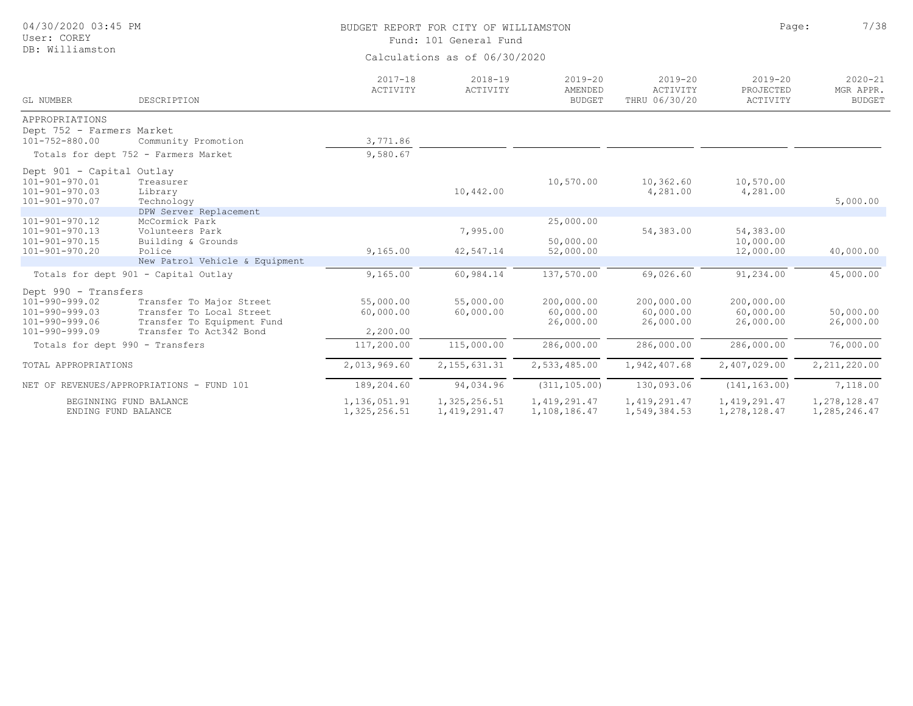BUDGET REPORT FOR CITY OF WILLIAMSTON

Fund: 101 General Fund

Calculations as of 06/30/2020

| GL NUMBER | DESCRIPTION | 2017-18 ACTIVITY | 2018-19 ACTIVITY | 2019-20 AMENDED BUDGET | 2019-20 ACTIVITY THRU 06/30/20 | 2019-20 PROJECTED ACTIVITY | 2020-21 MGR APPR. BUDGET |
|---|---|---|---|---|---|---|---|
| APPROPRIATIONS | | | | | | | |
| Dept 752 - Farmers Market | | | | | | | |
| 101-752-880.00 | Community Promotion | 3,771.86 | | | | | |
| Totals for dept 752 - Farmers Market | | 9,580.67 | | | | | |
| Dept 901 - Capital Outlay | | | | | | | |
| 101-901-970.01 | Treasurer | | | 10,570.00 | 10,362.60 | 10,570.00 | |
| 101-901-970.03 | Library | | 10,442.00 | | 4,281.00 | 4,281.00 | |
| 101-901-970.07 | Technology | | | | | | 5,000.00 |
| | DPW Server Replacement | | | | | | |
| 101-901-970.12 | McCormick Park | | | 25,000.00 | | | |
| 101-901-970.13 | Volunteers Park | | 7,995.00 | | 54,383.00 | 54,383.00 | |
| 101-901-970.15 | Building & Grounds | | | 50,000.00 | | 10,000.00 | |
| 101-901-970.20 | Police | 9,165.00 | 42,547.14 | 52,000.00 | | 12,000.00 | 40,000.00 |
| | New Patrol Vehicle & Equipment | | | | | | |
| Totals for dept 901 - Capital Outlay | | 9,165.00 | 60,984.14 | 137,570.00 | 69,026.60 | 91,234.00 | 45,000.00 |
| Dept 990 - Transfers | | | | | | | |
| 101-990-999.02 | Transfer To Major Street | 55,000.00 | 55,000.00 | 200,000.00 | 200,000.00 | 200,000.00 | |
| 101-990-999.03 | Transfer To Local Street | 60,000.00 | 60,000.00 | 60,000.00 | 60,000.00 | 60,000.00 | 50,000.00 |
| 101-990-999.06 | Transfer To Equipment Fund | | | 26,000.00 | 26,000.00 | 26,000.00 | 26,000.00 |
| 101-990-999.09 | Transfer To Act342 Bond | 2,200.00 | | | | | |
| Totals for dept 990 - Transfers | | 117,200.00 | 115,000.00 | 286,000.00 | 286,000.00 | 286,000.00 | 76,000.00 |
| TOTAL APPROPRIATIONS | | 2,013,969.60 | 2,155,631.31 | 2,533,485.00 | 1,942,407.68 | 2,407,029.00 | 2,211,220.00 |
| NET OF REVENUES/APPROPRIATIONS - FUND 101 | | 189,204.60 | 94,034.96 | (311,105.00) | 130,093.06 | (141,163.00) | 7,118.00 |
| BEGINNING FUND BALANCE | | 1,136,051.91 | 1,325,256.51 | 1,419,291.47 | 1,419,291.47 | 1,419,291.47 | 1,278,128.47 |
| ENDING FUND BALANCE | | 1,325,256.51 | 1,419,291.47 | 1,108,186.47 | 1,549,384.53 | 1,278,128.47 | 1,285,246.47 |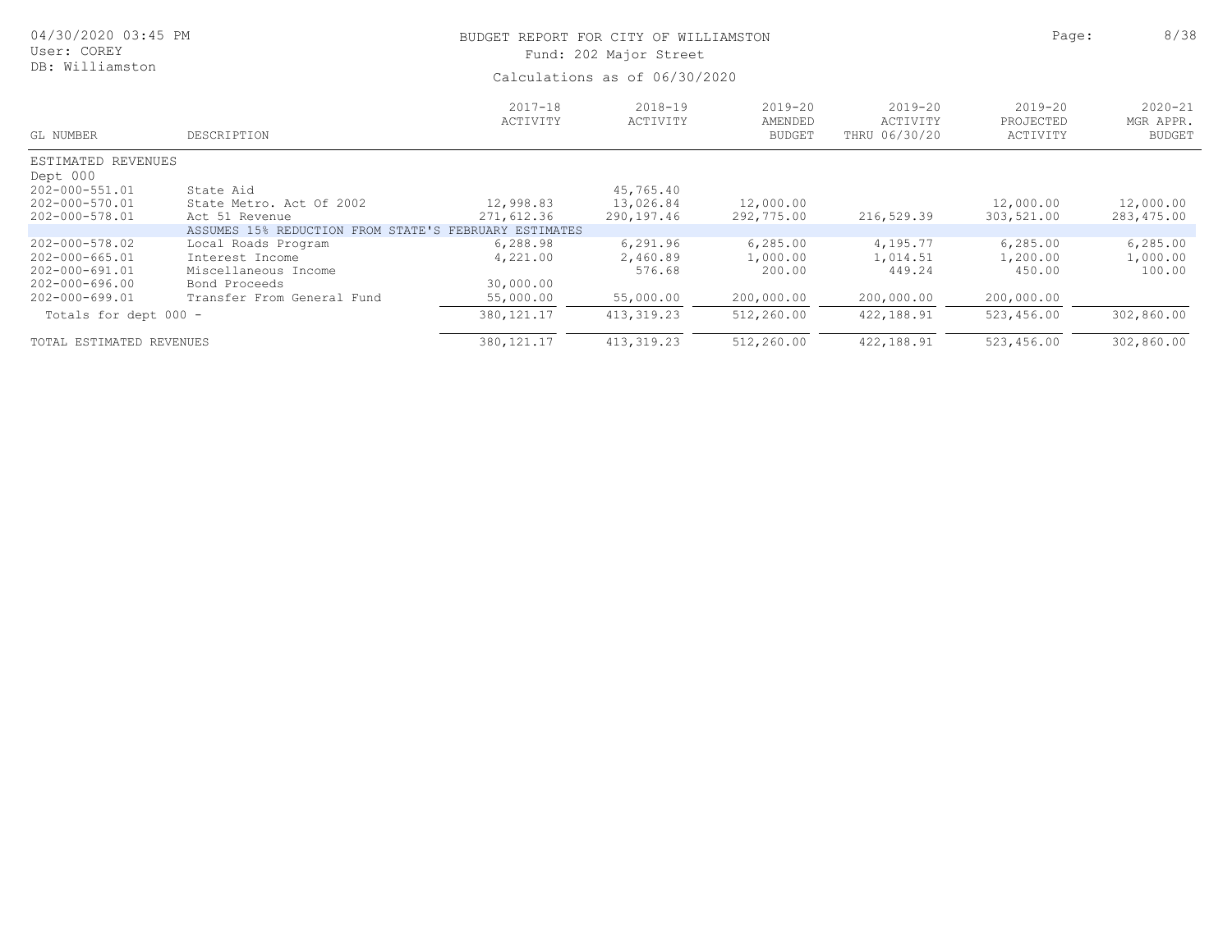# BUDGET REPORT FOR CITY OF WILLIAMSTON

Fund: 202 Major Street

Calculations as of 06/30/2020

04/30/2020 03:45 PM
User: COREY
DB: Williamston

| GL NUMBER | DESCRIPTION | 2017-18 ACTIVITY | 2018-19 ACTIVITY | 2019-20 AMENDED BUDGET | 2019-20 ACTIVITY THRU 06/30/20 | 2019-20 PROJECTED ACTIVITY | 2020-21 MGR APPR. BUDGET |
|---|---|---|---|---|---|---|---|
| ESTIMATED REVENUES | | | | | | | |
| Dept 000 | | | | | | | |
| 202-000-551.01 | State Aid | | 45,765.40 | | | | |
| 202-000-570.01 | State Metro. Act Of 2002 | 12,998.83 | 13,026.84 | 12,000.00 | | 12,000.00 | 12,000.00 |
| 202-000-578.01 | Act 51 Revenue | 271,612.36 | 290,197.46 | 292,775.00 | 216,529.39 | 303,521.00 | 283,475.00 |
| | ASSUMES 15% REDUCTION FROM STATE'S FEBRUARY ESTIMATES | | | | | | |
| 202-000-578.02 | Local Roads Program | 6,288.98 | 6,291.96 | 6,285.00 | 4,195.77 | 6,285.00 | 6,285.00 |
| 202-000-665.01 | Interest Income | 4,221.00 | 2,460.89 | 1,000.00 | 1,014.51 | 1,200.00 | 1,000.00 |
| 202-000-691.01 | Miscellaneous Income | | 576.68 | 200.00 | 449.24 | 450.00 | 100.00 |
| 202-000-696.00 | Bond Proceeds | 30,000.00 | | | | | |
| 202-000-699.01 | Transfer From General Fund | 55,000.00 | 55,000.00 | 200,000.00 | 200,000.00 | 200,000.00 | |
| Totals for dept 000 - | | 380,121.17 | 413,319.23 | 512,260.00 | 422,188.91 | 523,456.00 | 302,860.00 |
| TOTAL ESTIMATED REVENUES | | 380,121.17 | 413,319.23 | 512,260.00 | 422,188.91 | 523,456.00 | 302,860.00 |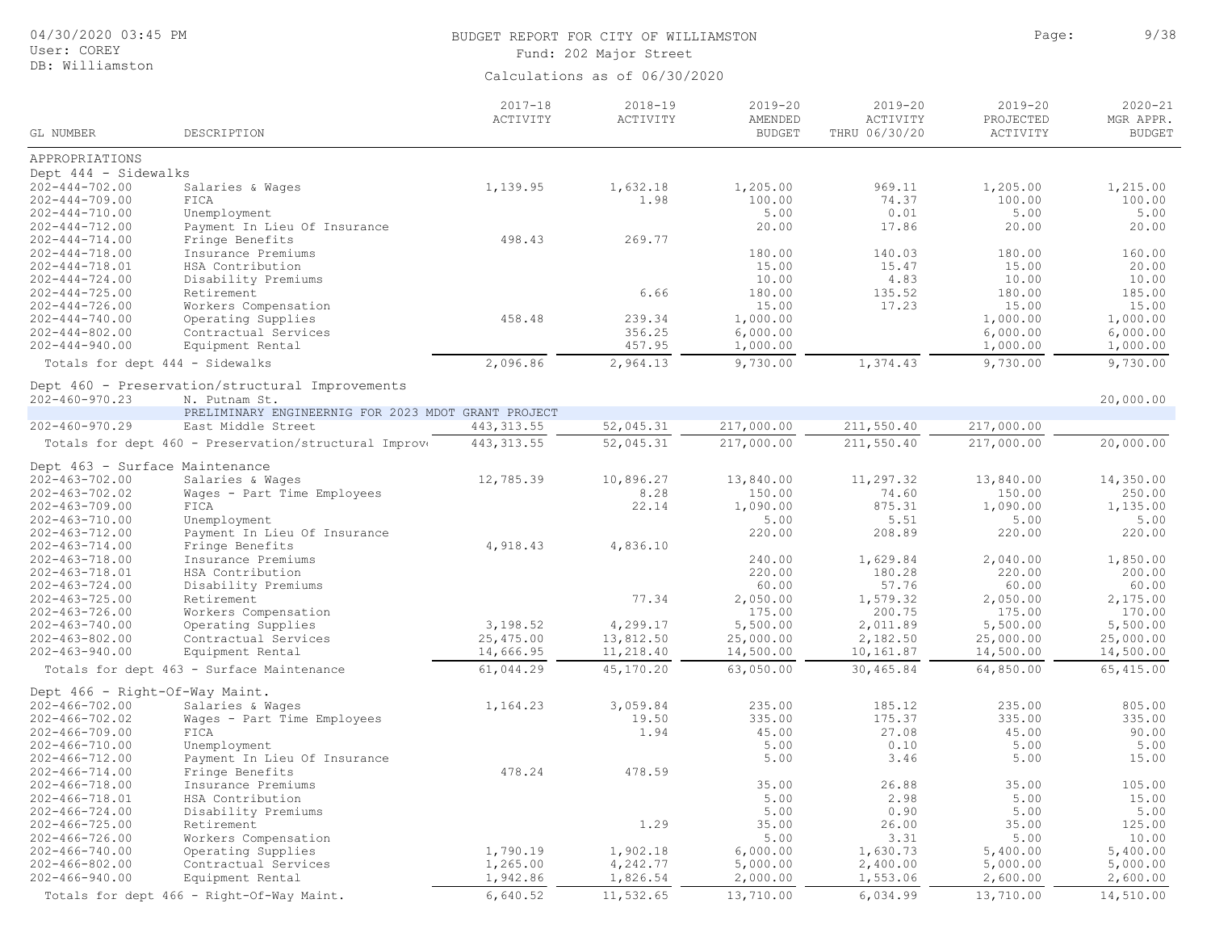BUDGET REPORT FOR CITY OF WILLIAMSTON

Fund: 202 Major Street

Calculations as of 06/30/2020

| GL NUMBER | DESCRIPTION | 2017-18 ACTIVITY | 2018-19 ACTIVITY | 2019-20 AMENDED BUDGET | 2019-20 ACTIVITY THRU 06/30/20 | 2019-20 PROJECTED ACTIVITY | 2020-21 MGR APPR. BUDGET |
|---|---|---|---|---|---|---|---|
| APPROPRIATIONS | | | | | | | |
| Dept 444 - Sidewalks | | | | | | | |
| 202-444-702.00 | Salaries & Wages | 1,139.95 | 1,632.18 | 1,205.00 | 969.11 | 1,205.00 | 1,215.00 |
| 202-444-709.00 | FICA | | 1.98 | 100.00 | 74.37 | 100.00 | 100.00 |
| 202-444-710.00 | Unemployment | | | 5.00 | 0.01 | 5.00 | 5.00 |
| 202-444-712.00 | Payment In Lieu Of Insurance | | | 20.00 | 17.86 | 20.00 | 20.00 |
| 202-444-714.00 | Fringe Benefits | 498.43 | 269.77 | | | | |
| 202-444-718.00 | Insurance Premiums | | | 180.00 | 140.03 | 180.00 | 160.00 |
| 202-444-718.01 | HSA Contribution | | | 15.00 | 15.47 | 15.00 | 20.00 |
| 202-444-724.00 | Disability Premiums | | | 10.00 | 4.83 | 10.00 | 10.00 |
| 202-444-725.00 | Retirement | | 6.66 | 180.00 | 135.52 | 180.00 | 185.00 |
| 202-444-726.00 | Workers Compensation | | | 15.00 | 17.23 | 15.00 | 15.00 |
| 202-444-740.00 | Operating Supplies | 458.48 | 239.34 | 1,000.00 | | 1,000.00 | 1,000.00 |
| 202-444-802.00 | Contractual Services | | 356.25 | 6,000.00 | | 6,000.00 | 6,000.00 |
| 202-444-940.00 | Equipment Rental | | 457.95 | 1,000.00 | | 1,000.00 | 1,000.00 |
| Totals for dept 444 - Sidewalks | | 2,096.86 | 2,964.13 | 9,730.00 | 1,374.43 | 9,730.00 | 9,730.00 |
| Dept 460 - Preservation/structural Improvements | | | | | | | |
| 202-460-970.23 | N. Putnam St. | | | | | | 20,000.00 |
| | PRELIMINARY ENGINEERNIG FOR 2023 MDOT GRANT PROJECT | | | | | | |
| 202-460-970.29 | East Middle Street | 443,313.55 | 52,045.31 | 217,000.00 | 211,550.40 | 217,000.00 | |
| Totals for dept 460 - Preservation/structural Improv | | 443,313.55 | 52,045.31 | 217,000.00 | 211,550.40 | 217,000.00 | 20,000.00 |
| Dept 463 - Surface Maintenance | | | | | | | |
| 202-463-702.00 | Salaries & Wages | 12,785.39 | 10,896.27 | 13,840.00 | 11,297.32 | 13,840.00 | 14,350.00 |
| 202-463-702.02 | Wages - Part Time Employees | | 8.28 | 150.00 | 74.60 | 150.00 | 250.00 |
| 202-463-709.00 | FICA | | 22.14 | 1,090.00 | 875.31 | 1,090.00 | 1,135.00 |
| 202-463-710.00 | Unemployment | | | 5.00 | 5.51 | 5.00 | 5.00 |
| 202-463-712.00 | Payment In Lieu Of Insurance | | | 220.00 | 208.89 | 220.00 | 220.00 |
| 202-463-714.00 | Fringe Benefits | 4,918.43 | 4,836.10 | | | | |
| 202-463-718.00 | Insurance Premiums | | | 240.00 | 1,629.84 | 2,040.00 | 1,850.00 |
| 202-463-718.01 | HSA Contribution | | | 220.00 | 180.28 | 220.00 | 200.00 |
| 202-463-724.00 | Disability Premiums | | | 60.00 | 57.76 | 60.00 | 60.00 |
| 202-463-725.00 | Retirement | | 77.34 | 2,050.00 | 1,579.32 | 2,050.00 | 2,175.00 |
| 202-463-726.00 | Workers Compensation | | | 175.00 | 200.75 | 175.00 | 170.00 |
| 202-463-740.00 | Operating Supplies | 3,198.52 | 4,299.17 | 5,500.00 | 2,011.89 | 5,500.00 | 5,500.00 |
| 202-463-802.00 | Contractual Services | 25,475.00 | 13,812.50 | 25,000.00 | 2,182.50 | 25,000.00 | 25,000.00 |
| 202-463-940.00 | Equipment Rental | 14,666.95 | 11,218.40 | 14,500.00 | 10,161.87 | 14,500.00 | 14,500.00 |
| Totals for dept 463 - Surface Maintenance | | 61,044.29 | 45,170.20 | 63,050.00 | 30,465.84 | 64,850.00 | 65,415.00 |
| Dept 466 - Right-Of-Way Maint. | | | | | | | |
| 202-466-702.00 | Salaries & Wages | 1,164.23 | 3,059.84 | 235.00 | 185.12 | 235.00 | 805.00 |
| 202-466-702.02 | Wages - Part Time Employees | | 19.50 | 335.00 | 175.37 | 335.00 | 335.00 |
| 202-466-709.00 | FICA | | 1.94 | 45.00 | 27.08 | 45.00 | 90.00 |
| 202-466-710.00 | Unemployment | | | 5.00 | 0.10 | 5.00 | 5.00 |
| 202-466-712.00 | Payment In Lieu Of Insurance | | | 5.00 | 3.46 | 5.00 | 15.00 |
| 202-466-714.00 | Fringe Benefits | 478.24 | 478.59 | | | | |
| 202-466-718.00 | Insurance Premiums | | | 35.00 | 26.88 | 35.00 | 105.00 |
| 202-466-718.01 | HSA Contribution | | | 5.00 | 2.98 | 5.00 | 15.00 |
| 202-466-724.00 | Disability Premiums | | | 5.00 | 0.90 | 5.00 | 5.00 |
| 202-466-725.00 | Retirement | | 1.29 | 35.00 | 26.00 | 35.00 | 125.00 |
| 202-466-726.00 | Workers Compensation | | | 5.00 | 3.31 | 5.00 | 10.00 |
| 202-466-740.00 | Operating Supplies | 1,790.19 | 1,902.18 | 6,000.00 | 1,630.73 | 5,400.00 | 5,400.00 |
| 202-466-802.00 | Contractual Services | 1,265.00 | 4,242.77 | 5,000.00 | 2,400.00 | 5,000.00 | 5,000.00 |
| 202-466-940.00 | Equipment Rental | 1,942.86 | 1,826.54 | 2,000.00 | 1,553.06 | 2,600.00 | 2,600.00 |
| Totals for dept 466 - Right-Of-Way Maint. | | 6,640.52 | 11,532.65 | 13,710.00 | 6,034.99 | 13,710.00 | 14,510.00 |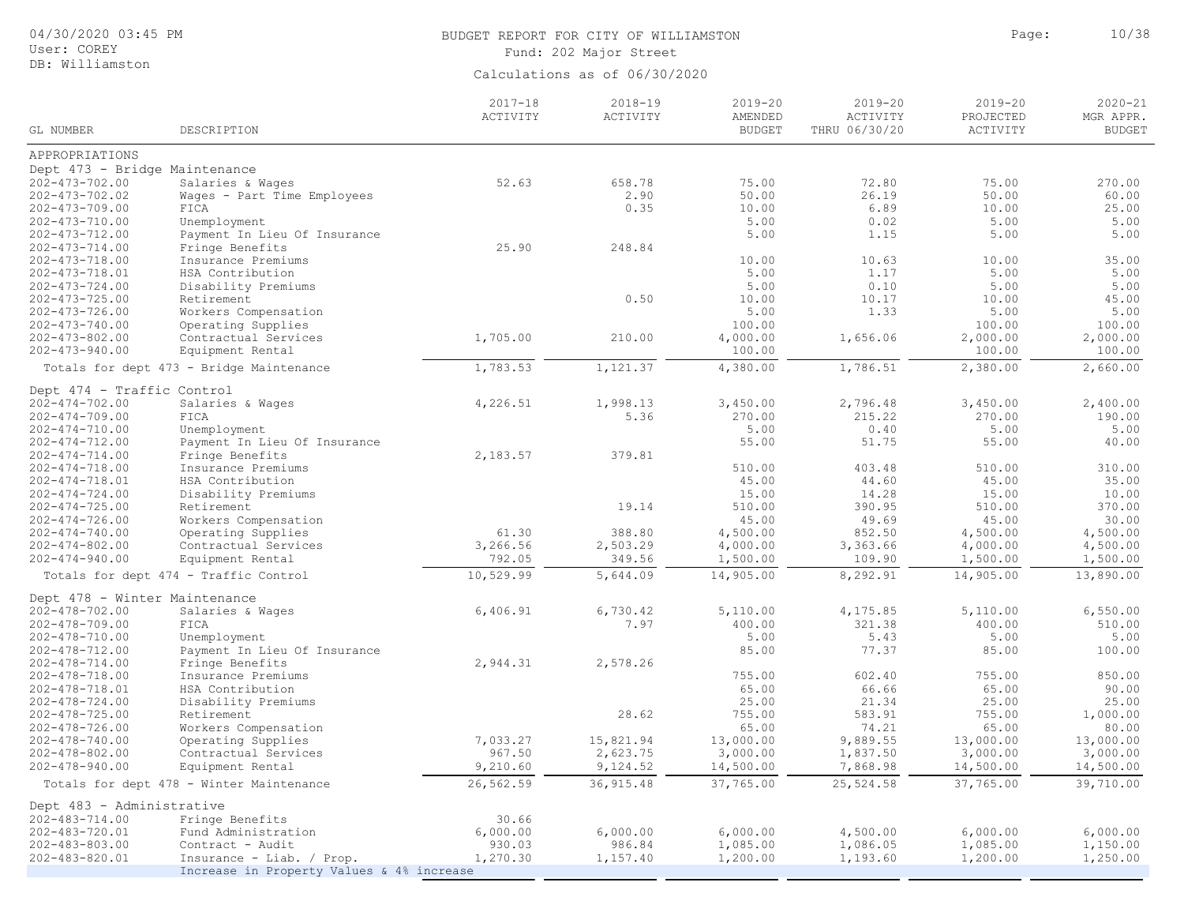BUDGET REPORT FOR CITY OF WILLIAMSTON

Fund: 202 Major Street

Calculations as of 06/30/2020

| GL NUMBER | DESCRIPTION | 2017-18 ACTIVITY | 2018-19 ACTIVITY | 2019-20 AMENDED BUDGET | 2019-20 ACTIVITY THRU 06/30/20 | 2019-20 PROJECTED ACTIVITY | 2020-21 MGR APPR. BUDGET |
|---|---|---|---|---|---|---|---|
| APPROPRIATIONS | | | | | | | |
| Dept 473 - Bridge Maintenance | | | | | | | |
| 202-473-702.00 | Salaries & Wages | 52.63 | 658.78 | 75.00 | 72.80 | 75.00 | 270.00 |
| 202-473-702.02 | Wages - Part Time Employees | | 2.90 | 50.00 | 26.19 | 50.00 | 60.00 |
| 202-473-709.00 | FICA | | 0.35 | 10.00 | 6.89 | 10.00 | 25.00 |
| 202-473-710.00 | Unemployment | | | 5.00 | 0.02 | 5.00 | 5.00 |
| 202-473-712.00 | Payment In Lieu Of Insurance | | | 5.00 | 1.15 | 5.00 | 5.00 |
| 202-473-714.00 | Fringe Benefits | 25.90 | 248.84 | | | | |
| 202-473-718.00 | Insurance Premiums | | | 10.00 | 10.63 | 10.00 | 35.00 |
| 202-473-718.01 | HSA Contribution | | | 5.00 | 1.17 | 5.00 | 5.00 |
| 202-473-724.00 | Disability Premiums | | | 5.00 | 0.10 | 5.00 | 5.00 |
| 202-473-725.00 | Retirement | | 0.50 | 10.00 | 10.17 | 10.00 | 45.00 |
| 202-473-726.00 | Workers Compensation | | | 5.00 | 1.33 | 5.00 | 5.00 |
| 202-473-740.00 | Operating Supplies | | | 100.00 | | 100.00 | 100.00 |
| 202-473-802.00 | Contractual Services | 1,705.00 | 210.00 | 4,000.00 | 1,656.06 | 2,000.00 | 2,000.00 |
| 202-473-940.00 | Equipment Rental | | | 100.00 | | 100.00 | 100.00 |
| Totals for dept 473 - Bridge Maintenance | | 1,783.53 | 1,121.37 | 4,380.00 | 1,786.51 | 2,380.00 | 2,660.00 |
| Dept 474 - Traffic Control | | | | | | | |
| 202-474-702.00 | Salaries & Wages | 4,226.51 | 1,998.13 | 3,450.00 | 2,796.48 | 3,450.00 | 2,400.00 |
| 202-474-709.00 | FICA | | 5.36 | 270.00 | 215.22 | 270.00 | 190.00 |
| 202-474-710.00 | Unemployment | | | 5.00 | 0.40 | 5.00 | 5.00 |
| 202-474-712.00 | Payment In Lieu Of Insurance | | | 55.00 | 51.75 | 55.00 | 40.00 |
| 202-474-714.00 | Fringe Benefits | 2,183.57 | 379.81 | | | | |
| 202-474-718.00 | Insurance Premiums | | | 510.00 | 403.48 | 510.00 | 310.00 |
| 202-474-718.01 | HSA Contribution | | | 45.00 | 44.60 | 45.00 | 35.00 |
| 202-474-724.00 | Disability Premiums | | | 15.00 | 14.28 | 15.00 | 10.00 |
| 202-474-725.00 | Retirement | | 19.14 | 510.00 | 390.95 | 510.00 | 370.00 |
| 202-474-726.00 | Workers Compensation | | | 45.00 | 49.69 | 45.00 | 30.00 |
| 202-474-740.00 | Operating Supplies | 61.30 | 388.80 | 4,500.00 | 852.50 | 4,500.00 | 4,500.00 |
| 202-474-802.00 | Contractual Services | 3,266.56 | 2,503.29 | 4,000.00 | 3,363.66 | 4,000.00 | 4,500.00 |
| 202-474-940.00 | Equipment Rental | 792.05 | 349.56 | 1,500.00 | 109.90 | 1,500.00 | 1,500.00 |
| Totals for dept 474 - Traffic Control | | 10,529.99 | 5,644.09 | 14,905.00 | 8,292.91 | 14,905.00 | 13,890.00 |
| Dept 478 - Winter Maintenance | | | | | | | |
| 202-478-702.00 | Salaries & Wages | 6,406.91 | 6,730.42 | 5,110.00 | 4,175.85 | 5,110.00 | 6,550.00 |
| 202-478-709.00 | FICA | | 7.97 | 400.00 | 321.38 | 400.00 | 510.00 |
| 202-478-710.00 | Unemployment | | | 5.00 | 5.43 | 5.00 | 5.00 |
| 202-478-712.00 | Payment In Lieu Of Insurance | | | 85.00 | 77.37 | 85.00 | 100.00 |
| 202-478-714.00 | Fringe Benefits | 2,944.31 | 2,578.26 | | | | |
| 202-478-718.00 | Insurance Premiums | | | 755.00 | 602.40 | 755.00 | 850.00 |
| 202-478-718.01 | HSA Contribution | | | 65.00 | 66.66 | 65.00 | 90.00 |
| 202-478-724.00 | Disability Premiums | | | 25.00 | 21.34 | 25.00 | 25.00 |
| 202-478-725.00 | Retirement | | 28.62 | 755.00 | 583.91 | 755.00 | 1,000.00 |
| 202-478-726.00 | Workers Compensation | | | 65.00 | 74.21 | 65.00 | 80.00 |
| 202-478-740.00 | Operating Supplies | 7,033.27 | 15,821.94 | 13,000.00 | 9,889.55 | 13,000.00 | 13,000.00 |
| 202-478-802.00 | Contractual Services | 967.50 | 2,623.75 | 3,000.00 | 1,837.50 | 3,000.00 | 3,000.00 |
| 202-478-940.00 | Equipment Rental | 9,210.60 | 9,124.52 | 14,500.00 | 7,868.98 | 14,500.00 | 14,500.00 |
| Totals for dept 478 - Winter Maintenance | | 26,562.59 | 36,915.48 | 37,765.00 | 25,524.58 | 37,765.00 | 39,710.00 |
| Dept 483 - Administrative | | | | | | | |
| 202-483-714.00 | Fringe Benefits | 30.66 | | | | | |
| 202-483-720.01 | Fund Administration | 6,000.00 | 6,000.00 | 6,000.00 | 4,500.00 | 6,000.00 | 6,000.00 |
| 202-483-803.00 | Contract - Audit | 930.03 | 986.84 | 1,085.00 | 1,086.05 | 1,085.00 | 1,150.00 |
| 202-483-820.01 | Insurance - Liab. / Prop. | 1,270.30 | 1,157.40 | 1,200.00 | 1,193.60 | 1,200.00 | 1,250.00 |
| | Increase in Property Values & 4% increase | | | | | | |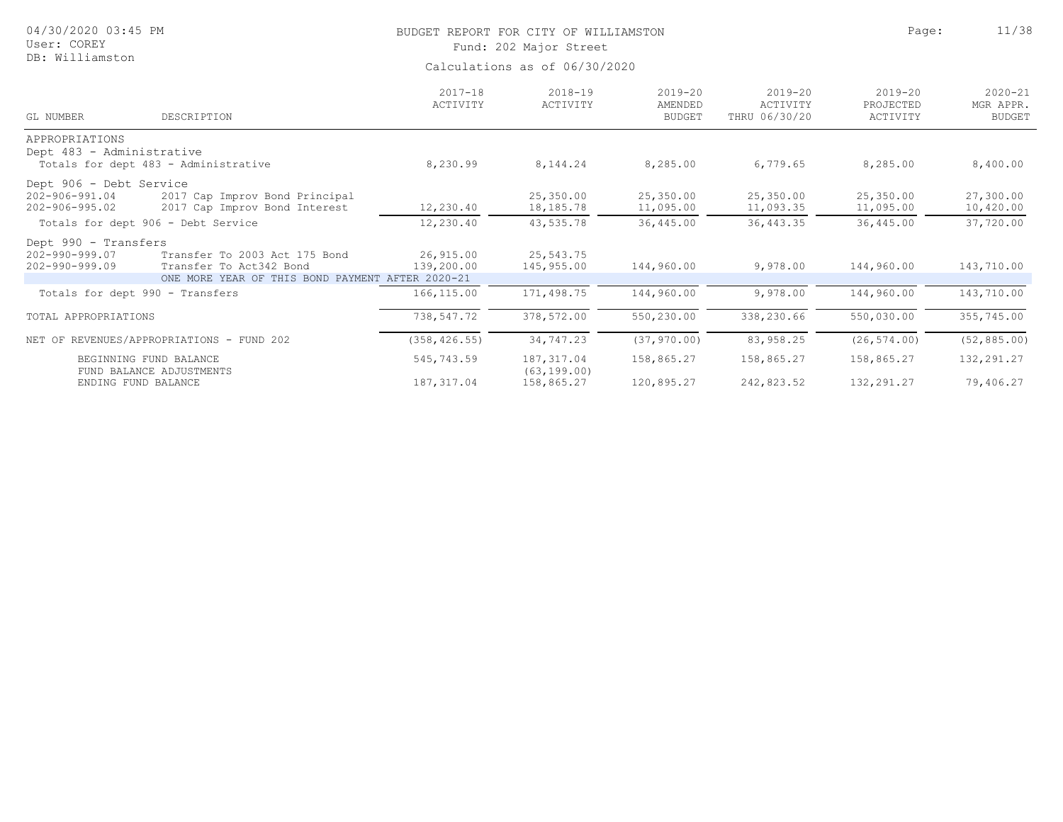BUDGET REPORT FOR CITY OF WILLIAMSTON

Fund: 202 Major Street

Calculations as of 06/30/2020

| GL NUMBER | DESCRIPTION | 2017-18 ACTIVITY | 2018-19 ACTIVITY | 2019-20 AMENDED BUDGET | 2019-20 ACTIVITY THRU 06/30/20 | 2019-20 PROJECTED ACTIVITY | 2020-21 MGR APPR. BUDGET |
|---|---|---|---|---|---|---|---|
| APPROPRIATIONS | | | | | | | |
| Dept 483 - Administrative | | | | | | | |
| Totals for dept 483 - Administrative | | 8,230.99 | 8,144.24 | 8,285.00 | 6,779.65 | 8,285.00 | 8,400.00 |
| Dept 906 - Debt Service | | | | | | | |
| 202-906-991.04 | 2017 Cap Improv Bond Principal | | 25,350.00 | 25,350.00 | 25,350.00 | 25,350.00 | 27,300.00 |
| 202-906-995.02 | 2017 Cap Improv Bond Interest | 12,230.40 | 18,185.78 | 11,095.00 | 11,093.35 | 11,095.00 | 10,420.00 |
| Totals for dept 906 - Debt Service | | 12,230.40 | 43,535.78 | 36,445.00 | 36,443.35 | 36,445.00 | 37,720.00 |
| Dept 990 - Transfers | | | | | | | |
| 202-990-999.07 | Transfer To 2003 Act 175 Bond | 26,915.00 | 25,543.75 | | | | |
| 202-990-999.09 | Transfer To Act342 Bond | 139,200.00 | 145,955.00 | 144,960.00 | 9,978.00 | 144,960.00 | 143,710.00 |
| | ONE MORE YEAR OF THIS BOND PAYMENT AFTER 2020-21 | | | | | | |
| Totals for dept 990 - Transfers | | 166,115.00 | 171,498.75 | 144,960.00 | 9,978.00 | 144,960.00 | 143,710.00 |
| TOTAL APPROPRIATIONS | | 738,547.72 | 378,572.00 | 550,230.00 | 338,230.66 | 550,030.00 | 355,745.00 |
| NET OF REVENUES/APPROPRIATIONS - FUND 202 | | (358,426.55) | 34,747.23 | (37,970.00) | 83,958.25 | (26,574.00) | (52,885.00) |
| BEGINNING FUND BALANCE | | 545,743.59 | 187,317.04 | 158,865.27 | 158,865.27 | 158,865.27 | 132,291.27 |
| FUND BALANCE ADJUSTMENTS | | | (63,199.00) | | | | |
| ENDING FUND BALANCE | | 187,317.04 | 158,865.27 | 120,895.27 | 242,823.52 | 132,291.27 | 79,406.27 |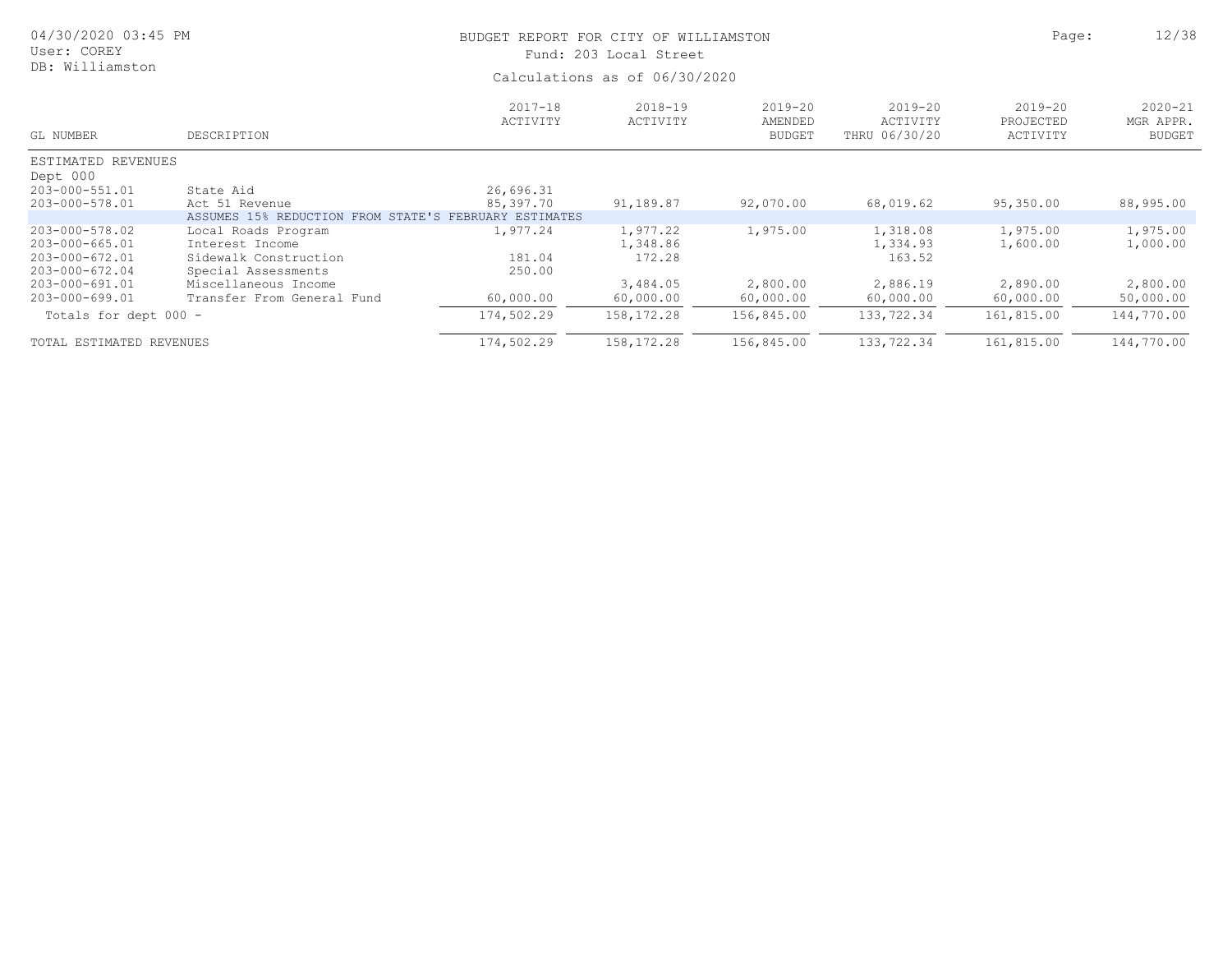BUDGET REPORT FOR CITY OF WILLIAMSTON
Fund: 203 Local Street
Calculations as of 06/30/2020

| GL NUMBER | DESCRIPTION | 2017-18 ACTIVITY | 2018-19 ACTIVITY | 2019-20 AMENDED BUDGET | 2019-20 ACTIVITY THRU 06/30/20 | 2019-20 PROJECTED ACTIVITY | 2020-21 MGR APPR. BUDGET |
|---|---|---|---|---|---|---|---|
| ESTIMATED REVENUES | | | | | | | |
| Dept 000 | | | | | | | |
| 203-000-551.01 | State Aid | 26,696.31 | | | | | |
| 203-000-578.01 | Act 51 Revenue | 85,397.70 | 91,189.87 | 92,070.00 | 68,019.62 | 95,350.00 | 88,995.00 |
| | ASSUMES 15% REDUCTION FROM STATE'S FEBRUARY ESTIMATES | | | | | | |
| 203-000-578.02 | Local Roads Program | 1,977.24 | 1,977.22 | 1,975.00 | 1,318.08 | 1,975.00 | 1,975.00 |
| 203-000-665.01 | Interest Income | | 1,348.86 | | 1,334.93 | 1,600.00 | 1,000.00 |
| 203-000-672.01 | Sidewalk Construction | 181.04 | 172.28 | | 163.52 | | |
| 203-000-672.04 | Special Assessments | 250.00 | | | | | |
| 203-000-691.01 | Miscellaneous Income | | 3,484.05 | 2,800.00 | 2,886.19 | 2,890.00 | 2,800.00 |
| 203-000-699.01 | Transfer From General Fund | 60,000.00 | 60,000.00 | 60,000.00 | 60,000.00 | 60,000.00 | 50,000.00 |
| Totals for dept 000 - | | 174,502.29 | 158,172.28 | 156,845.00 | 133,722.34 | 161,815.00 | 144,770.00 |
| TOTAL ESTIMATED REVENUES | | 174,502.29 | 158,172.28 | 156,845.00 | 133,722.34 | 161,815.00 | 144,770.00 |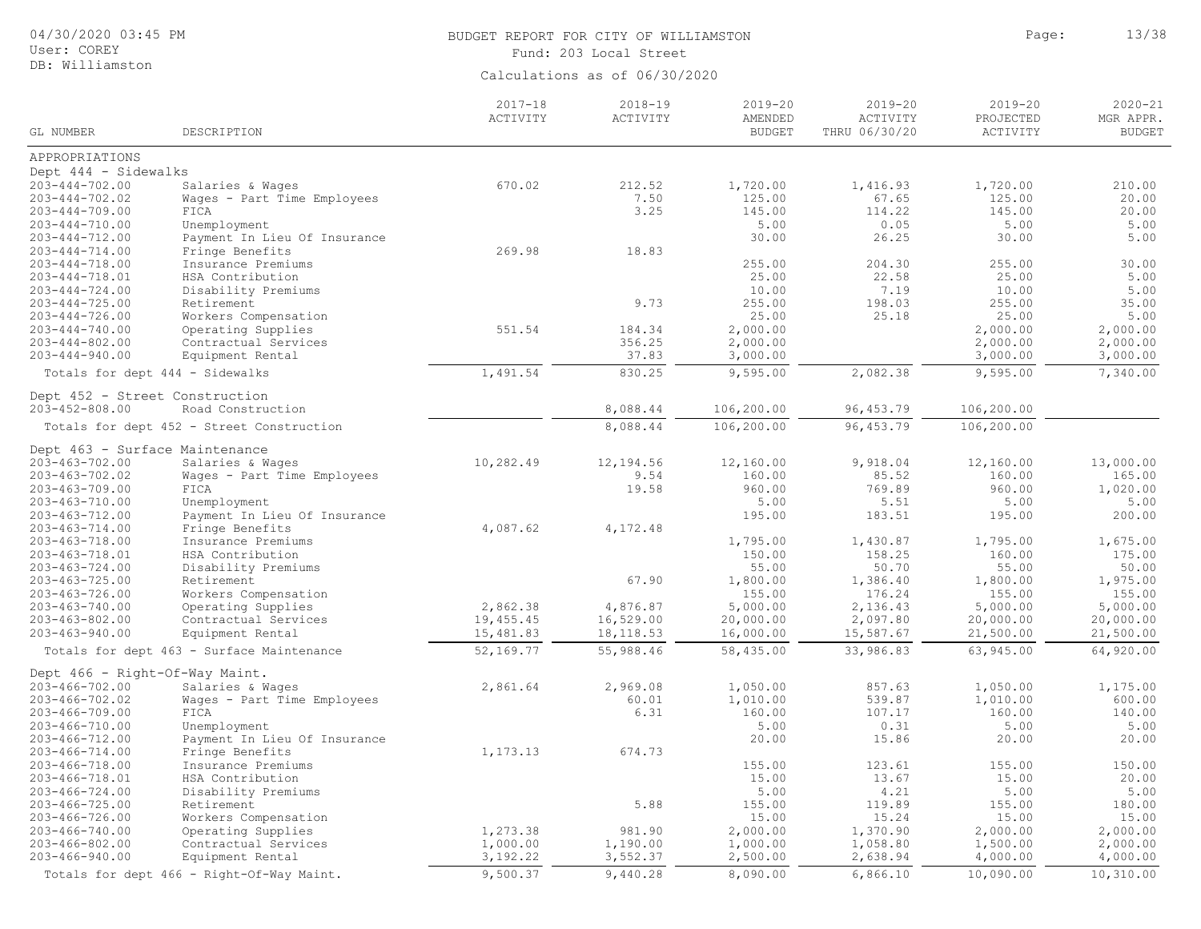# BUDGET REPORT FOR CITY OF WILLIAMSTON

Fund: 203 Local Street

Calculations as of 06/30/2020

| GL NUMBER | DESCRIPTION | 2017-18 ACTIVITY | 2018-19 ACTIVITY | 2019-20 AMENDED BUDGET | 2019-20 ACTIVITY THRU 06/30/20 | 2019-20 PROJECTED ACTIVITY | 2020-21 MGR APPR. BUDGET |
|---|---|---|---|---|---|---|---|
| **APPROPRIATIONS** | | | | | | | |
| **Dept 444 - Sidewalks** | | | | | | | |
| 203-444-702.00 | Salaries & Wages | 670.02 | 212.52 | 1,720.00 | 1,416.93 | 1,720.00 | 210.00 |
| 203-444-702.02 | Wages - Part Time Employees | | 7.50 | 125.00 | 67.65 | 125.00 | 20.00 |
| 203-444-709.00 | FICA | | 3.25 | 145.00 | 114.22 | 145.00 | 20.00 |
| 203-444-710.00 | Unemployment | | | 5.00 | 0.05 | 5.00 | 5.00 |
| 203-444-712.00 | Payment In Lieu Of Insurance | | | 30.00 | 26.25 | 30.00 | 5.00 |
| 203-444-714.00 | Fringe Benefits | 269.98 | 18.83 | | | | |
| 203-444-718.00 | Insurance Premiums | | | 255.00 | 204.30 | 255.00 | 30.00 |
| 203-444-718.01 | HSA Contribution | | | 25.00 | 22.58 | 25.00 | 5.00 |
| 203-444-724.00 | Disability Premiums | | | 10.00 | 7.19 | 10.00 | 5.00 |
| 203-444-725.00 | Retirement | | 9.73 | 255.00 | 198.03 | 255.00 | 35.00 |
| 203-444-726.00 | Workers Compensation | | | 25.00 | 25.18 | 25.00 | 5.00 |
| 203-444-740.00 | Operating Supplies | 551.54 | 184.34 | 2,000.00 | | 2,000.00 | 2,000.00 |
| 203-444-802.00 | Contractual Services | | 356.25 | 2,000.00 | | 2,000.00 | 2,000.00 |
| 203-444-940.00 | Equipment Rental | | 37.83 | 3,000.00 | | 3,000.00 | 3,000.00 |
| | Totals for dept 444 - Sidewalks | 1,491.54 | 830.25 | 9,595.00 | 2,082.38 | 9,595.00 | 7,340.00 |
| **Dept 452 - Street Construction** | | | | | | | |
| 203-452-808.00 | Road Construction | | 8,088.44 | 106,200.00 | 96,453.79 | 106,200.00 | |
| | Totals for dept 452 - Street Construction | | 8,088.44 | 106,200.00 | 96,453.79 | 106,200.00 | |
| **Dept 463 - Surface Maintenance** | | | | | | | |
| 203-463-702.00 | Salaries & Wages | 10,282.49 | 12,194.56 | 12,160.00 | 9,918.04 | 12,160.00 | 13,000.00 |
| 203-463-702.02 | Wages - Part Time Employees | | 9.54 | 160.00 | 85.52 | 160.00 | 165.00 |
| 203-463-709.00 | FICA | | 19.58 | 960.00 | 769.89 | 960.00 | 1,020.00 |
| 203-463-710.00 | Unemployment | | | 5.00 | 5.51 | 5.00 | 5.00 |
| 203-463-712.00 | Payment In Lieu Of Insurance | | | 195.00 | 183.51 | 195.00 | 200.00 |
| 203-463-714.00 | Fringe Benefits | 4,087.62 | 4,172.48 | | | | |
| 203-463-718.00 | Insurance Premiums | | | 1,795.00 | 1,430.87 | 1,795.00 | 1,675.00 |
| 203-463-718.01 | HSA Contribution | | | 150.00 | 158.25 | 160.00 | 175.00 |
| 203-463-724.00 | Disability Premiums | | | 55.00 | 50.70 | 55.00 | 50.00 |
| 203-463-725.00 | Retirement | | 67.90 | 1,800.00 | 1,386.40 | 1,800.00 | 1,975.00 |
| 203-463-726.00 | Workers Compensation | | | 155.00 | 176.24 | 155.00 | 155.00 |
| 203-463-740.00 | Operating Supplies | 2,862.38 | 4,876.87 | 5,000.00 | 2,136.43 | 5,000.00 | 5,000.00 |
| 203-463-802.00 | Contractual Services | 19,455.45 | 16,529.00 | 20,000.00 | 2,097.80 | 20,000.00 | 20,000.00 |
| 203-463-940.00 | Equipment Rental | 15,481.83 | 18,118.53 | 16,000.00 | 15,587.67 | 21,500.00 | 21,500.00 |
| | Totals for dept 463 - Surface Maintenance | 52,169.77 | 55,988.46 | 58,435.00 | 33,986.83 | 63,945.00 | 64,920.00 |
| **Dept 466 - Right-Of-Way Maint.** | | | | | | | |
| 203-466-702.00 | Salaries & Wages | 2,861.64 | 2,969.08 | 1,050.00 | 857.63 | 1,050.00 | 1,175.00 |
| 203-466-702.02 | Wages - Part Time Employees | | 60.01 | 1,010.00 | 539.87 | 1,010.00 | 600.00 |
| 203-466-709.00 | FICA | | 6.31 | 160.00 | 107.17 | 160.00 | 140.00 |
| 203-466-710.00 | Unemployment | | | 5.00 | 0.31 | 5.00 | 5.00 |
| 203-466-712.00 | Payment In Lieu Of Insurance | | | 20.00 | 15.86 | 20.00 | 20.00 |
| 203-466-714.00 | Fringe Benefits | 1,173.13 | 674.73 | | | | |
| 203-466-718.00 | Insurance Premiums | | | 155.00 | 123.61 | 155.00 | 150.00 |
| 203-466-718.01 | HSA Contribution | | | 15.00 | 13.67 | 15.00 | 20.00 |
| 203-466-724.00 | Disability Premiums | | | 5.00 | 4.21 | 5.00 | 5.00 |
| 203-466-725.00 | Retirement | | 5.88 | 155.00 | 119.89 | 155.00 | 180.00 |
| 203-466-726.00 | Workers Compensation | | | 15.00 | 15.24 | 15.00 | 15.00 |
| 203-466-740.00 | Operating Supplies | 1,273.38 | 981.90 | 2,000.00 | 1,370.90 | 2,000.00 | 2,000.00 |
| 203-466-802.00 | Contractual Services | 1,000.00 | 1,190.00 | 1,000.00 | 1,058.80 | 1,500.00 | 2,000.00 |
| 203-466-940.00 | Equipment Rental | 3,192.22 | 3,552.37 | 2,500.00 | 2,638.94 | 4,000.00 | 4,000.00 |
| | Totals for dept 466 - Right-Of-Way Maint. | 9,500.37 | 9,440.28 | 8,090.00 | 6,866.10 | 10,090.00 | 10,310.00 |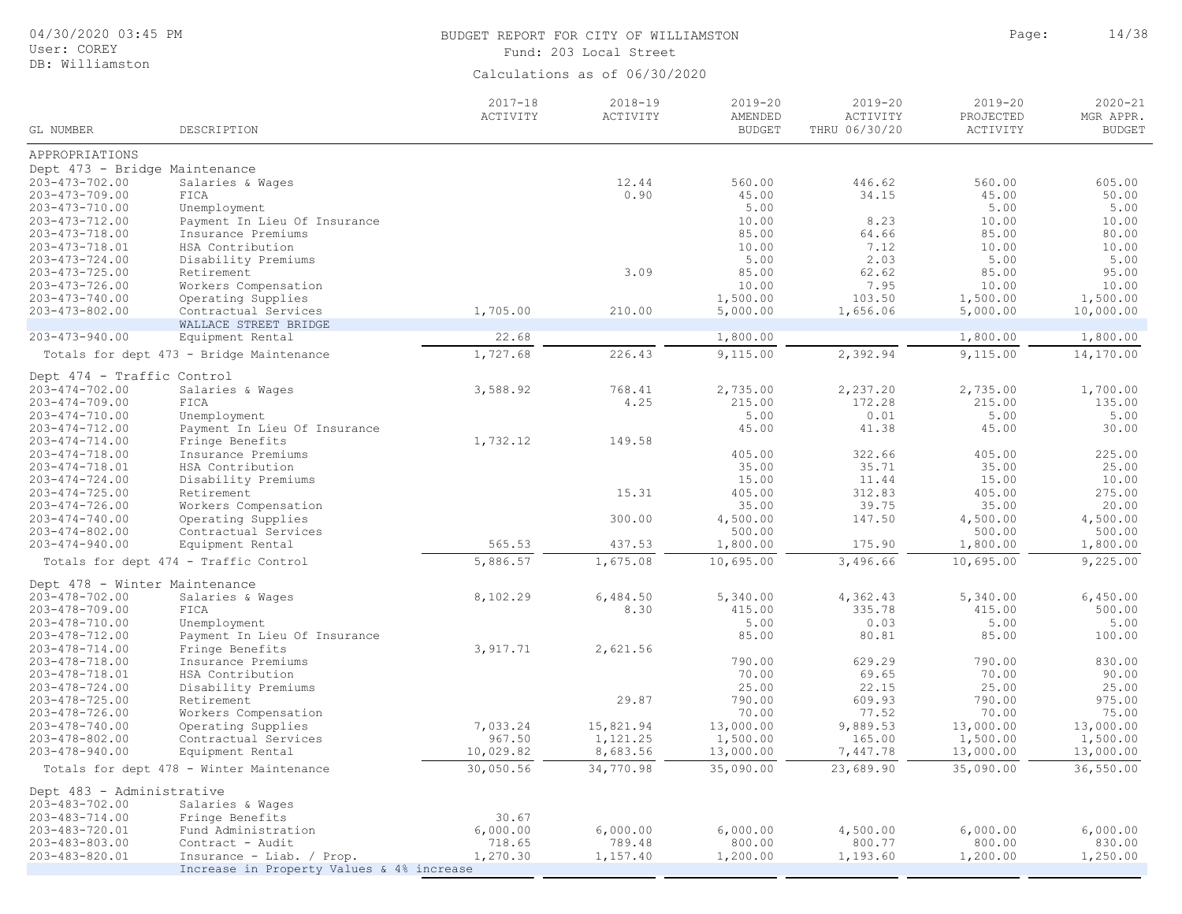# BUDGET REPORT FOR CITY OF WILLIAMSTON

Fund: 203 Local Street

Calculations as of 06/30/2020

04/30/2020 03:45 PM
User: COREY
DB: Williamston

| GL NUMBER | DESCRIPTION | 2017-18 ACTIVITY | 2018-19 ACTIVITY | 2019-20 AMENDED BUDGET | 2019-20 ACTIVITY THRU 06/30/20 | 2019-20 PROJECTED ACTIVITY | 2020-21 MGR APPR. BUDGET |
|---|---|---|---|---|---|---|---|
| **APPROPRIATIONS** | | | | | | | |
| **Dept 473 - Bridge Maintenance** | | | | | | | |
| 203-473-702.00 | Salaries & Wages | | 12.44 | 560.00 | 446.62 | 560.00 | 605.00 |
| 203-473-709.00 | FICA | | 0.90 | 45.00 | 34.15 | 45.00 | 50.00 |
| 203-473-710.00 | Unemployment | | | 5.00 | | 5.00 | 5.00 |
| 203-473-712.00 | Payment In Lieu Of Insurance | | | 10.00 | 8.23 | 10.00 | 10.00 |
| 203-473-718.00 | Insurance Premiums | | | 85.00 | 64.66 | 85.00 | 80.00 |
| 203-473-718.01 | HSA Contribution | | | 10.00 | 7.12 | 10.00 | 10.00 |
| 203-473-724.00 | Disability Premiums | | | 5.00 | 2.03 | 5.00 | 5.00 |
| 203-473-725.00 | Retirement | | 3.09 | 85.00 | 62.62 | 85.00 | 95.00 |
| 203-473-726.00 | Workers Compensation | | | 10.00 | 7.95 | 10.00 | 10.00 |
| 203-473-740.00 | Operating Supplies | | | 1,500.00 | 103.50 | 1,500.00 | 1,500.00 |
| 203-473-802.00 | Contractual Services | 1,705.00 | 210.00 | 5,000.00 | 1,656.06 | 5,000.00 | 10,000.00 |
| | WALLACE STREET BRIDGE | | | | | | |
| 203-473-940.00 | Equipment Rental | 22.68 | | 1,800.00 | | 1,800.00 | 1,800.00 |
| | Totals for dept 473 - Bridge Maintenance | 1,727.68 | 226.43 | 9,115.00 | 2,392.94 | 9,115.00 | 14,170.00 |
| **Dept 474 - Traffic Control** | | | | | | | |
| 203-474-702.00 | Salaries & Wages | 3,588.92 | 768.41 | 2,735.00 | 2,237.20 | 2,735.00 | 1,700.00 |
| 203-474-709.00 | FICA | | 4.25 | 215.00 | 172.28 | 215.00 | 135.00 |
| 203-474-710.00 | Unemployment | | | 5.00 | 0.01 | 5.00 | 5.00 |
| 203-474-712.00 | Payment In Lieu Of Insurance | | | 45.00 | 41.38 | 45.00 | 30.00 |
| 203-474-714.00 | Fringe Benefits | 1,732.12 | 149.58 | | | | |
| 203-474-718.00 | Insurance Premiums | | | 405.00 | 322.66 | 405.00 | 225.00 |
| 203-474-718.01 | HSA Contribution | | | 35.00 | 35.71 | 35.00 | 25.00 |
| 203-474-724.00 | Disability Premiums | | | 15.00 | 11.44 | 15.00 | 10.00 |
| 203-474-725.00 | Retirement | | 15.31 | 405.00 | 312.83 | 405.00 | 275.00 |
| 203-474-726.00 | Workers Compensation | | | 35.00 | 39.75 | 35.00 | 20.00 |
| 203-474-740.00 | Operating Supplies | | 300.00 | 4,500.00 | 147.50 | 4,500.00 | 4,500.00 |
| 203-474-802.00 | Contractual Services | | | 500.00 | | 500.00 | 500.00 |
| 203-474-940.00 | Equipment Rental | 565.53 | 437.53 | 1,800.00 | 175.90 | 1,800.00 | 1,800.00 |
| | Totals for dept 474 - Traffic Control | 5,886.57 | 1,675.08 | 10,695.00 | 3,496.66 | 10,695.00 | 9,225.00 |
| **Dept 478 - Winter Maintenance** | | | | | | | |
| 203-478-702.00 | Salaries & Wages | 8,102.29 | 6,484.50 | 5,340.00 | 4,362.43 | 5,340.00 | 6,450.00 |
| 203-478-709.00 | FICA | | 8.30 | 415.00 | 335.78 | 415.00 | 500.00 |
| 203-478-710.00 | Unemployment | | | 5.00 | 0.03 | 5.00 | 5.00 |
| 203-478-712.00 | Payment In Lieu Of Insurance | | | 85.00 | 80.81 | 85.00 | 100.00 |
| 203-478-714.00 | Fringe Benefits | 3,917.71 | 2,621.56 | | | | |
| 203-478-718.00 | Insurance Premiums | | | 790.00 | 629.29 | 790.00 | 830.00 |
| 203-478-718.01 | HSA Contribution | | | 70.00 | 69.65 | 70.00 | 90.00 |
| 203-478-724.00 | Disability Premiums | | | 25.00 | 22.15 | 25.00 | 25.00 |
| 203-478-725.00 | Retirement | | 29.87 | 790.00 | 609.93 | 790.00 | 975.00 |
| 203-478-726.00 | Workers Compensation | | | 70.00 | 77.52 | 70.00 | 75.00 |
| 203-478-740.00 | Operating Supplies | 7,033.24 | 15,821.94 | 13,000.00 | 9,889.53 | 13,000.00 | 13,000.00 |
| 203-478-802.00 | Contractual Services | 967.50 | 1,121.25 | 1,500.00 | 165.00 | 1,500.00 | 1,500.00 |
| 203-478-940.00 | Equipment Rental | 10,029.82 | 8,683.56 | 13,000.00 | 7,447.78 | 13,000.00 | 13,000.00 |
| | Totals for dept 478 - Winter Maintenance | 30,050.56 | 34,770.98 | 35,090.00 | 23,689.90 | 35,090.00 | 36,550.00 |
| **Dept 483 - Administrative** | | | | | | | |
| 203-483-702.00 | Salaries & Wages | | | | | | |
| 203-483-714.00 | Fringe Benefits | 30.67 | | | | | |
| 203-483-720.01 | Fund Administration | 6,000.00 | 6,000.00 | 6,000.00 | 4,500.00 | 6,000.00 | 6,000.00 |
| 203-483-803.00 | Contract - Audit | 718.65 | 789.48 | 800.00 | 800.77 | 800.00 | 830.00 |
| 203-483-820.01 | Insurance - Liab. / Prop. | 1,270.30 | 1,157.40 | 1,200.00 | 1,193.60 | 1,200.00 | 1,250.00 |
| | Increase in Property Values & 4% increase | | | | | | |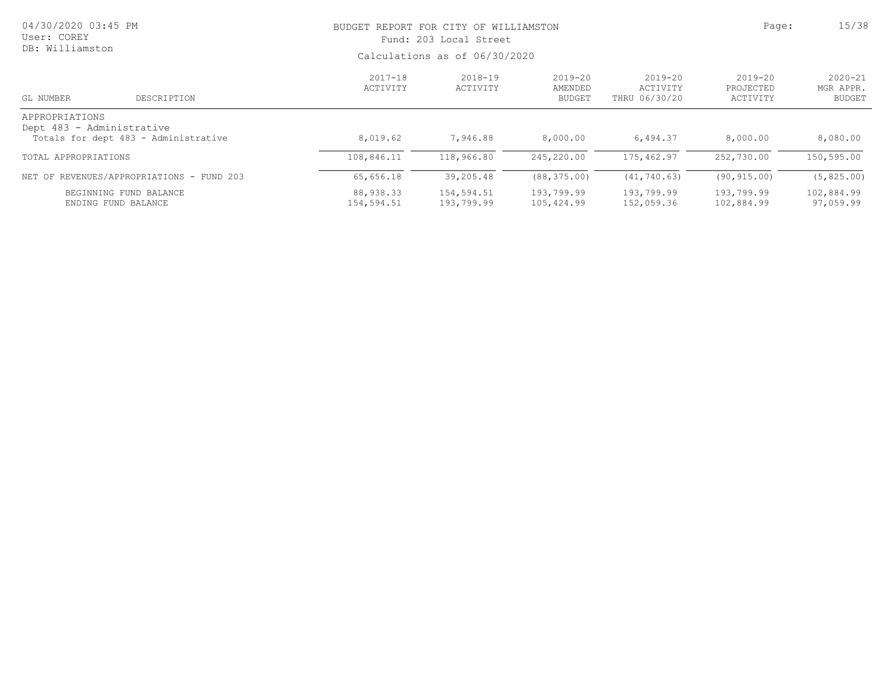BUDGET REPORT FOR CITY OF WILLIAMSTON

Fund: 203 Local Street

Calculations as of 06/30/2020

| GL NUMBER | DESCRIPTION | 2017-18 ACTIVITY | 2018-19 ACTIVITY | 2019-20 AMENDED BUDGET | 2019-20 ACTIVITY THRU 06/30/20 | 2019-20 PROJECTED ACTIVITY | 2020-21 MGR APPR. BUDGET |
|---|---|---|---|---|---|---|---|
| APPROPRIATIONS | | | | | | | |
| Dept 483 - Administrative | | | | | | | |
| Totals for dept 483 - Administrative | | 8,019.62 | 7,946.88 | 8,000.00 | 6,494.37 | 8,000.00 | 8,080.00 |
| TOTAL APPROPRIATIONS | | 108,846.11 | 118,966.80 | 245,220.00 | 175,462.97 | 252,730.00 | 150,595.00 |
| NET OF REVENUES/APPROPRIATIONS - FUND 203 | | 65,656.18 | 39,205.48 | (88,375.00) | (41,740.63) | (90,915.00) | (5,825.00) |
| BEGINNING FUND BALANCE | | 88,938.33 | 154,594.51 | 193,799.99 | 193,799.99 | 193,799.99 | 102,884.99 |
| ENDING FUND BALANCE | | 154,594.51 | 193,799.99 | 105,424.99 | 152,059.36 | 102,884.99 | 97,059.99 |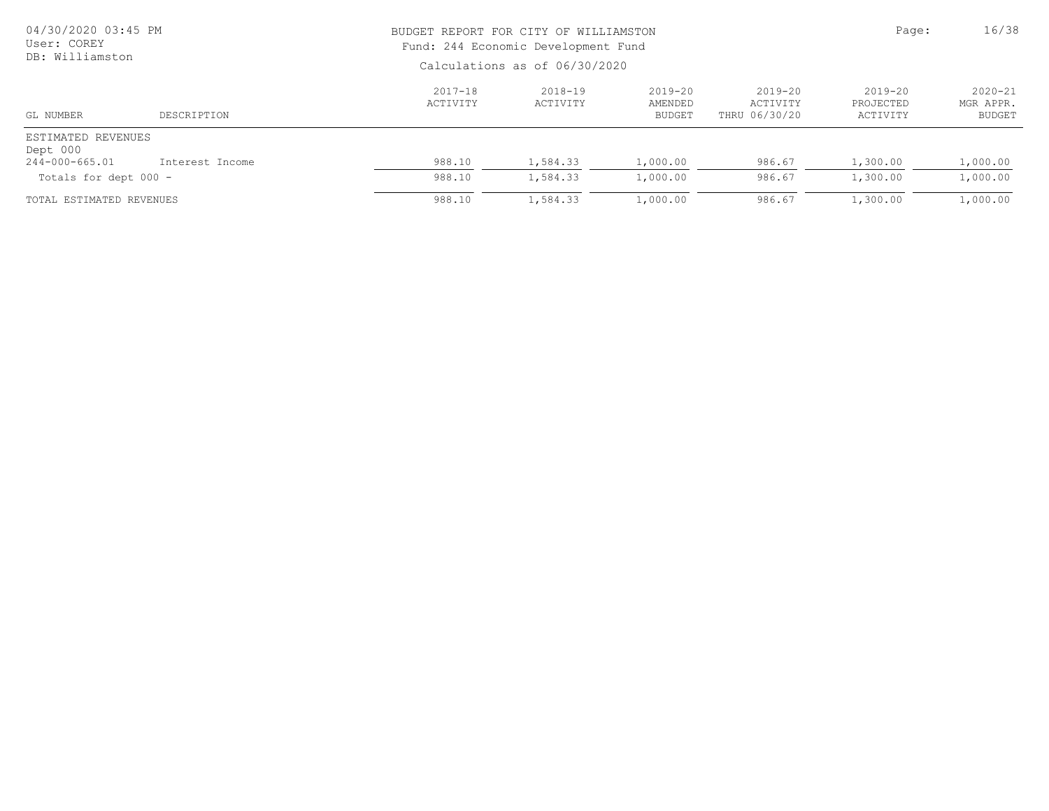# BUDGET REPORT FOR CITY OF WILLIAMSTON

Fund: 244 Economic Development Fund

Calculations as of 06/30/2020

04/30/2020 03:45 PM
User: COREY
DB: Williamston

| GL NUMBER | DESCRIPTION | 2017-18 ACTIVITY | 2018-19 ACTIVITY | 2019-20 AMENDED BUDGET | 2019-20 ACTIVITY THRU 06/30/20 | 2019-20 PROJECTED ACTIVITY | 2020-21 MGR APPR. BUDGET |
|---|---|---|---|---|---|---|---|
| ESTIMATED REVENUES | | | | | | | |
| Dept 000 | | | | | | | |
| 244-000-665.01 | Interest Income | 988.10 | 1,584.33 | 1,000.00 | 986.67 | 1,300.00 | 1,000.00 |
| Totals for dept 000 - | | 988.10 | 1,584.33 | 1,000.00 | 986.67 | 1,300.00 | 1,000.00 |
| TOTAL ESTIMATED REVENUES | | 988.10 | 1,584.33 | 1,000.00 | 986.67 | 1,300.00 | 1,000.00 |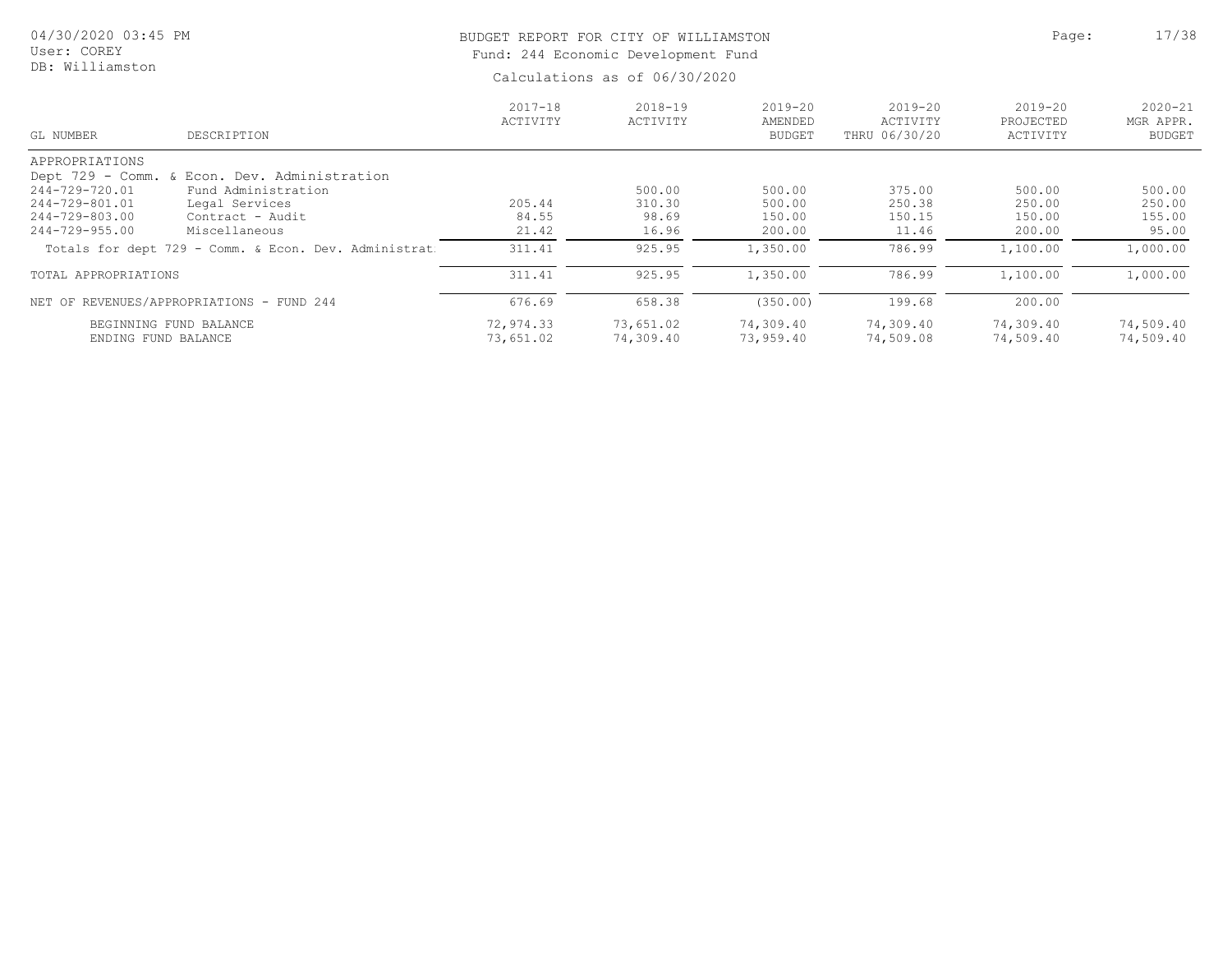BUDGET REPORT FOR CITY OF WILLIAMSTON

Fund: 244 Economic Development Fund

Calculations as of 06/30/2020

04/30/2020 03:45 PM
User: COREY
DB: Williamston

| GL NUMBER | DESCRIPTION | 2017-18 ACTIVITY | 2018-19 ACTIVITY | 2019-20 AMENDED BUDGET | 2019-20 ACTIVITY THRU 06/30/20 | 2019-20 PROJECTED ACTIVITY | 2020-21 MGR APPR. BUDGET |
|---|---|---|---|---|---|---|---|
| APPROPRIATIONS | | | | | | | |
| Dept 729 - Comm. & Econ. Dev. Administration | | | | | | | |
| 244-729-720.01 | Fund Administration | | 500.00 | 500.00 | 375.00 | 500.00 | 500.00 |
| 244-729-801.01 | Legal Services | 205.44 | 310.30 | 500.00 | 250.38 | 250.00 | 250.00 |
| 244-729-803.00 | Contract - Audit | 84.55 | 98.69 | 150.00 | 150.15 | 150.00 | 155.00 |
| 244-729-955.00 | Miscellaneous | 21.42 | 16.96 | 200.00 | 11.46 | 200.00 | 95.00 |
| Totals for dept 729 - Comm. & Econ. Dev. Administrat | | 311.41 | 925.95 | 1,350.00 | 786.99 | 1,100.00 | 1,000.00 |
| TOTAL APPROPRIATIONS | | 311.41 | 925.95 | 1,350.00 | 786.99 | 1,100.00 | 1,000.00 |
| NET OF REVENUES/APPROPRIATIONS - FUND 244 | | 676.69 | 658.38 | (350.00) | 199.68 | 200.00 | |
| BEGINNING FUND BALANCE | | 72,974.33 | 73,651.02 | 74,309.40 | 74,309.40 | 74,309.40 | 74,509.40 |
| ENDING FUND BALANCE | | 73,651.02 | 74,309.40 | 73,959.40 | 74,509.08 | 74,509.40 | 74,509.40 |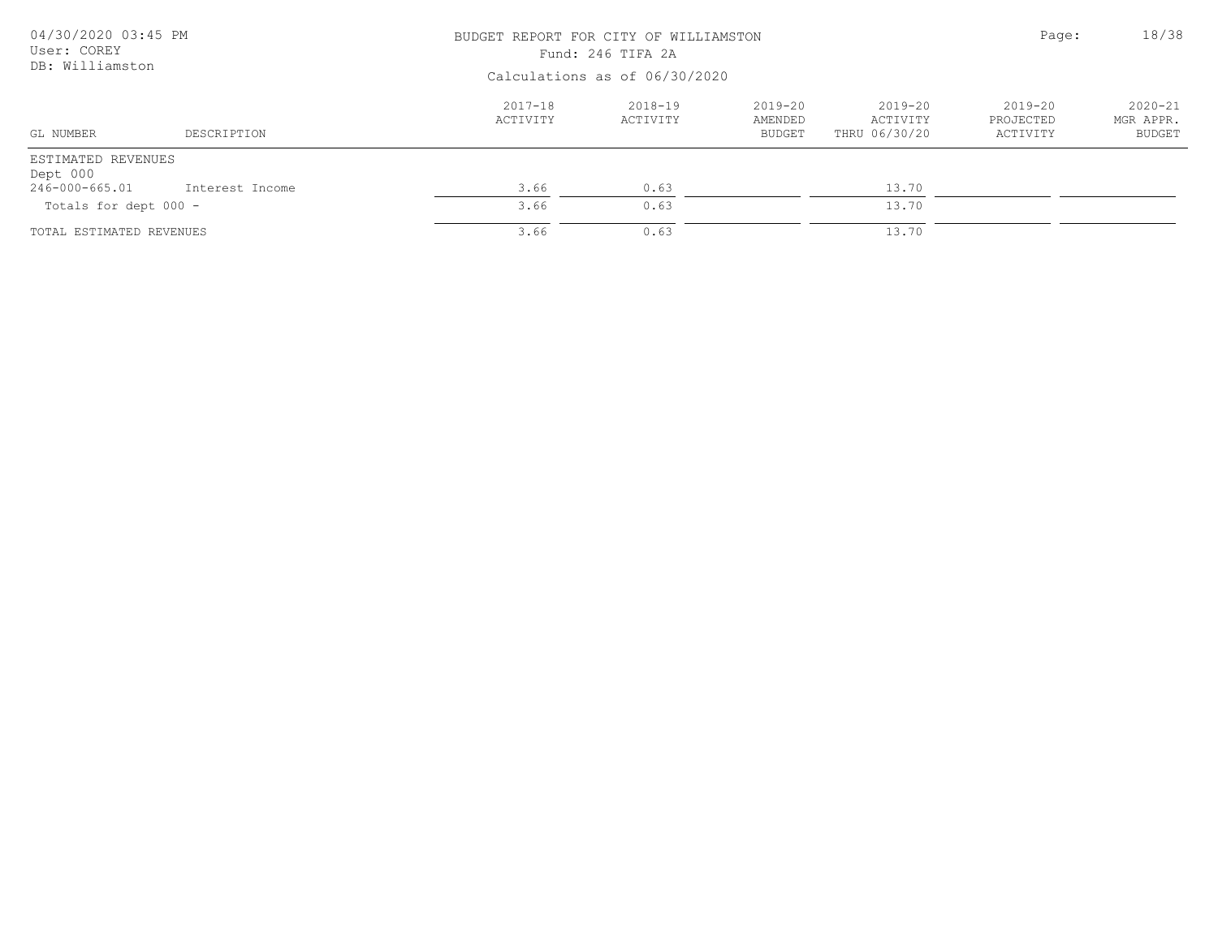BUDGET REPORT FOR CITY OF WILLIAMSTON

Fund: 246 TIFA 2A

Calculations as of 06/30/2020

| GL NUMBER | DESCRIPTION | 2017-18 ACTIVITY | 2018-19 ACTIVITY | 2019-20 AMENDED BUDGET | 2019-20 ACTIVITY THRU 06/30/20 | 2019-20 PROJECTED ACTIVITY | 2020-21 MGR APPR. BUDGET |
|---|---|---|---|---|---|---|---|
| ESTIMATED REVENUES | | | | | | | |
| Dept 000 | | | | | | | |
| 246-000-665.01 | Interest Income | 3.66 | 0.63 | | 13.70 | | |
| Totals for dept 000 - | | 3.66 | 0.63 | | 13.70 | | |
| TOTAL ESTIMATED REVENUES | | 3.66 | 0.63 | | 13.70 | | |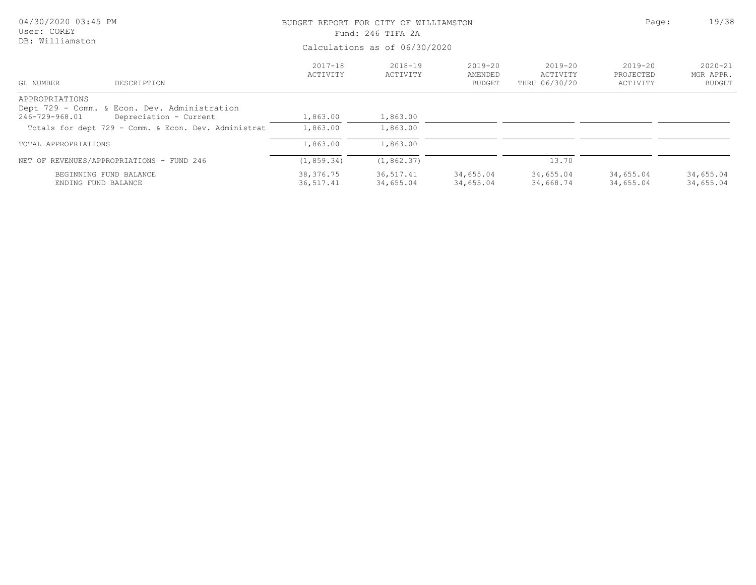BUDGET REPORT FOR CITY OF WILLIAMSTON

Fund: 246 TIFA 2A

Calculations as of 06/30/2020

| GL NUMBER | DESCRIPTION | 2017-18 ACTIVITY | 2018-19 ACTIVITY | 2019-20 AMENDED BUDGET | 2019-20 ACTIVITY THRU 06/30/20 | 2019-20 PROJECTED ACTIVITY | 2020-21 MGR APPR. BUDGET |
|---|---|---|---|---|---|---|---|
| APPROPRIATIONS | | | | | | | |
| Dept 729 - Comm. & Econ. Dev. Administration | | | | | | | |
| 246-729-968.01 | Depreciation - Current | 1,863.00 | 1,863.00 | | | | |
| Totals for dept 729 - Comm. & Econ. Dev. Administrat | | 1,863.00 | 1,863.00 | | | | |
| TOTAL APPROPRIATIONS | | 1,863.00 | 1,863.00 | | | | |
| NET OF REVENUES/APPROPRIATIONS - FUND 246 | | (1,859.34) | (1,862.37) | | 13.70 | | |
| BEGINNING FUND BALANCE | | 38,376.75 | 36,517.41 | 34,655.04 | 34,655.04 | 34,655.04 | 34,655.04 |
| ENDING FUND BALANCE | | 36,517.41 | 34,655.04 | 34,655.04 | 34,668.74 | 34,655.04 | 34,655.04 |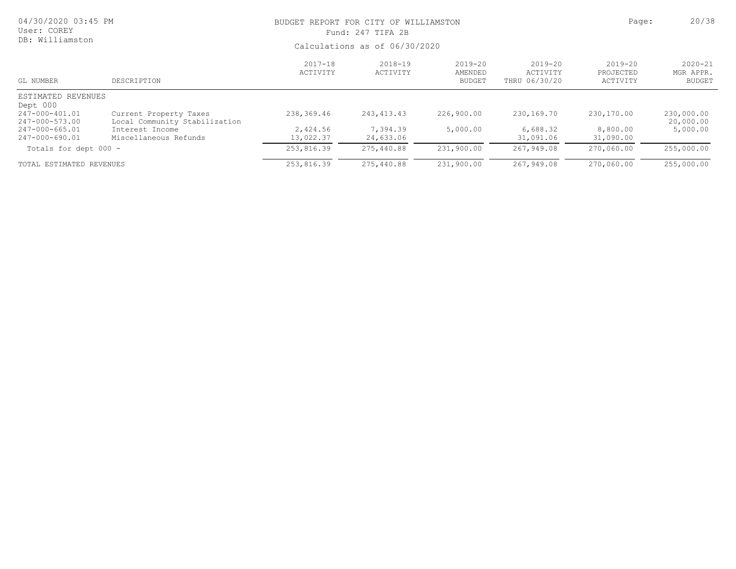# BUDGET REPORT FOR CITY OF WILLIAMSTON

Fund: 247 TIFA 2B

Calculations as of 06/30/2020

04/30/2020 03:45 PM
User: COREY
DB: Williamston

| GL NUMBER | DESCRIPTION | 2017-18 ACTIVITY | 2018-19 ACTIVITY | 2019-20 AMENDED BUDGET | 2019-20 ACTIVITY THRU 06/30/20 | 2019-20 PROJECTED ACTIVITY | 2020-21 MGR APPR. BUDGET |
|---|---|---|---|---|---|---|---|
| ESTIMATED REVENUES | | | | | | | |
| Dept 000 | | | | | | | |
| 247-000-401.01 | Current Property Taxes | 238,369.46 | 243,413.43 | 226,900.00 | 230,169.70 | 230,170.00 | 230,000.00 |
| 247-000-573.00 | Local Community Stabilization | | | | | | 20,000.00 |
| 247-000-665.01 | Interest Income | 2,424.56 | 7,394.39 | 5,000.00 | 6,688.32 | 8,800.00 | 5,000.00 |
| 247-000-690.01 | Miscellaneous Refunds | 13,022.37 | 24,633.06 | | 31,091.06 | 31,090.00 | |
| Totals for dept 000 - | | 253,816.39 | 275,440.88 | 231,900.00 | 267,949.08 | 270,060.00 | 255,000.00 |
| TOTAL ESTIMATED REVENUES | | 253,816.39 | 275,440.88 | 231,900.00 | 267,949.08 | 270,060.00 | 255,000.00 |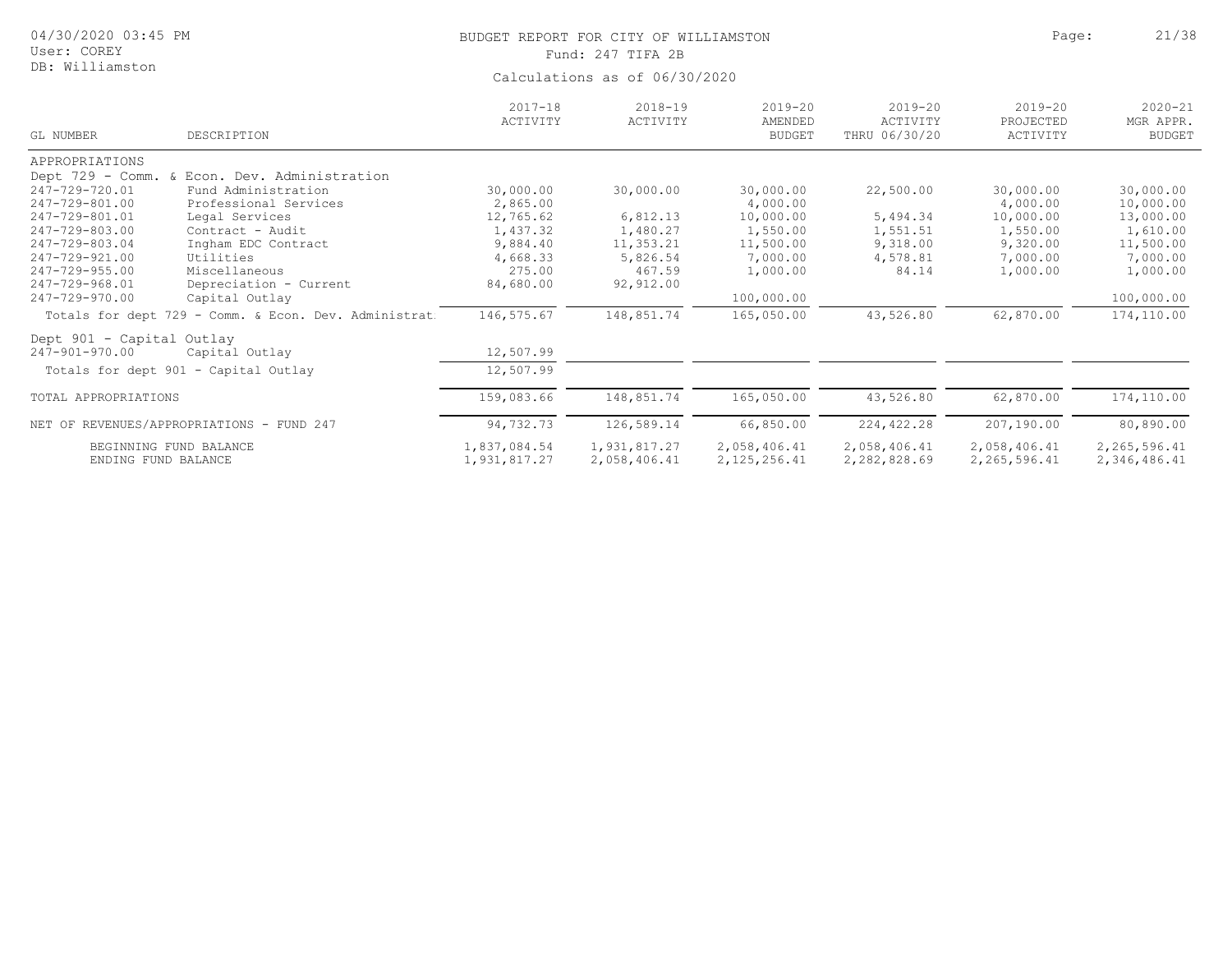# BUDGET REPORT FOR CITY OF WILLIAMSTON

Fund: 247 TIFA 2B

Calculations as of 06/30/2020

04/30/2020 03:45 PM
User: COREY
DB: Williamston

| GL NUMBER | DESCRIPTION | 2017-18 ACTIVITY | 2018-19 ACTIVITY | 2019-20 AMENDED BUDGET | 2019-20 ACTIVITY THRU 06/30/20 | 2019-20 PROJECTED ACTIVITY | 2020-21 MGR APPR. BUDGET |
|---|---|---|---|---|---|---|---|
| APPROPRIATIONS | | | | | | | |
| Dept 729 - Comm. & Econ. Dev. Administration | | | | | | | |
| 247-729-720.01 | Fund Administration | 30,000.00 | 30,000.00 | 30,000.00 | 22,500.00 | 30,000.00 | 30,000.00 |
| 247-729-801.00 | Professional Services | 2,865.00 | | 4,000.00 | | 4,000.00 | 10,000.00 |
| 247-729-801.01 | Legal Services | 12,765.62 | 6,812.13 | 10,000.00 | 5,494.34 | 10,000.00 | 13,000.00 |
| 247-729-803.00 | Contract - Audit | 1,437.32 | 1,480.27 | 1,550.00 | 1,551.51 | 1,550.00 | 1,610.00 |
| 247-729-803.04 | Ingham EDC Contract | 9,884.40 | 11,353.21 | 11,500.00 | 9,318.00 | 9,320.00 | 11,500.00 |
| 247-729-921.00 | Utilities | 4,668.33 | 5,826.54 | 7,000.00 | 4,578.81 | 7,000.00 | 7,000.00 |
| 247-729-955.00 | Miscellaneous | 275.00 | 467.59 | 1,000.00 | 84.14 | 1,000.00 | 1,000.00 |
| 247-729-968.01 | Depreciation - Current | 84,680.00 | 92,912.00 | | | | |
| 247-729-970.00 | Capital Outlay | | | 100,000.00 | | | 100,000.00 |
| Totals for dept 729 - Comm. & Econ. Dev. Administrat | | 146,575.67 | 148,851.74 | 165,050.00 | 43,526.80 | 62,870.00 | 174,110.00 |
| Dept 901 - Capital Outlay | | | | | | | |
| 247-901-970.00 | Capital Outlay | 12,507.99 | | | | | |
| Totals for dept 901 - Capital Outlay | | 12,507.99 | | | | | |
| TOTAL APPROPRIATIONS | | 159,083.66 | 148,851.74 | 165,050.00 | 43,526.80 | 62,870.00 | 174,110.00 |
| NET OF REVENUES/APPROPRIATIONS - FUND 247 | | 94,732.73 | 126,589.14 | 66,850.00 | 224,422.28 | 207,190.00 | 80,890.00 |
| BEGINNING FUND BALANCE | | 1,837,084.54 | 1,931,817.27 | 2,058,406.41 | 2,058,406.41 | 2,058,406.41 | 2,265,596.41 |
| ENDING FUND BALANCE | | 1,931,817.27 | 2,058,406.41 | 2,125,256.41 | 2,282,828.69 | 2,265,596.41 | 2,346,486.41 |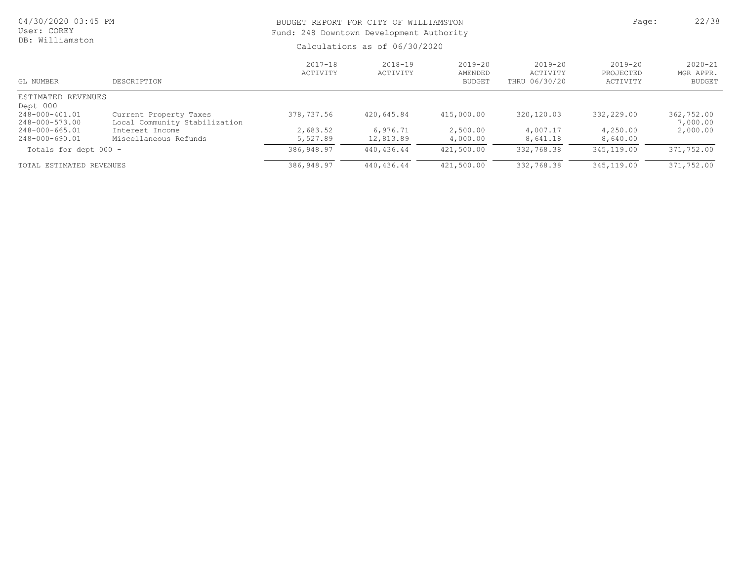BUDGET REPORT FOR CITY OF WILLIAMSTON

Fund: 248 Downtown Development Authority

Calculations as of 06/30/2020

04/30/2020 03:45 PM
User: COREY
DB: Williamston

| GL NUMBER | DESCRIPTION | 2017-18 ACTIVITY | 2018-19 ACTIVITY | 2019-20 AMENDED BUDGET | 2019-20 ACTIVITY THRU 06/30/20 | 2019-20 PROJECTED ACTIVITY | 2020-21 MGR APPR. BUDGET |
|---|---|---|---|---|---|---|---|
| ESTIMATED REVENUES | | | | | | | |
| Dept 000 | | | | | | | |
| 248-000-401.01 | Current Property Taxes | 378,737.56 | 420,645.84 | 415,000.00 | 320,120.03 | 332,229.00 | 362,752.00 |
| 248-000-573.00 | Local Community Stabilization | | | | | | 7,000.00 |
| 248-000-665.01 | Interest Income | 2,683.52 | 6,976.71 | 2,500.00 | 4,007.17 | 4,250.00 | 2,000.00 |
| 248-000-690.01 | Miscellaneous Refunds | 5,527.89 | 12,813.89 | 4,000.00 | 8,641.18 | 8,640.00 | |
| Totals for dept 000 - | | 386,948.97 | 440,436.44 | 421,500.00 | 332,768.38 | 345,119.00 | 371,752.00 |
| TOTAL ESTIMATED REVENUES | | 386,948.97 | 440,436.44 | 421,500.00 | 332,768.38 | 345,119.00 | 371,752.00 |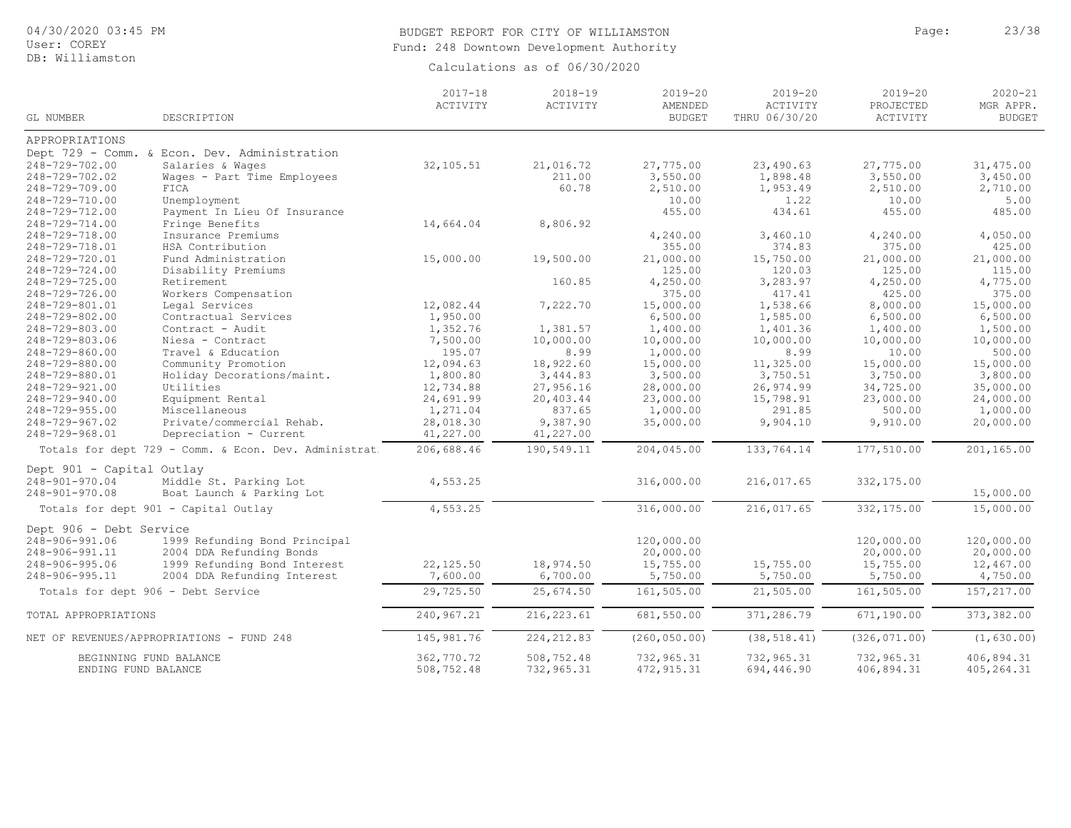# BUDGET REPORT FOR CITY OF WILLIAMSTON

Fund: 248 Downtown Development Authority

Calculations as of 06/30/2020

04/30/2020 03:45 PM
User: COREY
DB: Williamston

| GL NUMBER | DESCRIPTION | 2017-18 ACTIVITY | 2018-19 ACTIVITY | 2019-20 AMENDED BUDGET | 2019-20 ACTIVITY THRU 06/30/20 | 2019-20 PROJECTED ACTIVITY | 2020-21 MGR APPR. BUDGET |
|---|---|---|---|---|---|---|---|
| APPROPRIATIONS | | | | | | | |
| Dept 729 - Comm. & Econ. Dev. Administration | | | | | | | |
| 248-729-702.00 | Salaries & Wages | 32,105.51 | 21,016.72 | 27,775.00 | 23,490.63 | 27,775.00 | 31,475.00 |
| 248-729-702.02 | Wages - Part Time Employees | | 211.00 | 3,550.00 | 1,898.48 | 3,550.00 | 3,450.00 |
| 248-729-709.00 | FICA | | 60.78 | 2,510.00 | 1,953.49 | 2,510.00 | 2,710.00 |
| 248-729-710.00 | Unemployment | | | 10.00 | 1.22 | 10.00 | 5.00 |
| 248-729-712.00 | Payment In Lieu Of Insurance | | | 455.00 | 434.61 | 455.00 | 485.00 |
| 248-729-714.00 | Fringe Benefits | 14,664.04 | 8,806.92 | | | | |
| 248-729-718.00 | Insurance Premiums | | | 4,240.00 | 3,460.10 | 4,240.00 | 4,050.00 |
| 248-729-718.01 | HSA Contribution | | | 355.00 | 374.83 | 375.00 | 425.00 |
| 248-729-720.01 | Fund Administration | 15,000.00 | 19,500.00 | 21,000.00 | 15,750.00 | 21,000.00 | 21,000.00 |
| 248-729-724.00 | Disability Premiums | | | 125.00 | 120.03 | 125.00 | 115.00 |
| 248-729-725.00 | Retirement | | 160.85 | 4,250.00 | 3,283.97 | 4,250.00 | 4,775.00 |
| 248-729-726.00 | Workers Compensation | | | 375.00 | 417.41 | 425.00 | 375.00 |
| 248-729-801.01 | Legal Services | 12,082.44 | 7,222.70 | 15,000.00 | 1,538.66 | 8,000.00 | 15,000.00 |
| 248-729-802.00 | Contractual Services | 1,950.00 | | 6,500.00 | 1,585.00 | 6,500.00 | 6,500.00 |
| 248-729-803.00 | Contract - Audit | 1,352.76 | 1,381.57 | 1,400.00 | 1,401.36 | 1,400.00 | 1,500.00 |
| 248-729-803.06 | Niesa - Contract | 7,500.00 | 10,000.00 | 10,000.00 | 10,000.00 | 10,000.00 | 10,000.00 |
| 248-729-860.00 | Travel & Education | 195.07 | 8.99 | 1,000.00 | 8.99 | 10.00 | 500.00 |
| 248-729-880.00 | Community Promotion | 12,094.63 | 18,922.60 | 15,000.00 | 11,325.00 | 15,000.00 | 15,000.00 |
| 248-729-880.01 | Holiday Decorations/maint. | 1,800.80 | 3,444.83 | 3,500.00 | 3,750.51 | 3,750.00 | 3,800.00 |
| 248-729-921.00 | Utilities | 12,734.88 | 27,956.16 | 28,000.00 | 26,974.99 | 34,725.00 | 35,000.00 |
| 248-729-940.00 | Equipment Rental | 24,691.99 | 20,403.44 | 23,000.00 | 15,798.91 | 23,000.00 | 24,000.00 |
| 248-729-955.00 | Miscellaneous | 1,271.04 | 837.65 | 1,000.00 | 291.85 | 500.00 | 1,000.00 |
| 248-729-967.02 | Private/commercial Rehab. | 28,018.30 | 9,387.90 | 35,000.00 | 9,904.10 | 9,910.00 | 20,000.00 |
| 248-729-968.01 | Depreciation - Current | 41,227.00 | 41,227.00 | | | | |
| Totals for dept 729 - Comm. & Econ. Dev. Administrat | | 206,688.46 | 190,549.11 | 204,045.00 | 133,764.14 | 177,510.00 | 201,165.00 |
| Dept 901 - Capital Outlay | | | | | | | |
| 248-901-970.04 | Middle St. Parking Lot | 4,553.25 | | 316,000.00 | 216,017.65 | 332,175.00 | |
| 248-901-970.08 | Boat Launch & Parking Lot | | | | | | 15,000.00 |
| Totals for dept 901 - Capital Outlay | | 4,553.25 | | 316,000.00 | 216,017.65 | 332,175.00 | 15,000.00 |
| Dept 906 - Debt Service | | | | | | | |
| 248-906-991.06 | 1999 Refunding Bond Principal | | | 120,000.00 | | 120,000.00 | 120,000.00 |
| 248-906-991.11 | 2004 DDA Refunding Bonds | | | 20,000.00 | | 20,000.00 | 20,000.00 |
| 248-906-995.06 | 1999 Refunding Bond Interest | 22,125.50 | 18,974.50 | 15,755.00 | 15,755.00 | 15,755.00 | 12,467.00 |
| 248-906-995.11 | 2004 DDA Refunding Interest | 7,600.00 | 6,700.00 | 5,750.00 | 5,750.00 | 5,750.00 | 4,750.00 |
| Totals for dept 906 - Debt Service | | 29,725.50 | 25,674.50 | 161,505.00 | 21,505.00 | 161,505.00 | 157,217.00 |
| TOTAL APPROPRIATIONS | | 240,967.21 | 216,223.61 | 681,550.00 | 371,286.79 | 671,190.00 | 373,382.00 |
| NET OF REVENUES/APPROPRIATIONS - FUND 248 | | 145,981.76 | 224,212.83 | (260,050.00) | (38,518.41) | (326,071.00) | (1,630.00) |
| BEGINNING FUND BALANCE | | 362,770.72 | 508,752.48 | 732,965.31 | 732,965.31 | 732,965.31 | 406,894.31 |
| ENDING FUND BALANCE | | 508,752.48 | 732,965.31 | 472,915.31 | 694,446.90 | 406,894.31 | 405,264.31 |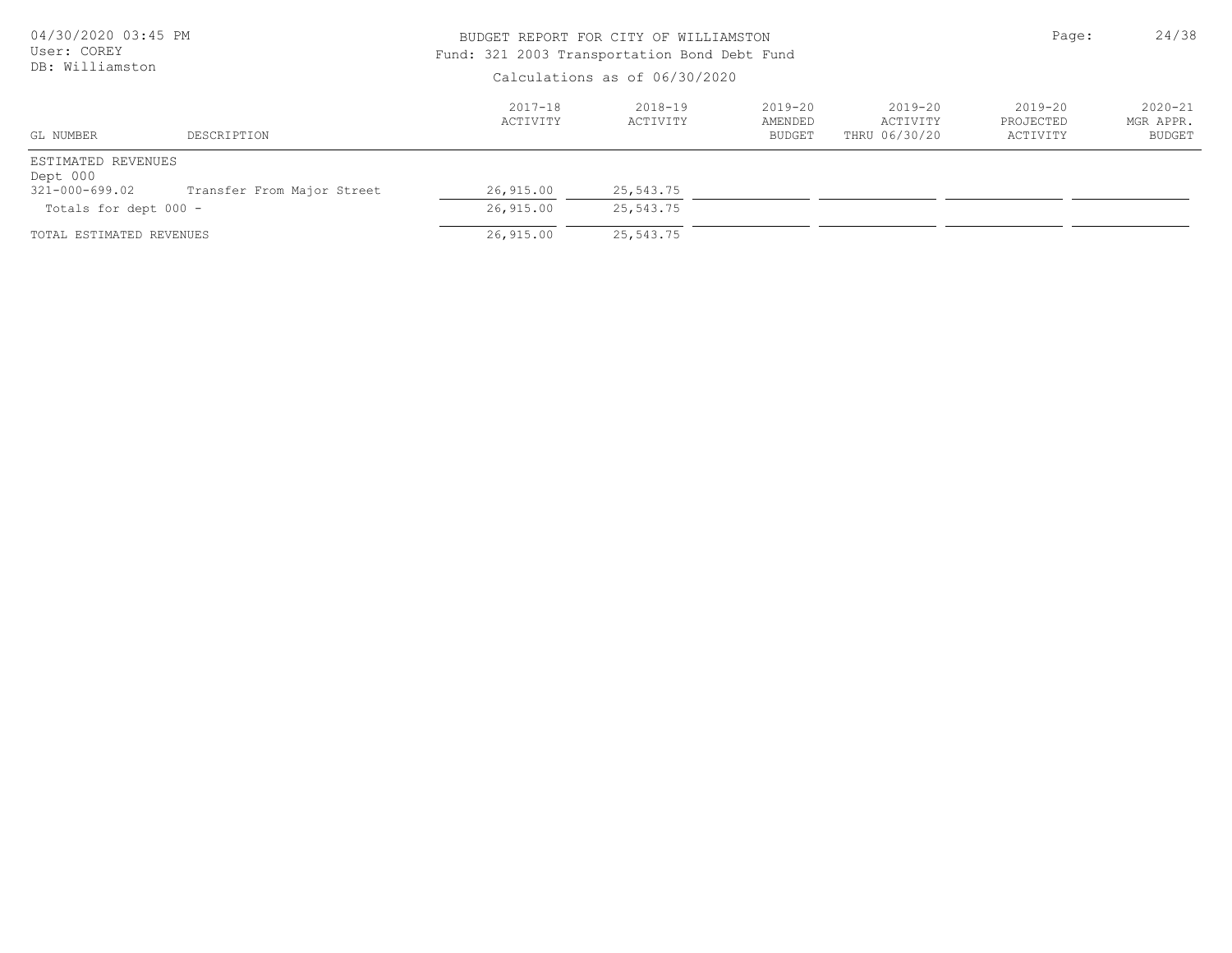BUDGET REPORT FOR CITY OF WILLIAMSTON

Fund: 321 2003 Transportation Bond Debt Fund

Calculations as of 06/30/2020

04/30/2020 03:45 PM
User: COREY
DB: Williamston

| GL NUMBER | DESCRIPTION | 2017-18 ACTIVITY | 2018-19 ACTIVITY | 2019-20 AMENDED BUDGET | 2019-20 ACTIVITY THRU 06/30/20 | 2019-20 PROJECTED ACTIVITY | 2020-21 MGR APPR. BUDGET |
|---|---|---|---|---|---|---|---|
| ESTIMATED REVENUES | | | | | | | |
| Dept 000 | | | | | | | |
| 321-000-699.02 | Transfer From Major Street | 26,915.00 | 25,543.75 | | | | |
| Totals for dept 000 - | | 26,915.00 | 25,543.75 | | | | |
| TOTAL ESTIMATED REVENUES | | 26,915.00 | 25,543.75 | | | | |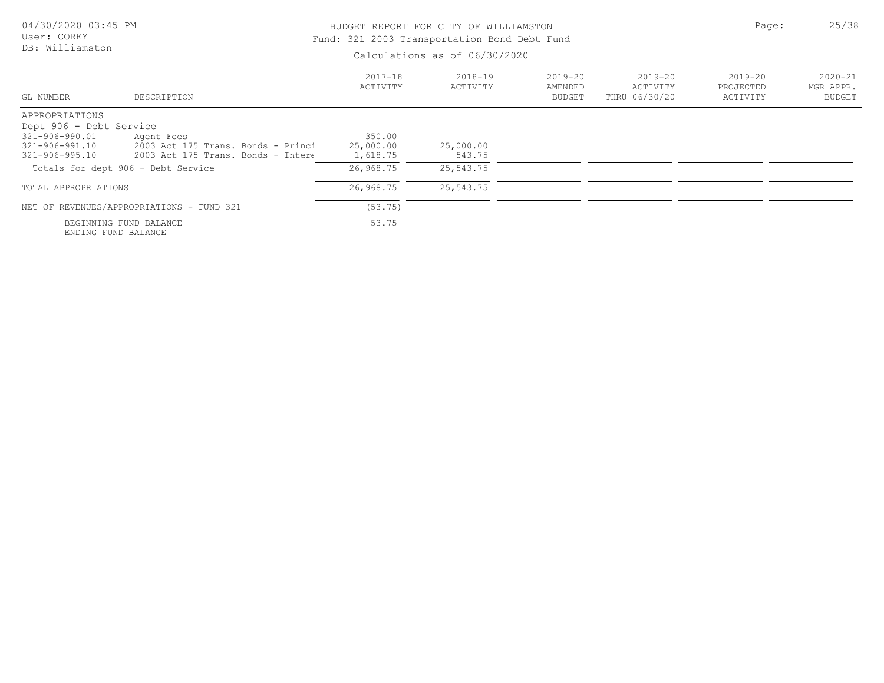04/30/2020 03:45 PM
User: COREY
DB: Williamston

# BUDGET REPORT FOR CITY OF WILLIAMSTON

## Fund: 321 2003 Transportation Bond Debt Fund

Calculations as of 06/30/2020

| GL NUMBER | DESCRIPTION | 2017-18 ACTIVITY | 2018-19 ACTIVITY | 2019-20 AMENDED BUDGET | 2019-20 ACTIVITY THRU 06/30/20 | 2019-20 PROJECTED ACTIVITY | 2020-21 MGR APPR. BUDGET |
|---|---|---|---|---|---|---|---|
| APPROPRIATIONS | | | | | | | |
| Dept 906 - Debt Service | | | | | | | |
| 321-906-990.01 | Agent Fees | 350.00 | | | | | |
| 321-906-991.10 | 2003 Act 175 Trans. Bonds - Princi | 25,000.00 | 25,000.00 | | | | |
| 321-906-995.10 | 2003 Act 175 Trans. Bonds - Intere | 1,618.75 | 543.75 | | | | |
| Totals for dept 906 - Debt Service | | 26,968.75 | 25,543.75 | | | | |
| TOTAL APPROPRIATIONS | | 26,968.75 | 25,543.75 | | | | |
| NET OF REVENUES/APPROPRIATIONS - FUND 321 | | (53.75) | | | | | |
| BEGINNING FUND BALANCE | | 53.75 | | | | | |
| ENDING FUND BALANCE | | | | | | | |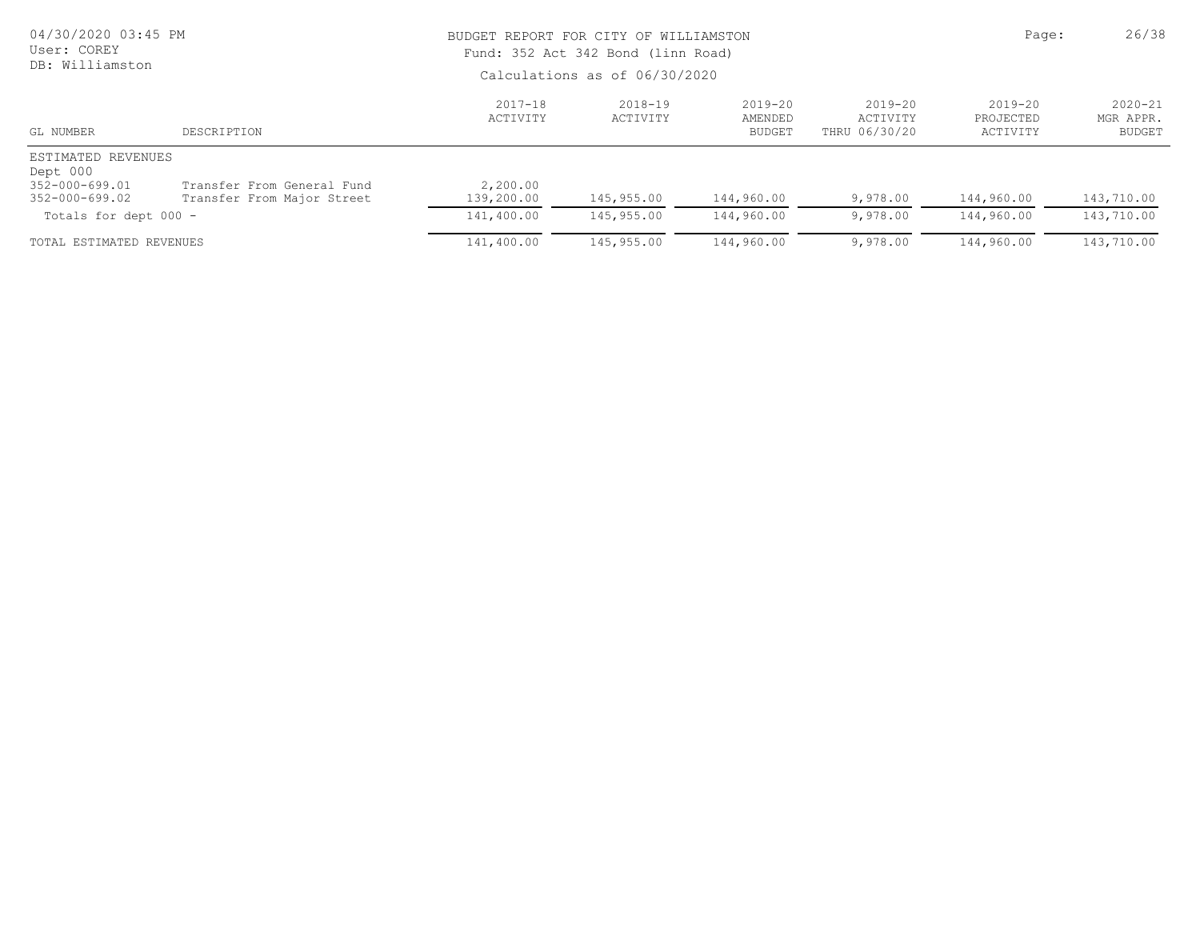BUDGET REPORT FOR CITY OF WILLIAMSTON

Fund: 352 Act 342 Bond (linn Road)

Calculations as of 06/30/2020

04/30/2020 03:45 PM
User: COREY
DB: Williamston

| GL NUMBER | DESCRIPTION | 2017-18 ACTIVITY | 2018-19 ACTIVITY | 2019-20 AMENDED BUDGET | 2019-20 ACTIVITY THRU 06/30/20 | 2019-20 PROJECTED ACTIVITY | 2020-21 MGR APPR. BUDGET |
|---|---|---|---|---|---|---|---|
| ESTIMATED REVENUES | | | | | | | |
| Dept 000 | | | | | | | |
| 352-000-699.01 | Transfer From General Fund | 2,200.00 | | | | | |
| 352-000-699.02 | Transfer From Major Street | 139,200.00 | 145,955.00 | 144,960.00 | 9,978.00 | 144,960.00 | 143,710.00 |
| Totals for dept 000 - | | 141,400.00 | 145,955.00 | 144,960.00 | 9,978.00 | 144,960.00 | 143,710.00 |
| TOTAL ESTIMATED REVENUES | | 141,400.00 | 145,955.00 | 144,960.00 | 9,978.00 | 144,960.00 | 143,710.00 |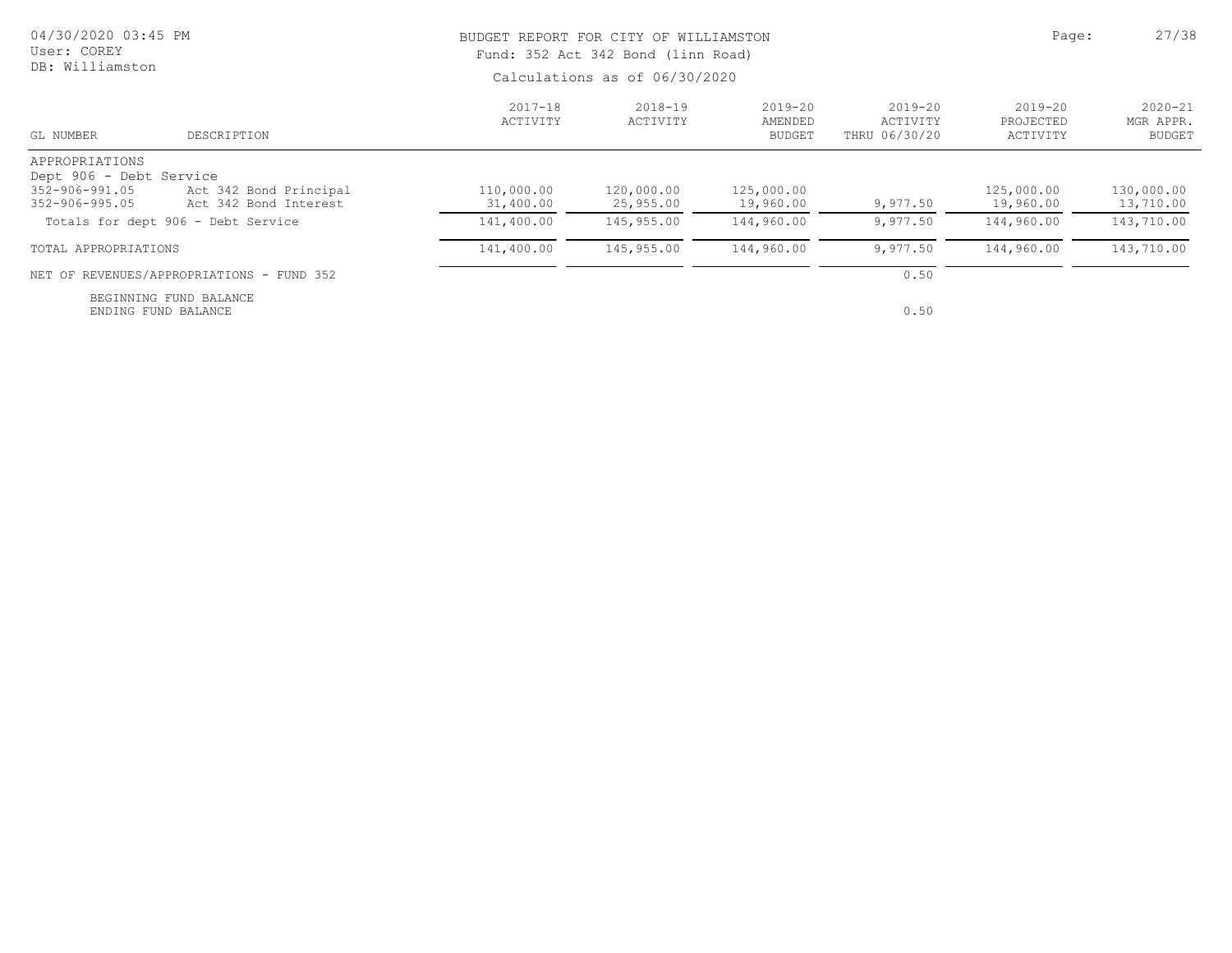BUDGET REPORT FOR CITY OF WILLIAMSTON
Fund: 352 Act 342 Bond (linn Road)

Calculations as of 06/30/2020

| GL NUMBER | DESCRIPTION | 2017-18 ACTIVITY | 2018-19 ACTIVITY | 2019-20 AMENDED BUDGET | 2019-20 ACTIVITY THRU 06/30/20 | 2019-20 PROJECTED ACTIVITY | 2020-21 MGR APPR. BUDGET |
|---|---|---|---|---|---|---|---|
| APPROPRIATIONS | | | | | | | |
| Dept 906 - Debt Service | | | | | | | |
| 352-906-991.05 | Act 342 Bond Principal | 110,000.00 | 120,000.00 | 125,000.00 | | 125,000.00 | 130,000.00 |
| 352-906-995.05 | Act 342 Bond Interest | 31,400.00 | 25,955.00 | 19,960.00 | 9,977.50 | 19,960.00 | 13,710.00 |
| Totals for dept 906 - Debt Service | | 141,400.00 | 145,955.00 | 144,960.00 | 9,977.50 | 144,960.00 | 143,710.00 |
| TOTAL APPROPRIATIONS | | 141,400.00 | 145,955.00 | 144,960.00 | 9,977.50 | 144,960.00 | 143,710.00 |
| NET OF REVENUES/APPROPRIATIONS - FUND 352 | | | | | 0.50 | | |
| BEGINNING FUND BALANCE | | | | | | | |
| ENDING FUND BALANCE | | | | | 0.50 | | |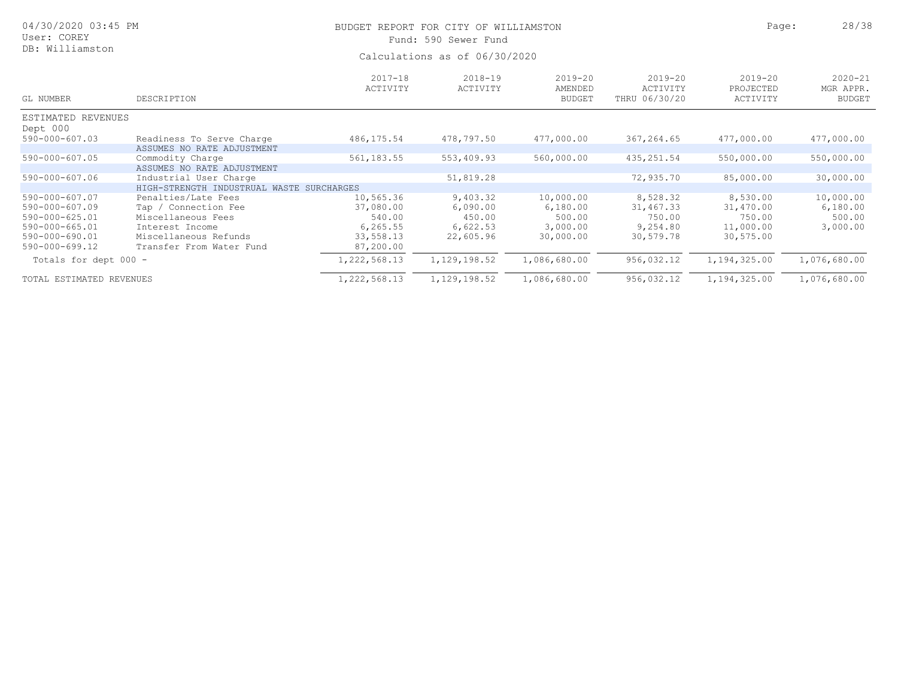BUDGET REPORT FOR CITY OF WILLIAMSTON

Fund: 590 Sewer Fund

Calculations as of 06/30/2020

| GL NUMBER | DESCRIPTION | 2017-18 ACTIVITY | 2018-19 ACTIVITY | 2019-20 AMENDED BUDGET | 2019-20 ACTIVITY THRU 06/30/20 | 2019-20 PROJECTED ACTIVITY | 2020-21 MGR APPR. BUDGET |
|---|---|---|---|---|---|---|---|
| ESTIMATED REVENUES | | | | | | | |
| Dept 000 | | | | | | | |
| 590-000-607.03 | Readiness To Serve Charge | 486,175.54 | 478,797.50 | 477,000.00 | 367,264.65 | 477,000.00 | 477,000.00 |
| | ASSUMES NO RATE ADJUSTMENT | | | | | | |
| 590-000-607.05 | Commodity Charge | 561,183.55 | 553,409.93 | 560,000.00 | 435,251.54 | 550,000.00 | 550,000.00 |
| | ASSUMES NO RATE ADJUSTMENT | | | | | | |
| 590-000-607.06 | Industrial User Charge | | 51,819.28 | | 72,935.70 | 85,000.00 | 30,000.00 |
| | HIGH-STRENGTH INDUSTRUAL WASTE SURCHARGES | | | | | | |
| 590-000-607.07 | Penalties/Late Fees | 10,565.36 | 9,403.32 | 10,000.00 | 8,528.32 | 8,530.00 | 10,000.00 |
| 590-000-607.09 | Tap / Connection Fee | 37,080.00 | 6,090.00 | 6,180.00 | 31,467.33 | 31,470.00 | 6,180.00 |
| 590-000-625.01 | Miscellaneous Fees | 540.00 | 450.00 | 500.00 | 750.00 | 750.00 | 500.00 |
| 590-000-665.01 | Interest Income | 6,265.55 | 6,622.53 | 3,000.00 | 9,254.80 | 11,000.00 | 3,000.00 |
| 590-000-690.01 | Miscellaneous Refunds | 33,558.13 | 22,605.96 | 30,000.00 | 30,579.78 | 30,575.00 | |
| 590-000-699.12 | Transfer From Water Fund | 87,200.00 | | | | | |
| Totals for dept 000 - | | 1,222,568.13 | 1,129,198.52 | 1,086,680.00 | 956,032.12 | 1,194,325.00 | 1,076,680.00 |
| TOTAL ESTIMATED REVENUES | | 1,222,568.13 | 1,129,198.52 | 1,086,680.00 | 956,032.12 | 1,194,325.00 | 1,076,680.00 |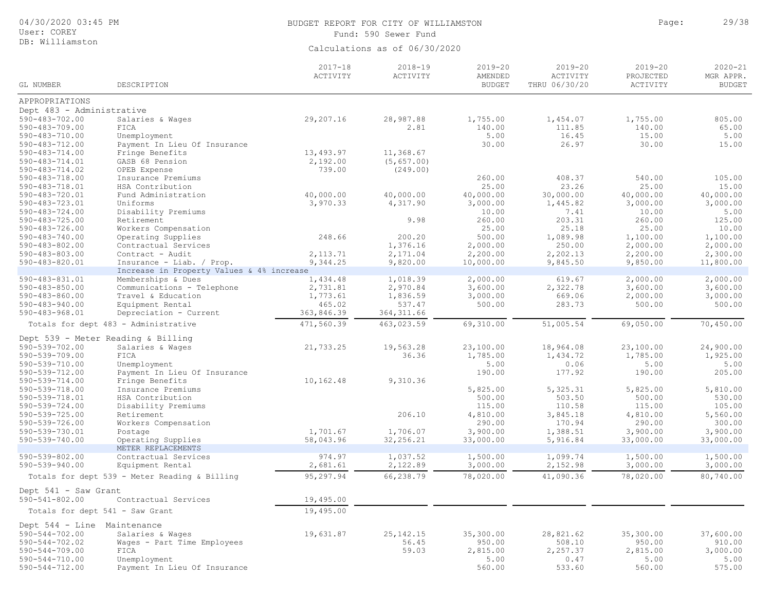BUDGET REPORT FOR CITY OF WILLIAMSTON

Fund: 590 Sewer Fund

Calculations as of 06/30/2020

| GL NUMBER | DESCRIPTION | 2017-18 ACTIVITY | 2018-19 ACTIVITY | 2019-20 AMENDED BUDGET | 2019-20 ACTIVITY THRU 06/30/20 | 2019-20 PROJECTED ACTIVITY | 2020-21 MGR APPR. BUDGET |
|---|---|---|---|---|---|---|---|
| APPROPRIATIONS | | | | | | | |
| Dept 483 - Administrative | | | | | | | |
| 590-483-702.00 | Salaries & Wages | 29,207.16 | 28,987.88 | 1,755.00 | 1,454.07 | 1,755.00 | 805.00 |
| 590-483-709.00 | FICA | | 2.81 | 140.00 | 111.85 | 140.00 | 65.00 |
| 590-483-710.00 | Unemployment | | | 5.00 | 16.45 | 15.00 | 5.00 |
| 590-483-712.00 | Payment In Lieu Of Insurance | | | 30.00 | 26.97 | 30.00 | 15.00 |
| 590-483-714.00 | Fringe Benefits | 13,493.97 | 11,368.67 | | | | |
| 590-483-714.01 | GASB 68 Pension | 2,192.00 | (5,657.00) | | | | |
| 590-483-714.02 | OPEB Expense | 739.00 | (249.00) | | | | |
| 590-483-718.00 | Insurance Premiums | | | 260.00 | 408.37 | 540.00 | 105.00 |
| 590-483-718.01 | HSA Contribution | | | 25.00 | 23.26 | 25.00 | 15.00 |
| 590-483-720.01 | Fund Administration | 40,000.00 | 40,000.00 | 40,000.00 | 30,000.00 | 40,000.00 | 40,000.00 |
| 590-483-723.01 | Uniforms | 3,970.33 | 4,317.90 | 3,000.00 | 1,445.82 | 3,000.00 | 3,000.00 |
| 590-483-724.00 | Disability Premiums | | | 10.00 | 7.41 | 10.00 | 5.00 |
| 590-483-725.00 | Retirement | | 9.98 | 260.00 | 203.31 | 260.00 | 125.00 |
| 590-483-726.00 | Workers Compensation | | | 25.00 | 25.18 | 25.00 | 10.00 |
| 590-483-740.00 | Operating Supplies | 248.66 | 200.20 | 500.00 | 1,089.98 | 1,100.00 | 1,100.00 |
| 590-483-802.00 | Contractual Services | | 1,376.16 | 2,000.00 | 250.00 | 2,000.00 | 2,000.00 |
| 590-483-803.00 | Contract - Audit | 2,113.71 | 2,171.04 | 2,200.00 | 2,202.13 | 2,200.00 | 2,300.00 |
| 590-483-820.01 | Insurance - Liab. / Prop. | 9,344.25 | 9,820.00 | 10,000.00 | 9,845.50 | 9,850.00 | 11,800.00 |
| | Increase in Property Values & 4% increase | | | | | | |
| 590-483-831.01 | Memberships & Dues | 1,434.48 | 1,018.39 | 2,000.00 | 619.67 | 2,000.00 | 2,000.00 |
| 590-483-850.00 | Communications - Telephone | 2,731.81 | 2,970.84 | 3,600.00 | 2,322.78 | 3,600.00 | 3,600.00 |
| 590-483-860.00 | Travel & Education | 1,773.61 | 1,836.59 | 3,000.00 | 669.06 | 2,000.00 | 3,000.00 |
| 590-483-940.00 | Equipment Rental | 465.02 | 537.47 | 500.00 | 283.73 | 500.00 | 500.00 |
| 590-483-968.01 | Depreciation - Current | 363,846.39 | 364,311.66 | | | | |
| Totals for dept 483 - Administrative | | 471,560.39 | 463,023.59 | 69,310.00 | 51,005.54 | 69,050.00 | 70,450.00 |
| Dept 539 - Meter Reading & Billing | | | | | | | |
| 590-539-702.00 | Salaries & Wages | 21,733.25 | 19,563.28 | 23,100.00 | 18,964.08 | 23,100.00 | 24,900.00 |
| 590-539-709.00 | FICA | | 36.36 | 1,785.00 | 1,434.72 | 1,785.00 | 1,925.00 |
| 590-539-710.00 | Unemployment | | | 5.00 | 0.06 | 5.00 | 5.00 |
| 590-539-712.00 | Payment In Lieu Of Insurance | | | 190.00 | 177.92 | 190.00 | 205.00 |
| 590-539-714.00 | Fringe Benefits | 10,162.48 | 9,310.36 | | | | |
| 590-539-718.00 | Insurance Premiums | | | 5,825.00 | 5,325.31 | 5,825.00 | 5,810.00 |
| 590-539-718.01 | HSA Contribution | | | 500.00 | 503.50 | 500.00 | 530.00 |
| 590-539-724.00 | Disability Premiums | | | 115.00 | 110.58 | 115.00 | 105.00 |
| 590-539-725.00 | Retirement | | 206.10 | 4,810.00 | 3,845.18 | 4,810.00 | 5,560.00 |
| 590-539-726.00 | Workers Compensation | | | 290.00 | 170.94 | 290.00 | 300.00 |
| 590-539-730.01 | Postage | 1,701.67 | 1,706.07 | 3,900.00 | 1,388.51 | 3,900.00 | 3,900.00 |
| 590-539-740.00 | Operating Supplies | 58,043.96 | 32,256.21 | 33,000.00 | 5,916.84 | 33,000.00 | 33,000.00 |
| | METER REPLACEMENTS | | | | | | |
| 590-539-802.00 | Contractual Services | 974.97 | 1,037.52 | 1,500.00 | 1,099.74 | 1,500.00 | 1,500.00 |
| 590-539-940.00 | Equipment Rental | 2,681.61 | 2,122.89 | 3,000.00 | 2,152.98 | 3,000.00 | 3,000.00 |
| Totals for dept 539 - Meter Reading & Billing | | 95,297.94 | 66,238.79 | 78,020.00 | 41,090.36 | 78,020.00 | 80,740.00 |
| Dept 541 - Saw Grant | | | | | | | |
| 590-541-802.00 | Contractual Services | 19,495.00 | | | | | |
| Totals for dept 541 - Saw Grant | | 19,495.00 | | | | | |
| Dept 544 - Line Maintenance | | | | | | | |
| 590-544-702.00 | Salaries & Wages | 19,631.87 | 25,142.15 | 35,300.00 | 28,821.62 | 35,300.00 | 37,600.00 |
| 590-544-702.02 | Wages - Part Time Employees | | 56.45 | 950.00 | 508.10 | 950.00 | 910.00 |
| 590-544-709.00 | FICA | | 59.03 | 2,815.00 | 2,257.37 | 2,815.00 | 3,000.00 |
| 590-544-710.00 | Unemployment | | | 5.00 | 0.47 | 5.00 | 5.00 |
| 590-544-712.00 | Payment In Lieu Of Insurance | | | 560.00 | 533.60 | 560.00 | 575.00 |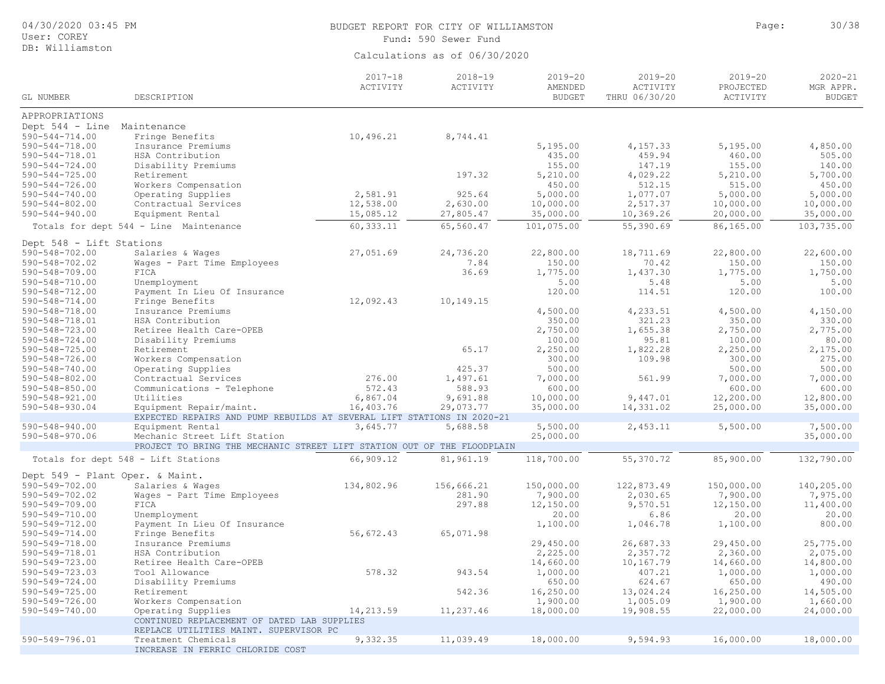BUDGET REPORT FOR CITY OF WILLIAMSTON

Fund: 590 Sewer Fund

Calculations as of 06/30/2020

| GL NUMBER | DESCRIPTION | 2017-18 ACTIVITY | 2018-19 ACTIVITY | 2019-20 AMENDED BUDGET | 2019-20 ACTIVITY THRU 06/30/20 | 2019-20 PROJECTED ACTIVITY | 2020-21 MGR APPR. BUDGET |
|---|---|---|---|---|---|---|---|
| APPROPRIATIONS | | | | | | | |
| Dept 544 - Line Maintenance | | | | | | | |
| 590-544-714.00 | Fringe Benefits | 10,496.21 | 8,744.41 | | | | |
| 590-544-718.00 | Insurance Premiums | | | 5,195.00 | 4,157.33 | 5,195.00 | 4,850.00 |
| 590-544-718.01 | HSA Contribution | | | 435.00 | 459.94 | 460.00 | 505.00 |
| 590-544-724.00 | Disability Premiums | | | 155.00 | 147.19 | 155.00 | 140.00 |
| 590-544-725.00 | Retirement | | 197.32 | 5,210.00 | 4,029.22 | 5,210.00 | 5,700.00 |
| 590-544-726.00 | Workers Compensation | | | 450.00 | 512.15 | 515.00 | 450.00 |
| 590-544-740.00 | Operating Supplies | 2,581.91 | 925.64 | 5,000.00 | 1,077.07 | 5,000.00 | 5,000.00 |
| 590-544-802.00 | Contractual Services | 12,538.00 | 2,630.00 | 10,000.00 | 2,517.37 | 10,000.00 | 10,000.00 |
| 590-544-940.00 | Equipment Rental | 15,085.12 | 27,805.47 | 35,000.00 | 10,369.26 | 20,000.00 | 35,000.00 |
| Totals for dept 544 - Line Maintenance | | 60,333.11 | 65,560.47 | 101,075.00 | 55,390.69 | 86,165.00 | 103,735.00 |
| Dept 548 - Lift Stations | | | | | | | |
| 590-548-702.00 | Salaries & Wages | 27,051.69 | 24,736.20 | 22,800.00 | 18,711.69 | 22,800.00 | 22,600.00 |
| 590-548-702.02 | Wages - Part Time Employees | | 7.84 | 150.00 | 70.42 | 150.00 | 150.00 |
| 590-548-709.00 | FICA | | 36.69 | 1,775.00 | 1,437.30 | 1,775.00 | 1,750.00 |
| 590-548-710.00 | Unemployment | | | 5.00 | 5.48 | 5.00 | 5.00 |
| 590-548-712.00 | Payment In Lieu Of Insurance | | | 120.00 | 114.51 | 120.00 | 100.00 |
| 590-548-714.00 | Fringe Benefits | 12,092.43 | 10,149.15 | | | | |
| 590-548-718.00 | Insurance Premiums | | | 4,500.00 | 4,233.51 | 4,500.00 | 4,150.00 |
| 590-548-718.01 | HSA Contribution | | | 350.00 | 321.23 | 350.00 | 330.00 |
| 590-548-723.00 | Retiree Health Care-OPEB | | | 2,750.00 | 1,655.38 | 2,750.00 | 2,775.00 |
| 590-548-724.00 | Disability Premiums | | | 100.00 | 95.81 | 100.00 | 80.00 |
| 590-548-725.00 | Retirement | | 65.17 | 2,250.00 | 1,822.28 | 2,250.00 | 2,175.00 |
| 590-548-726.00 | Workers Compensation | | | 300.00 | 109.98 | 300.00 | 275.00 |
| 590-548-740.00 | Operating Supplies | | 425.37 | 500.00 | | 500.00 | 500.00 |
| 590-548-802.00 | Contractual Services | 276.00 | 1,497.61 | 7,000.00 | 561.99 | 7,000.00 | 7,000.00 |
| 590-548-850.00 | Communications - Telephone | 572.43 | 588.93 | 600.00 | | 600.00 | 600.00 |
| 590-548-921.00 | Utilities | 6,867.04 | 9,691.88 | 10,000.00 | 9,447.01 | 12,200.00 | 12,800.00 |
| 590-548-930.04 | Equipment Repair/maint. | 16,403.76 | 29,073.77 | 35,000.00 | 14,331.02 | 25,000.00 | 35,000.00 |
| | EXPECTED REPAIRS AND PUMP REBUILDS AT SEVERAL LIFT STATIONS IN 2020-21 | | | | | | |
| 590-548-940.00 | Equipment Rental | 3,645.77 | 5,688.58 | 5,500.00 | 2,453.11 | 5,500.00 | 7,500.00 |
| 590-548-970.06 | Mechanic Street Lift Station | | | 25,000.00 | | | 35,000.00 |
| | PROJECT TO BRING THE MECHANIC STREET LIFT STATION OUT OF THE FLOODPLAIN | | | | | | |
| Totals for dept 548 - Lift Stations | | 66,909.12 | 81,961.19 | 118,700.00 | 55,370.72 | 85,900.00 | 132,790.00 |
| Dept 549 - Plant Oper. & Maint. | | | | | | | |
| 590-549-702.00 | Salaries & Wages | 134,802.96 | 156,666.21 | 150,000.00 | 122,873.49 | 150,000.00 | 140,205.00 |
| 590-549-702.02 | Wages - Part Time Employees | | 281.90 | 7,900.00 | 2,030.65 | 7,900.00 | 7,975.00 |
| 590-549-709.00 | FICA | | 297.88 | 12,150.00 | 9,570.51 | 12,150.00 | 11,400.00 |
| 590-549-710.00 | Unemployment | | | 20.00 | 6.86 | 20.00 | 20.00 |
| 590-549-712.00 | Payment In Lieu Of Insurance | | | 1,100.00 | 1,046.78 | 1,100.00 | 800.00 |
| 590-549-714.00 | Fringe Benefits | 56,672.43 | 65,071.98 | | | | |
| 590-549-718.00 | Insurance Premiums | | | 29,450.00 | 26,687.33 | 29,450.00 | 25,775.00 |
| 590-549-718.01 | HSA Contribution | | | 2,225.00 | 2,357.72 | 2,360.00 | 2,075.00 |
| 590-549-723.00 | Retiree Health Care-OPEB | | | 14,660.00 | 10,167.79 | 14,660.00 | 14,800.00 |
| 590-549-723.03 | Tool Allowance | 578.32 | 943.54 | 1,000.00 | 407.21 | 1,000.00 | 1,000.00 |
| 590-549-724.00 | Disability Premiums | | | 650.00 | 624.67 | 650.00 | 490.00 |
| 590-549-725.00 | Retirement | | 542.36 | 16,250.00 | 13,024.24 | 16,250.00 | 14,505.00 |
| 590-549-726.00 | Workers Compensation | | | 1,900.00 | 1,005.09 | 1,900.00 | 1,660.00 |
| 590-549-740.00 | Operating Supplies | 14,213.59 | 11,237.46 | 18,000.00 | 19,908.55 | 22,000.00 | 24,000.00 |
| | CONTINUED REPLACEMENT OF DATED LAB SUPPLIES<br>REPLACE UTILITIES MAINT. SUPERVISOR PC | | | | | | |
| 590-549-796.01 | Treatment Chemicals | 9,332.35 | 11,039.49 | 18,000.00 | 9,594.93 | 16,000.00 | 18,000.00 |
| | INCREASE IN FERRIC CHLORIDE COST | | | | | | |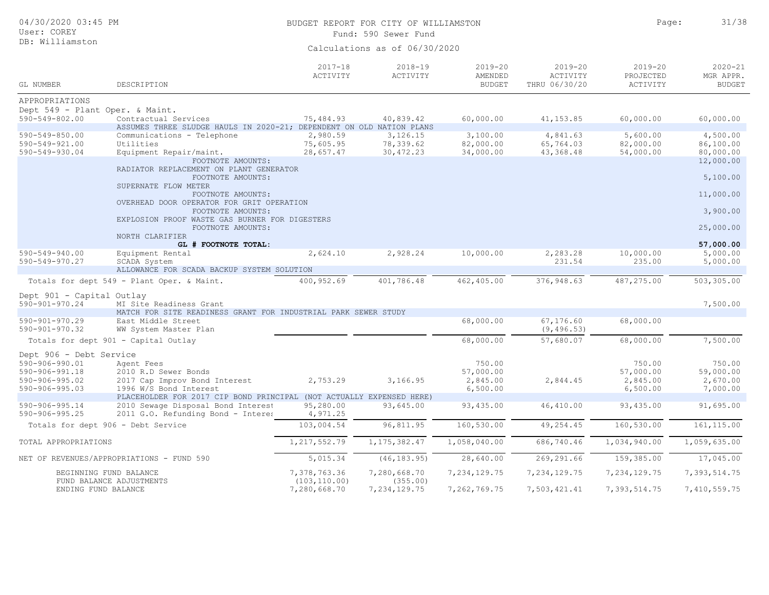BUDGET REPORT FOR CITY OF WILLIAMSTON

Fund: 590 Sewer Fund

Calculations as of 06/30/2020

| GL NUMBER | DESCRIPTION | 2017-18 ACTIVITY | 2018-19 ACTIVITY | 2019-20 AMENDED BUDGET | 2019-20 ACTIVITY THRU 06/30/20 | 2019-20 PROJECTED ACTIVITY | 2020-21 MGR APPR. BUDGET |
|---|---|---|---|---|---|---|---|
| APPROPRIATIONS | | | | | | | |
| Dept 549 - Plant Oper. & Maint. | | | | | | | |
| 590-549-802.00 | Contractual Services | 75,484.93 | 40,839.42 | 60,000.00 | 41,153.85 | 60,000.00 | 60,000.00 |
| | ASSUMES THREE SLUDGE HAULS IN 2020-21; DEPENDENT ON OLD NATION PLANS | | | | | | |
| 590-549-850.00 | Communications - Telephone | 2,980.59 | 3,126.15 | 3,100.00 | 4,841.63 | 5,600.00 | 4,500.00 |
| 590-549-921.00 | Utilities | 75,605.95 | 78,339.62 | 82,000.00 | 65,764.03 | 82,000.00 | 86,100.00 |
| 590-549-930.04 | Equipment Repair/maint. | 28,657.47 | 30,472.23 | 34,000.00 | 43,368.48 | 54,000.00 | 80,000.00 |
| | FOOTNOTE AMOUNTS: | | | | | | 12,000.00 |
| | RADIATOR REPLACEMENT ON PLANT GENERATOR | | | | | | |
| | FOOTNOTE AMOUNTS: | | | | | | 5,100.00 |
| | SUPERNATE FLOW METER | | | | | | |
| | FOOTNOTE AMOUNTS: | | | | | | 11,000.00 |
| | OVERHEAD DOOR OPERATOR FOR GRIT OPERATION | | | | | | |
| | FOOTNOTE AMOUNTS: | | | | | | 3,900.00 |
| | EXPLOSION PROOF WASTE GAS BURNER FOR DIGESTERS | | | | | | |
| | FOOTNOTE AMOUNTS: | | | | | | 25,000.00 |
| | NORTH CLARIFIER | | | | | | |
| | **GL # FOOTNOTE TOTAL:** | | | | | | **57,000.00** |
| 590-549-940.00 | Equipment Rental | 2,624.10 | 2,928.24 | 10,000.00 | 2,283.28 | 10,000.00 | 5,000.00 |
| 590-549-970.27 | SCADA System | | | | 231.54 | 235.00 | 5,000.00 |
| | ALLOWANCE FOR SCADA BACKUP SYSTEM SOLUTION | | | | | | |
| Totals for dept 549 - Plant Oper. & Maint. | | 400,952.69 | 401,786.48 | 462,405.00 | 376,948.63 | 487,275.00 | 503,305.00 |
| Dept 901 - Capital Outlay | | | | | | | |
| 590-901-970.24 | MI Site Readiness Grant | | | | | | 7,500.00 |
| | MATCH FOR SITE READINESS GRANT FOR INDUSTRIAL PARK SEWER STUDY | | | | | | |
| 590-901-970.29 | East Middle Street | | | 68,000.00 | 67,176.60 | 68,000.00 | |
| 590-901-970.32 | WW System Master Plan | | | | (9,496.53) | | |
| Totals for dept 901 - Capital Outlay | | | | 68,000.00 | 57,680.07 | 68,000.00 | 7,500.00 |
| Dept 906 - Debt Service | | | | | | | |
| 590-906-990.01 | Agent Fees | | | 750.00 | | 750.00 | 750.00 |
| 590-906-991.18 | 2010 R.D Sewer Bonds | | | 57,000.00 | | 57,000.00 | 59,000.00 |
| 590-906-995.02 | 2017 Cap Improv Bond Interest | 2,753.29 | 3,166.95 | 2,845.00 | 2,844.45 | 2,845.00 | 2,670.00 |
| 590-906-995.03 | 1996 W/S Bond Interest | | | 6,500.00 | | 6,500.00 | 7,000.00 |
| | PLACEHOLDER FOR 2017 CIP BOND PRINCIPAL (NOT ACTUALLY EXPENSED HERE) | | | | | | |
| 590-906-995.14 | 2010 Sewage Disposal Bond Interest | 95,280.00 | 93,645.00 | 93,435.00 | 46,410.00 | 93,435.00 | 91,695.00 |
| 590-906-995.25 | 2011 G.O. Refunding Bond - Interes | 4,971.25 | | | | | |
| Totals for dept 906 - Debt Service | | 103,004.54 | 96,811.95 | 160,530.00 | 49,254.45 | 160,530.00 | 161,115.00 |
| TOTAL APPROPRIATIONS | | 1,217,552.79 | 1,175,382.47 | 1,058,040.00 | 686,740.46 | 1,034,940.00 | 1,059,635.00 |
| NET OF REVENUES/APPROPRIATIONS - FUND 590 | | 5,015.34 | (46,183.95) | 28,640.00 | 269,291.66 | 159,385.00 | 17,045.00 |
| BEGINNING FUND BALANCE | | 7,378,763.36 | 7,280,668.70 | 7,234,129.75 | 7,234,129.75 | 7,234,129.75 | 7,393,514.75 |
| FUND BALANCE ADJUSTMENTS | | (103,110.00) | (355.00) | | | | |
| ENDING FUND BALANCE | | 7,280,668.70 | 7,234,129.75 | 7,262,769.75 | 7,503,421.41 | 7,393,514.75 | 7,410,559.75 |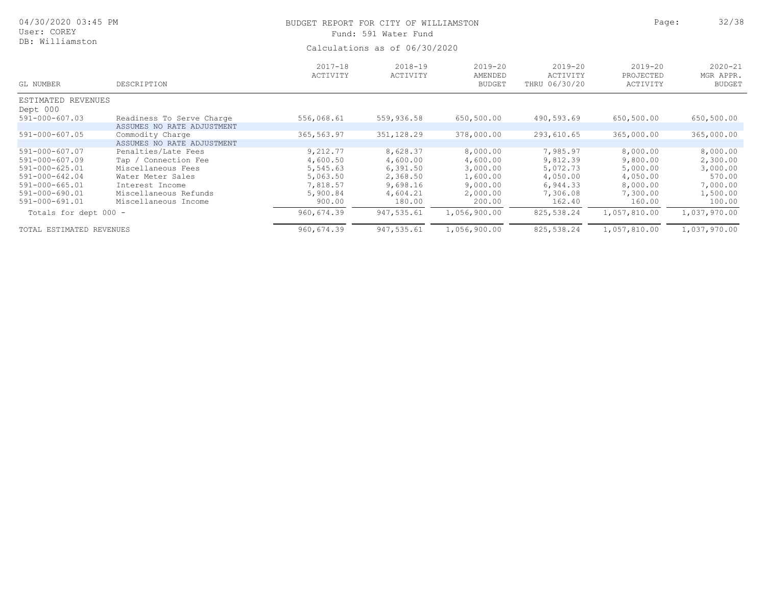BUDGET REPORT FOR CITY OF WILLIAMSTON

Fund: 591 Water Fund

Calculations as of 06/30/2020

| GL NUMBER | DESCRIPTION | 2017-18 ACTIVITY | 2018-19 ACTIVITY | 2019-20 AMENDED BUDGET | 2019-20 ACTIVITY THRU 06/30/20 | 2019-20 PROJECTED ACTIVITY | 2020-21 MGR APPR. BUDGET |
|---|---|---|---|---|---|---|---|
| ESTIMATED REVENUES | | | | | | | |
| Dept 000 | | | | | | | |
| 591-000-607.03 | Readiness To Serve Charge | 556,068.61 | 559,936.58 | 650,500.00 | 490,593.69 | 650,500.00 | 650,500.00 |
| | ASSUMES NO RATE ADJUSTMENT | | | | | | |
| 591-000-607.05 | Commodity Charge | 365,563.97 | 351,128.29 | 378,000.00 | 293,610.65 | 365,000.00 | 365,000.00 |
| | ASSUMES NO RATE ADJUSTMENT | | | | | | |
| 591-000-607.07 | Penalties/Late Fees | 9,212.77 | 8,628.37 | 8,000.00 | 7,985.97 | 8,000.00 | 8,000.00 |
| 591-000-607.09 | Tap / Connection Fee | 4,600.50 | 4,600.00 | 4,600.00 | 9,812.39 | 9,800.00 | 2,300.00 |
| 591-000-625.01 | Miscellaneous Fees | 5,545.63 | 6,391.50 | 3,000.00 | 5,072.73 | 5,000.00 | 3,000.00 |
| 591-000-642.04 | Water Meter Sales | 5,063.50 | 2,368.50 | 1,600.00 | 4,050.00 | 4,050.00 | 570.00 |
| 591-000-665.01 | Interest Income | 7,818.57 | 9,698.16 | 9,000.00 | 6,944.33 | 8,000.00 | 7,000.00 |
| 591-000-690.01 | Miscellaneous Refunds | 5,900.84 | 4,604.21 | 2,000.00 | 7,306.08 | 7,300.00 | 1,500.00 |
| 591-000-691.01 | Miscellaneous Income | 900.00 | 180.00 | 200.00 | 162.40 | 160.00 | 100.00 |
| Totals for dept 000 - | | 960,674.39 | 947,535.61 | 1,056,900.00 | 825,538.24 | 1,057,810.00 | 1,037,970.00 |
| TOTAL ESTIMATED REVENUES | | 960,674.39 | 947,535.61 | 1,056,900.00 | 825,538.24 | 1,057,810.00 | 1,037,970.00 |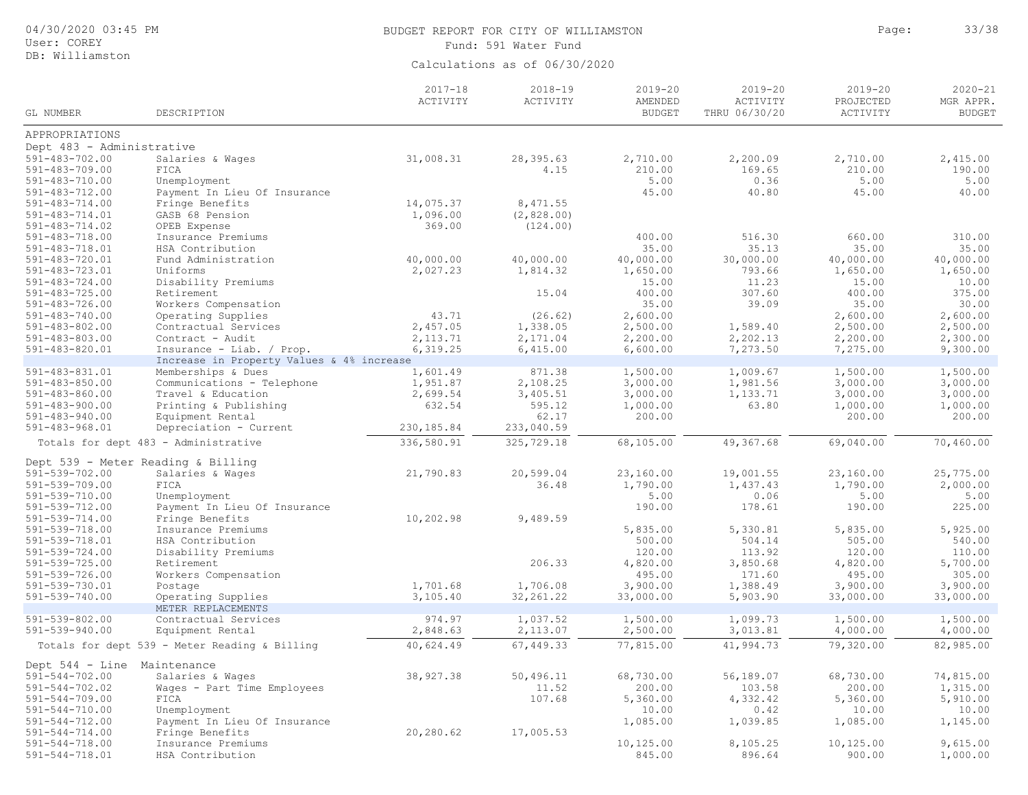## BUDGET REPORT FOR CITY OF WILLIAMSTON

Fund: 591 Water Fund

Calculations as of 06/30/2020

| GL NUMBER | DESCRIPTION | 2017-18 ACTIVITY | 2018-19 ACTIVITY | 2019-20 AMENDED BUDGET | 2019-20 ACTIVITY THRU 06/30/20 | 2019-20 PROJECTED ACTIVITY | 2020-21 MGR APPR. BUDGET |
|---|---|---|---|---|---|---|---|
| **APPROPRIATIONS** | | | | | | | |
| **Dept 483 - Administrative** | | | | | | | |
| 591-483-702.00 | Salaries & Wages | 31,008.31 | 28,395.63 | 2,710.00 | 2,200.09 | 2,710.00 | 2,415.00 |
| 591-483-709.00 | FICA | | 4.15 | 210.00 | 169.65 | 210.00 | 190.00 |
| 591-483-710.00 | Unemployment | | | 5.00 | 0.36 | 5.00 | 5.00 |
| 591-483-712.00 | Payment In Lieu Of Insurance | | | 45.00 | 40.80 | 45.00 | 40.00 |
| 591-483-714.00 | Fringe Benefits | 14,075.37 | 8,471.55 | | | | |
| 591-483-714.01 | GASB 68 Pension | 1,096.00 | (2,828.00) | | | | |
| 591-483-714.02 | OPEB Expense | 369.00 | (124.00) | | | | |
| 591-483-718.00 | Insurance Premiums | | | 400.00 | 516.30 | 660.00 | 310.00 |
| 591-483-718.01 | HSA Contribution | | | 35.00 | 35.13 | 35.00 | 35.00 |
| 591-483-720.01 | Fund Administration | 40,000.00 | 40,000.00 | 40,000.00 | 30,000.00 | 40,000.00 | 40,000.00 |
| 591-483-723.01 | Uniforms | 2,027.23 | 1,814.32 | 1,650.00 | 793.66 | 1,650.00 | 1,650.00 |
| 591-483-724.00 | Disability Premiums | | | 15.00 | 11.23 | 15.00 | 10.00 |
| 591-483-725.00 | Retirement | | 15.04 | 400.00 | 307.60 | 400.00 | 375.00 |
| 591-483-726.00 | Workers Compensation | | | 35.00 | 39.09 | 35.00 | 30.00 |
| 591-483-740.00 | Operating Supplies | 43.71 | (26.62) | 2,600.00 | | 2,600.00 | 2,600.00 |
| 591-483-802.00 | Contractual Services | 2,457.05 | 1,338.05 | 2,500.00 | 1,589.40 | 2,500.00 | 2,500.00 |
| 591-483-803.00 | Contract - Audit | 2,113.71 | 2,171.04 | 2,200.00 | 2,202.13 | 2,200.00 | 2,300.00 |
| 591-483-820.01 | Insurance - Liab. / Prop. | 6,319.25 | 6,415.00 | 6,600.00 | 7,273.50 | 7,275.00 | 9,300.00 |
| | Increase in Property Values & 4% increase | | | | | | |
| 591-483-831.01 | Memberships & Dues | 1,601.49 | 871.38 | 1,500.00 | 1,009.67 | 1,500.00 | 1,500.00 |
| 591-483-850.00 | Communications - Telephone | 1,951.87 | 2,108.25 | 3,000.00 | 1,981.56 | 3,000.00 | 3,000.00 |
| 591-483-860.00 | Travel & Education | 2,699.54 | 3,405.51 | 3,000.00 | 1,133.71 | 3,000.00 | 3,000.00 |
| 591-483-900.00 | Printing & Publishing | 632.54 | 595.12 | 1,000.00 | 63.80 | 1,000.00 | 1,000.00 |
| 591-483-940.00 | Equipment Rental | | 62.17 | 200.00 | | 200.00 | 200.00 |
| 591-483-968.01 | Depreciation - Current | 230,185.84 | 233,040.59 | | | | |
| | Totals for dept 483 - Administrative | 336,580.91 | 325,729.18 | 68,105.00 | 49,367.68 | 69,040.00 | 70,460.00 |
| **Dept 539 - Meter Reading & Billing** | | | | | | | |
| 591-539-702.00 | Salaries & Wages | 21,790.83 | 20,599.04 | 23,160.00 | 19,001.55 | 23,160.00 | 25,775.00 |
| 591-539-709.00 | FICA | | 36.48 | 1,790.00 | 1,437.43 | 1,790.00 | 2,000.00 |
| 591-539-710.00 | Unemployment | | | 5.00 | 0.06 | 5.00 | 5.00 |
| 591-539-712.00 | Payment In Lieu Of Insurance | | | 190.00 | 178.61 | 190.00 | 225.00 |
| 591-539-714.00 | Fringe Benefits | 10,202.98 | 9,489.59 | | | | |
| 591-539-718.00 | Insurance Premiums | | | 5,835.00 | 5,330.81 | 5,835.00 | 5,925.00 |
| 591-539-718.01 | HSA Contribution | | | 500.00 | 504.14 | 505.00 | 540.00 |
| 591-539-724.00 | Disability Premiums | | | 120.00 | 113.92 | 120.00 | 110.00 |
| 591-539-725.00 | Retirement | | 206.33 | 4,820.00 | 3,850.68 | 4,820.00 | 5,700.00 |
| 591-539-726.00 | Workers Compensation | | | 495.00 | 171.60 | 495.00 | 305.00 |
| 591-539-730.01 | Postage | 1,701.68 | 1,706.08 | 3,900.00 | 1,388.49 | 3,900.00 | 3,900.00 |
| 591-539-740.00 | Operating Supplies | 3,105.40 | 32,261.22 | 33,000.00 | 5,903.90 | 33,000.00 | 33,000.00 |
| | METER REPLACEMENTS | | | | | | |
| 591-539-802.00 | Contractual Services | 974.97 | 1,037.52 | 1,500.00 | 1,099.73 | 1,500.00 | 1,500.00 |
| 591-539-940.00 | Equipment Rental | 2,848.63 | 2,113.07 | 2,500.00 | 3,013.81 | 4,000.00 | 4,000.00 |
| | Totals for dept 539 - Meter Reading & Billing | 40,624.49 | 67,449.33 | 77,815.00 | 41,994.73 | 79,320.00 | 82,985.00 |
| **Dept 544 - Line Maintenance** | | | | | | | |
| 591-544-702.00 | Salaries & Wages | 38,927.38 | 50,496.11 | 68,730.00 | 56,189.07 | 68,730.00 | 74,815.00 |
| 591-544-702.02 | Wages - Part Time Employees | | 11.52 | 200.00 | 103.58 | 200.00 | 1,315.00 |
| 591-544-709.00 | FICA | | 107.68 | 5,360.00 | 4,332.42 | 5,360.00 | 5,910.00 |
| 591-544-710.00 | Unemployment | | | 10.00 | 0.42 | 10.00 | 10.00 |
| 591-544-712.00 | Payment In Lieu Of Insurance | | | 1,085.00 | 1,039.85 | 1,085.00 | 1,145.00 |
| 591-544-714.00 | Fringe Benefits | 20,280.62 | 17,005.53 | | | | |
| 591-544-718.00 | Insurance Premiums | | | 10,125.00 | 8,105.25 | 10,125.00 | 9,615.00 |
| 591-544-718.01 | HSA Contribution | | | 845.00 | 896.64 | 900.00 | 1,000.00 |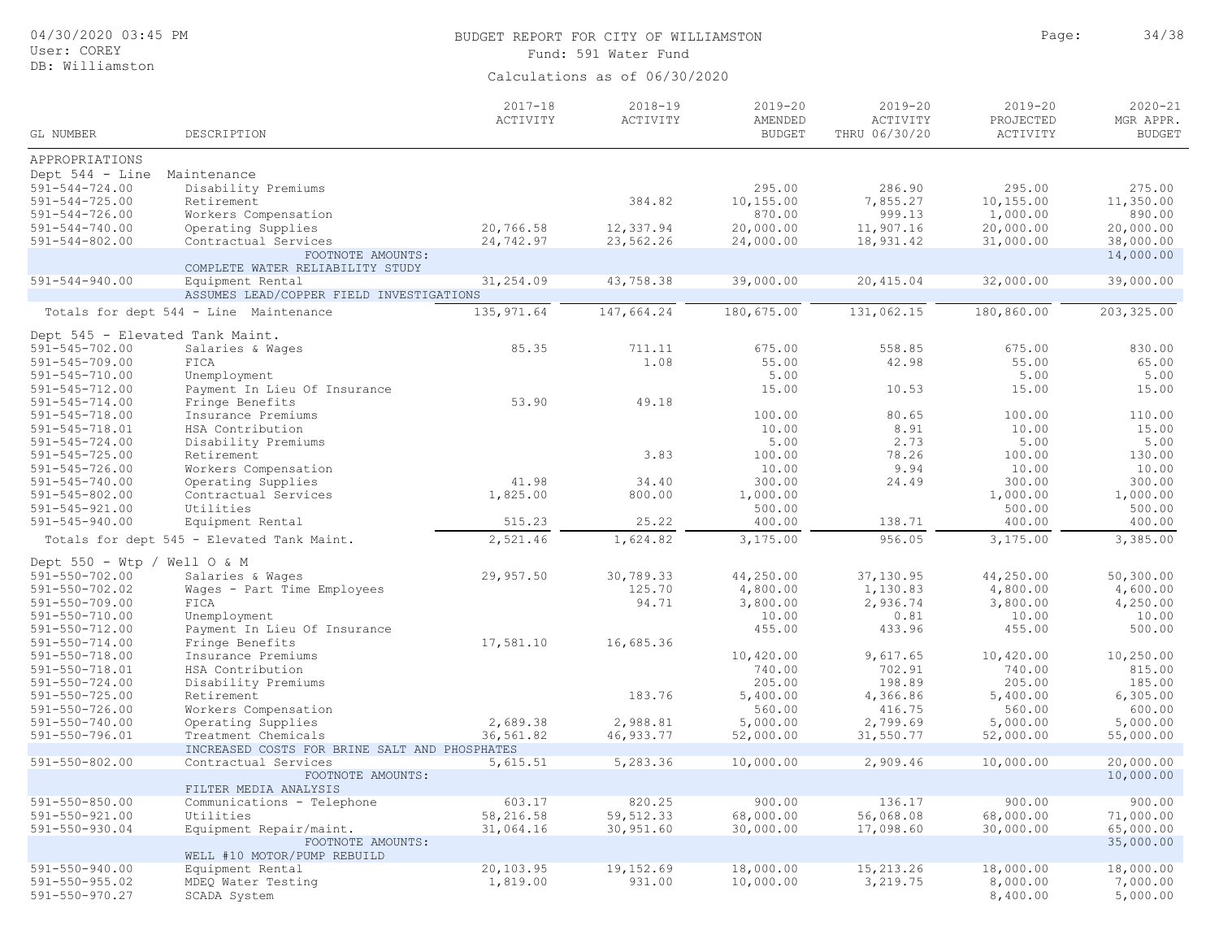BUDGET REPORT FOR CITY OF WILLIAMSTON

Fund: 591 Water Fund

Calculations as of 06/30/2020

04/30/2020 03:45 PM
User: COREY
DB: Williamston

| GL NUMBER | DESCRIPTION | 2017-18 ACTIVITY | 2018-19 ACTIVITY | 2019-20 AMENDED BUDGET | 2019-20 ACTIVITY THRU 06/30/20 | 2019-20 PROJECTED ACTIVITY | 2020-21 MGR APPR. BUDGET |
|---|---|---|---|---|---|---|---|
| APPROPRIATIONS | | | | | | | |
| Dept 544 - Line Maintenance | | | | | | | |
| 591-544-724.00 | Disability Premiums | | | 295.00 | 286.90 | 295.00 | 275.00 |
| 591-544-725.00 | Retirement | | 384.82 | 10,155.00 | 7,855.27 | 10,155.00 | 11,350.00 |
| 591-544-726.00 | Workers Compensation | | | 870.00 | 999.13 | 1,000.00 | 890.00 |
| 591-544-740.00 | Operating Supplies | 20,766.58 | 12,337.94 | 20,000.00 | 11,907.16 | 20,000.00 | 20,000.00 |
| 591-544-802.00 | Contractual Services | 24,742.97 | 23,562.26 | 24,000.00 | 18,931.42 | 31,000.00 | 38,000.00 |
| | FOOTNOTE AMOUNTS: | | | | | | 14,000.00 |
| | COMPLETE WATER RELIABILITY STUDY | | | | | | |
| 591-544-940.00 | Equipment Rental | 31,254.09 | 43,758.38 | 39,000.00 | 20,415.04 | 32,000.00 | 39,000.00 |
| | ASSUMES LEAD/COPPER FIELD INVESTIGATIONS | | | | | | |
| Totals for dept 544 - Line Maintenance | | 135,971.64 | 147,664.24 | 180,675.00 | 131,062.15 | 180,860.00 | 203,325.00 |
| Dept 545 - Elevated Tank Maint. | | | | | | | |
| 591-545-702.00 | Salaries & Wages | 85.35 | 711.11 | 675.00 | 558.85 | 675.00 | 830.00 |
| 591-545-709.00 | FICA | | 1.08 | 55.00 | 42.98 | 55.00 | 65.00 |
| 591-545-710.00 | Unemployment | | | 5.00 | | 5.00 | 5.00 |
| 591-545-712.00 | Payment In Lieu Of Insurance | | | 15.00 | 10.53 | 15.00 | 15.00 |
| 591-545-714.00 | Fringe Benefits | 53.90 | 49.18 | | | | |
| 591-545-718.00 | Insurance Premiums | | | 100.00 | 80.65 | 100.00 | 110.00 |
| 591-545-718.01 | HSA Contribution | | | 10.00 | 8.91 | 10.00 | 15.00 |
| 591-545-724.00 | Disability Premiums | | | 5.00 | 2.73 | 5.00 | 5.00 |
| 591-545-725.00 | Retirement | | 3.83 | 100.00 | 78.26 | 100.00 | 130.00 |
| 591-545-726.00 | Workers Compensation | | | 10.00 | 9.94 | 10.00 | 10.00 |
| 591-545-740.00 | Operating Supplies | 41.98 | 34.40 | 300.00 | 24.49 | 300.00 | 300.00 |
| 591-545-802.00 | Contractual Services | 1,825.00 | 800.00 | 1,000.00 | | 1,000.00 | 1,000.00 |
| 591-545-921.00 | Utilities | | | 500.00 | | 500.00 | 500.00 |
| 591-545-940.00 | Equipment Rental | 515.23 | 25.22 | 400.00 | 138.71 | 400.00 | 400.00 |
| Totals for dept 545 - Elevated Tank Maint. | | 2,521.46 | 1,624.82 | 3,175.00 | 956.05 | 3,175.00 | 3,385.00 |
| Dept 550 - Wtp / Well O & M | | | | | | | |
| 591-550-702.00 | Salaries & Wages | 29,957.50 | 30,789.33 | 44,250.00 | 37,130.95 | 44,250.00 | 50,300.00 |
| 591-550-702.02 | Wages - Part Time Employees | | 125.70 | 4,800.00 | 1,130.83 | 4,800.00 | 4,600.00 |
| 591-550-709.00 | FICA | | 94.71 | 3,800.00 | 2,936.74 | 3,800.00 | 4,250.00 |
| 591-550-710.00 | Unemployment | | | 10.00 | 0.81 | 10.00 | 10.00 |
| 591-550-712.00 | Payment In Lieu Of Insurance | | | 455.00 | 433.96 | 455.00 | 500.00 |
| 591-550-714.00 | Fringe Benefits | 17,581.10 | 16,685.36 | | | | |
| 591-550-718.00 | Insurance Premiums | | | 10,420.00 | 9,617.65 | 10,420.00 | 10,250.00 |
| 591-550-718.01 | HSA Contribution | | | 740.00 | 702.91 | 740.00 | 815.00 |
| 591-550-724.00 | Disability Premiums | | | 205.00 | 198.89 | 205.00 | 185.00 |
| 591-550-725.00 | Retirement | | 183.76 | 5,400.00 | 4,366.86 | 5,400.00 | 6,305.00 |
| 591-550-726.00 | Workers Compensation | | | 560.00 | 416.75 | 560.00 | 600.00 |
| 591-550-740.00 | Operating Supplies | 2,689.38 | 2,988.81 | 5,000.00 | 2,799.69 | 5,000.00 | 5,000.00 |
| 591-550-796.01 | Treatment Chemicals | 36,561.82 | 46,933.77 | 52,000.00 | 31,550.77 | 52,000.00 | 55,000.00 |
| | INCREASED COSTS FOR BRINE SALT AND PHOSPHATES | | | | | | |
| 591-550-802.00 | Contractual Services | 5,615.51 | 5,283.36 | 10,000.00 | 2,909.46 | 10,000.00 | 20,000.00 |
| | FOOTNOTE AMOUNTS: | | | | | | 10,000.00 |
| | FILTER MEDIA ANALYSIS | | | | | | |
| 591-550-850.00 | Communications - Telephone | 603.17 | 820.25 | 900.00 | 136.17 | 900.00 | 900.00 |
| 591-550-921.00 | Utilities | 58,216.58 | 59,512.33 | 68,000.00 | 56,068.08 | 68,000.00 | 71,000.00 |
| 591-550-930.04 | Equipment Repair/maint. | 31,064.16 | 30,951.60 | 30,000.00 | 17,098.60 | 30,000.00 | 65,000.00 |
| | FOOTNOTE AMOUNTS: | | | | | | 35,000.00 |
| | WELL #10 MOTOR/PUMP REBUILD | | | | | | |
| 591-550-940.00 | Equipment Rental | 20,103.95 | 19,152.69 | 18,000.00 | 15,213.26 | 18,000.00 | 18,000.00 |
| 591-550-955.02 | MDEQ Water Testing | 1,819.00 | 931.00 | 10,000.00 | 3,219.75 | 8,000.00 | 7,000.00 |
| 591-550-970.27 | SCADA System | | | | | 8,400.00 | 5,000.00 |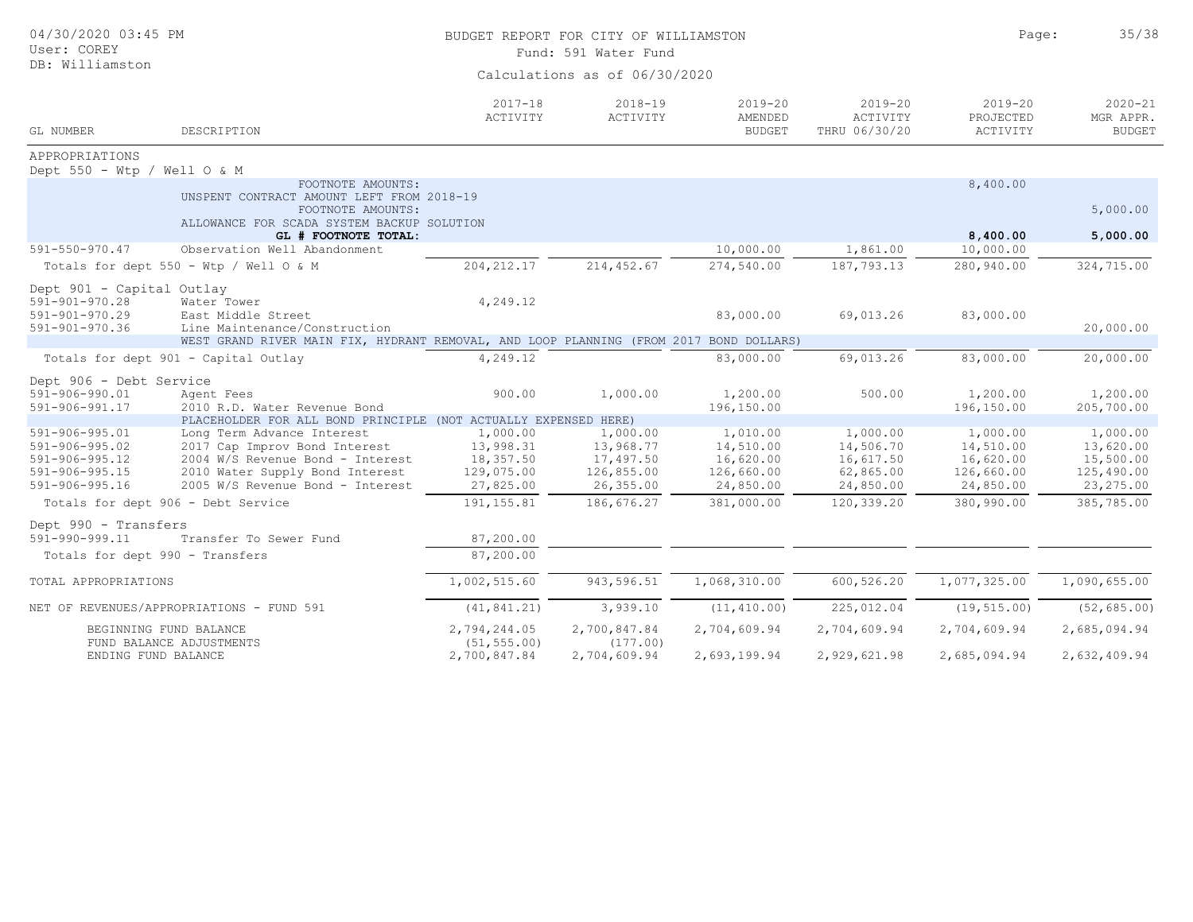BUDGET REPORT FOR CITY OF WILLIAMSTON
Fund: 591 Water Fund
Calculations as of 06/30/2020

04/30/2020 03:45 PM
User: COREY
DB: Williamston

| GL NUMBER | DESCRIPTION | 2017-18 ACTIVITY | 2018-19 ACTIVITY | 2019-20 AMENDED BUDGET | 2019-20 ACTIVITY THRU 06/30/20 | 2019-20 PROJECTED ACTIVITY | 2020-21 MGR APPR. BUDGET |
|---|---|---|---|---|---|---|---|
| APPROPRIATIONS | | | | | | | |
| Dept 550 - Wtp / Well O & M | | | | | | | |
| | FOOTNOTE AMOUNTS: UNSPENT CONTRACT AMOUNT LEFT FROM 2018-19 | | | | | 8,400.00 | |
| | FOOTNOTE AMOUNTS: ALLOWANCE FOR SCADA SYSTEM BACKUP SOLUTION | | | | | | 5,000.00 |
| | **GL # FOOTNOTE TOTAL:** | | | | | **8,400.00** | **5,000.00** |
| 591-550-970.47 | Observation Well Abandonment | | | 10,000.00 | 1,861.00 | 10,000.00 | |
| Totals for dept 550 - Wtp / Well O & M | | 204,212.17 | 214,452.67 | 274,540.00 | 187,793.13 | 280,940.00 | 324,715.00 |
| Dept 901 - Capital Outlay | | | | | | | |
| 591-901-970.28 | Water Tower | 4,249.12 | | | | | |
| 591-901-970.29 | East Middle Street | | | 83,000.00 | 69,013.26 | 83,000.00 | |
| 591-901-970.36 | Line Maintenance/Construction | | | | | | 20,000.00 |
| | WEST GRAND RIVER MAIN FIX, HYDRANT REMOVAL, AND LOOP PLANNING (FROM 2017 BOND DOLLARS) | | | | | | |
| Totals for dept 901 - Capital Outlay | | 4,249.12 | | 83,000.00 | 69,013.26 | 83,000.00 | 20,000.00 |
| Dept 906 - Debt Service | | | | | | | |
| 591-906-990.01 | Agent Fees | 900.00 | 1,000.00 | 1,200.00 | 500.00 | 1,200.00 | 1,200.00 |
| 591-906-991.17 | 2010 R.D. Water Revenue Bond | | | 196,150.00 | | 196,150.00 | 205,700.00 |
| | PLACEHOLDER FOR ALL BOND PRINCIPLE (NOT ACTUALLY EXPENSED HERE) | | | | | | |
| 591-906-995.01 | Long Term Advance Interest | 1,000.00 | 1,000.00 | 1,010.00 | 1,000.00 | 1,000.00 | 1,000.00 |
| 591-906-995.02 | 2017 Cap Improv Bond Interest | 13,998.31 | 13,968.77 | 14,510.00 | 14,506.70 | 14,510.00 | 13,620.00 |
| 591-906-995.12 | 2004 W/S Revenue Bond - Interest | 18,357.50 | 17,497.50 | 16,620.00 | 16,617.50 | 16,620.00 | 15,500.00 |
| 591-906-995.15 | 2010 Water Supply Bond Interest | 129,075.00 | 126,855.00 | 126,660.00 | 62,865.00 | 126,660.00 | 125,490.00 |
| 591-906-995.16 | 2005 W/S Revenue Bond - Interest | 27,825.00 | 26,355.00 | 24,850.00 | 24,850.00 | 24,850.00 | 23,275.00 |
| Totals for dept 906 - Debt Service | | 191,155.81 | 186,676.27 | 381,000.00 | 120,339.20 | 380,990.00 | 385,785.00 |
| Dept 990 - Transfers | | | | | | | |
| 591-990-999.11 | Transfer To Sewer Fund | 87,200.00 | | | | | |
| Totals for dept 990 - Transfers | | 87,200.00 | | | | | |
| TOTAL APPROPRIATIONS | | 1,002,515.60 | 943,596.51 | 1,068,310.00 | 600,526.20 | 1,077,325.00 | 1,090,655.00 |
| NET OF REVENUES/APPROPRIATIONS - FUND 591 | | (41,841.21) | 3,939.10 | (11,410.00) | 225,012.04 | (19,515.00) | (52,685.00) |
| BEGINNING FUND BALANCE | | 2,794,244.05 | 2,700,847.84 | 2,704,609.94 | 2,704,609.94 | 2,704,609.94 | 2,685,094.94 |
| FUND BALANCE ADJUSTMENTS | | (51,555.00) | (177.00) | | | | |
| ENDING FUND BALANCE | | 2,700,847.84 | 2,704,609.94 | 2,693,199.94 | 2,929,621.98 | 2,685,094.94 | 2,632,409.94 |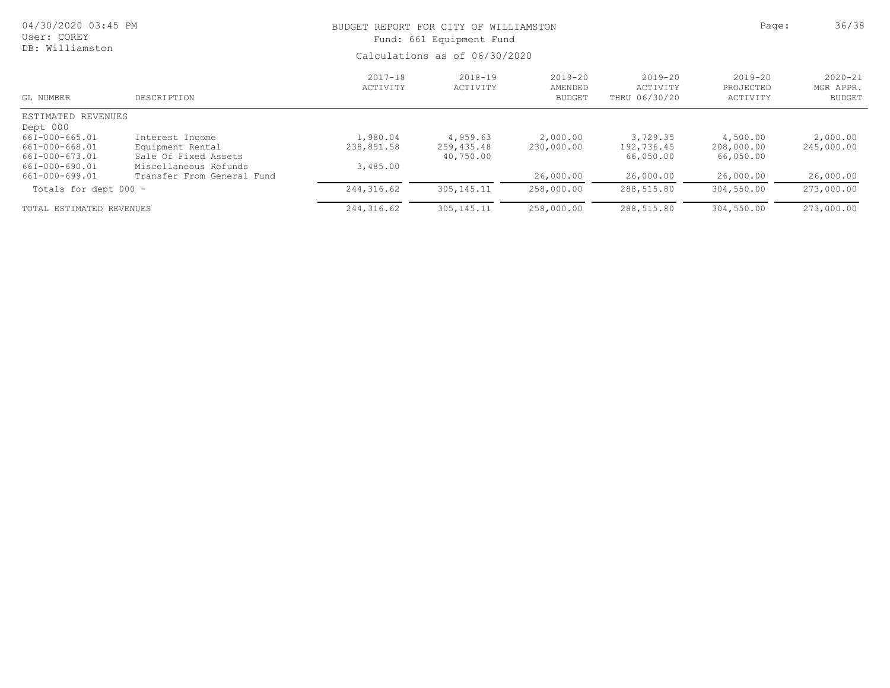BUDGET REPORT FOR CITY OF WILLIAMSTON

Fund: 661 Equipment Fund

Calculations as of 06/30/2020

04/30/2020 03:45 PM
User: COREY
DB: Williamston

| GL NUMBER | DESCRIPTION | 2017-18 ACTIVITY | 2018-19 ACTIVITY | 2019-20 AMENDED BUDGET | 2019-20 ACTIVITY THRU 06/30/20 | 2019-20 PROJECTED ACTIVITY | 2020-21 MGR APPR. BUDGET |
|---|---|---|---|---|---|---|---|
| ESTIMATED REVENUES | | | | | | | |
| Dept 000 | | | | | | | |
| 661-000-665.01 | Interest Income | 1,980.04 | 4,959.63 | 2,000.00 | 3,729.35 | 4,500.00 | 2,000.00 |
| 661-000-668.01 | Equipment Rental | 238,851.58 | 259,435.48 | 230,000.00 | 192,736.45 | 208,000.00 | 245,000.00 |
| 661-000-673.01 | Sale Of Fixed Assets | | 40,750.00 | | 66,050.00 | 66,050.00 | |
| 661-000-690.01 | Miscellaneous Refunds | 3,485.00 | | | | | |
| 661-000-699.01 | Transfer From General Fund | | | 26,000.00 | 26,000.00 | 26,000.00 | 26,000.00 |
| Totals for dept 000 - | | 244,316.62 | 305,145.11 | 258,000.00 | 288,515.80 | 304,550.00 | 273,000.00 |
| TOTAL ESTIMATED REVENUES | | 244,316.62 | 305,145.11 | 258,000.00 | 288,515.80 | 304,550.00 | 273,000.00 |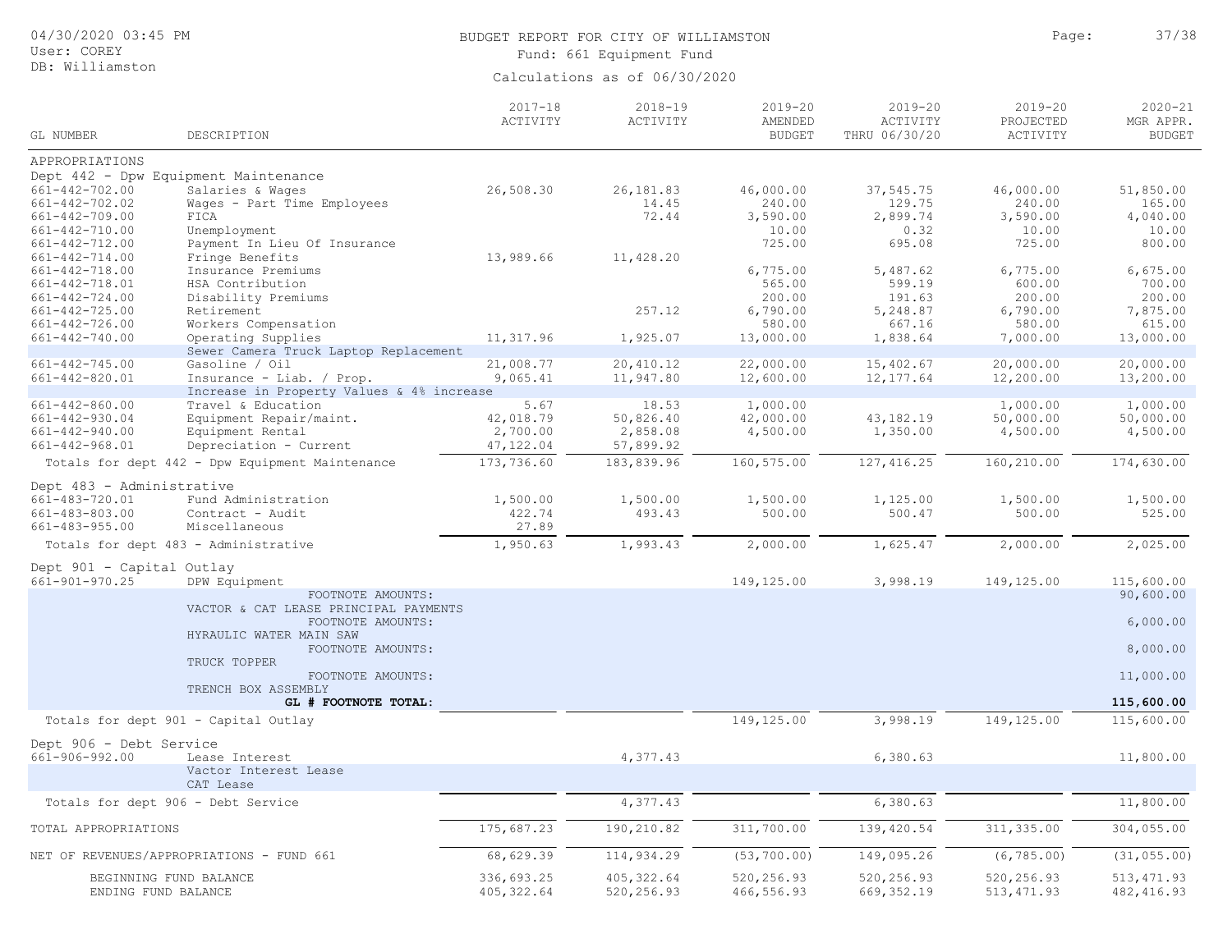BUDGET REPORT FOR CITY OF WILLIAMSTON

Fund: 661 Equipment Fund

Calculations as of 06/30/2020

| GL NUMBER | DESCRIPTION | 2017-18 ACTIVITY | 2018-19 ACTIVITY | 2019-20 AMENDED BUDGET | 2019-20 ACTIVITY THRU 06/30/20 | 2019-20 PROJECTED ACTIVITY | 2020-21 MGR APPR. BUDGET |
|---|---|---|---|---|---|---|---|
| APPROPRIATIONS | | | | | | | |
| Dept 442 - Dpw Equipment Maintenance | | | | | | | |
| 661-442-702.00 | Salaries & Wages | 26,508.30 | 26,181.83 | 46,000.00 | 37,545.75 | 46,000.00 | 51,850.00 |
| 661-442-702.02 | Wages - Part Time Employees | | 14.45 | 240.00 | 129.75 | 240.00 | 165.00 |
| 661-442-709.00 | FICA | | 72.44 | 3,590.00 | 2,899.74 | 3,590.00 | 4,040.00 |
| 661-442-710.00 | Unemployment | | | 10.00 | 0.32 | 10.00 | 10.00 |
| 661-442-712.00 | Payment In Lieu Of Insurance | | | 725.00 | 695.08 | 725.00 | 800.00 |
| 661-442-714.00 | Fringe Benefits | 13,989.66 | 11,428.20 | | | | |
| 661-442-718.00 | Insurance Premiums | | | 6,775.00 | 5,487.62 | 6,775.00 | 6,675.00 |
| 661-442-718.01 | HSA Contribution | | | 565.00 | 599.19 | 600.00 | 700.00 |
| 661-442-724.00 | Disability Premiums | | | 200.00 | 191.63 | 200.00 | 200.00 |
| 661-442-725.00 | Retirement | | 257.12 | 6,790.00 | 5,248.87 | 6,790.00 | 7,875.00 |
| 661-442-726.00 | Workers Compensation | | | 580.00 | 667.16 | 580.00 | 615.00 |
| 661-442-740.00 | Operating Supplies | 11,317.96 | 1,925.07 | 13,000.00 | 1,838.64 | 7,000.00 | 13,000.00 |
| | Sewer Camera Truck Laptop Replacement | | | | | | |
| 661-442-745.00 | Gasoline / Oil | 21,008.77 | 20,410.12 | 22,000.00 | 15,402.67 | 20,000.00 | 20,000.00 |
| 661-442-820.01 | Insurance - Liab. / Prop. | 9,065.41 | 11,947.80 | 12,600.00 | 12,177.64 | 12,200.00 | 13,200.00 |
| | Increase in Property Values & 4% increase | | | | | | |
| 661-442-860.00 | Travel & Education | 5.67 | 18.53 | 1,000.00 | | 1,000.00 | 1,000.00 |
| 661-442-930.04 | Equipment Repair/maint. | 42,018.79 | 50,826.40 | 42,000.00 | 43,182.19 | 50,000.00 | 50,000.00 |
| 661-442-940.00 | Equipment Rental | 2,700.00 | 2,858.08 | 4,500.00 | 1,350.00 | 4,500.00 | 4,500.00 |
| 661-442-968.01 | Depreciation - Current | 47,122.04 | 57,899.92 | | | | |
| Totals for dept 442 - Dpw Equipment Maintenance | | 173,736.60 | 183,839.96 | 160,575.00 | 127,416.25 | 160,210.00 | 174,630.00 |
| Dept 483 - Administrative | | | | | | | |
| 661-483-720.01 | Fund Administration | 1,500.00 | 1,500.00 | 1,500.00 | 1,125.00 | 1,500.00 | 1,500.00 |
| 661-483-803.00 | Contract - Audit | 422.74 | 493.43 | 500.00 | 500.47 | 500.00 | 525.00 |
| 661-483-955.00 | Miscellaneous | 27.89 | | | | | |
| Totals for dept 483 - Administrative | | 1,950.63 | 1,993.43 | 2,000.00 | 1,625.47 | 2,000.00 | 2,025.00 |
| Dept 901 - Capital Outlay | | | | | | | |
| 661-901-970.25 | DPW Equipment | | | 149,125.00 | 3,998.19 | 149,125.00 | 115,600.00 |
| | FOOTNOTE AMOUNTS: VACTOR & CAT LEASE PRINCIPAL PAYMENTS | | | | | | 90,600.00 |
| | FOOTNOTE AMOUNTS: HYRAULIC WATER MAIN SAW | | | | | | 6,000.00 |
| | FOOTNOTE AMOUNTS: TRUCK TOPPER | | | | | | 8,000.00 |
| | FOOTNOTE AMOUNTS: TRENCH BOX ASSEMBLY | | | | | | 11,000.00 |
| | **GL # FOOTNOTE TOTAL:** | | | | | | **115,600.00** |
| Totals for dept 901 - Capital Outlay | | | | 149,125.00 | 3,998.19 | 149,125.00 | 115,600.00 |
| Dept 906 - Debt Service | | | | | | | |
| 661-906-992.00 | Lease Interest | | 4,377.43 | | 6,380.63 | | 11,800.00 |
| | Vactor Interest Lease CAT Lease | | | | | | |
| Totals for dept 906 - Debt Service | | | 4,377.43 | | 6,380.63 | | 11,800.00 |
| TOTAL APPROPRIATIONS | | 175,687.23 | 190,210.82 | 311,700.00 | 139,420.54 | 311,335.00 | 304,055.00 |
| NET OF REVENUES/APPROPRIATIONS - FUND 661 | | 68,629.39 | 114,934.29 | (53,700.00) | 149,095.26 | (6,785.00) | (31,055.00) |
| BEGINNING FUND BALANCE | | 336,693.25 | 405,322.64 | 520,256.93 | 520,256.93 | 520,256.93 | 513,471.93 |
| ENDING FUND BALANCE | | 405,322.64 | 520,256.93 | 466,556.93 | 669,352.19 | 513,471.93 | 482,416.93 |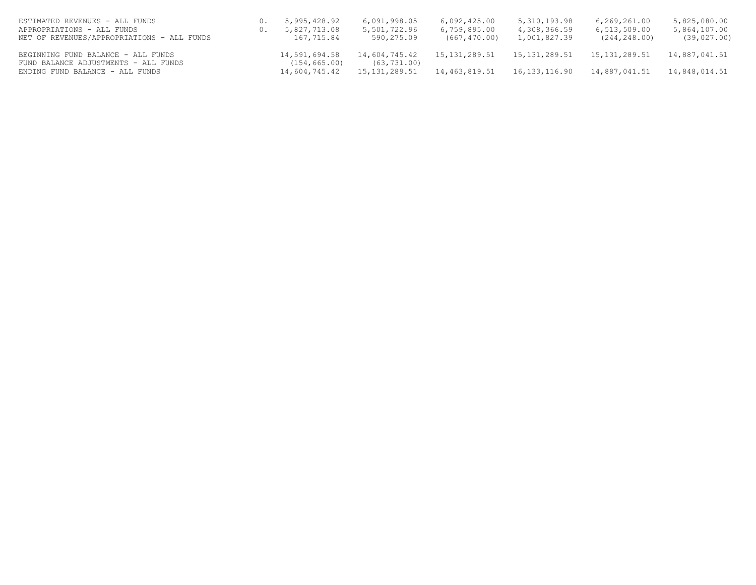| | | | | | | | |
|---|---|---|---|---|---|---|---|
| ESTIMATED REVENUES - ALL FUNDS | 0. | 5,995,428.92 | 6,091,998.05 | 6,092,425.00 | 5,310,193.98 | 6,269,261.00 | 5,825,080.00 |
| APPROPRIATIONS - ALL FUNDS | 0. | 5,827,713.08 | 5,501,722.96 | 6,759,895.00 | 4,308,366.59 | 6,513,509.00 | 5,864,107.00 |
| NET OF REVENUES/APPROPRIATIONS - ALL FUNDS | | 167,715.84 | 590,275.09 | (667,470.00) | 1,001,827.39 | (244,248.00) | (39,027.00) |
| BEGINNING FUND BALANCE - ALL FUNDS | | 14,591,694.58 | 14,604,745.42 | 15,131,289.51 | 15,131,289.51 | 15,131,289.51 | 14,887,041.51 |
| FUND BALANCE ADJUSTMENTS - ALL FUNDS | | (154,665.00) | (63,731.00) | | | | |
| ENDING FUND BALANCE - ALL FUNDS | | 14,604,745.42 | 15,131,289.51 | 14,463,819.51 | 16,133,116.90 | 14,887,041.51 | 14,848,014.51 |